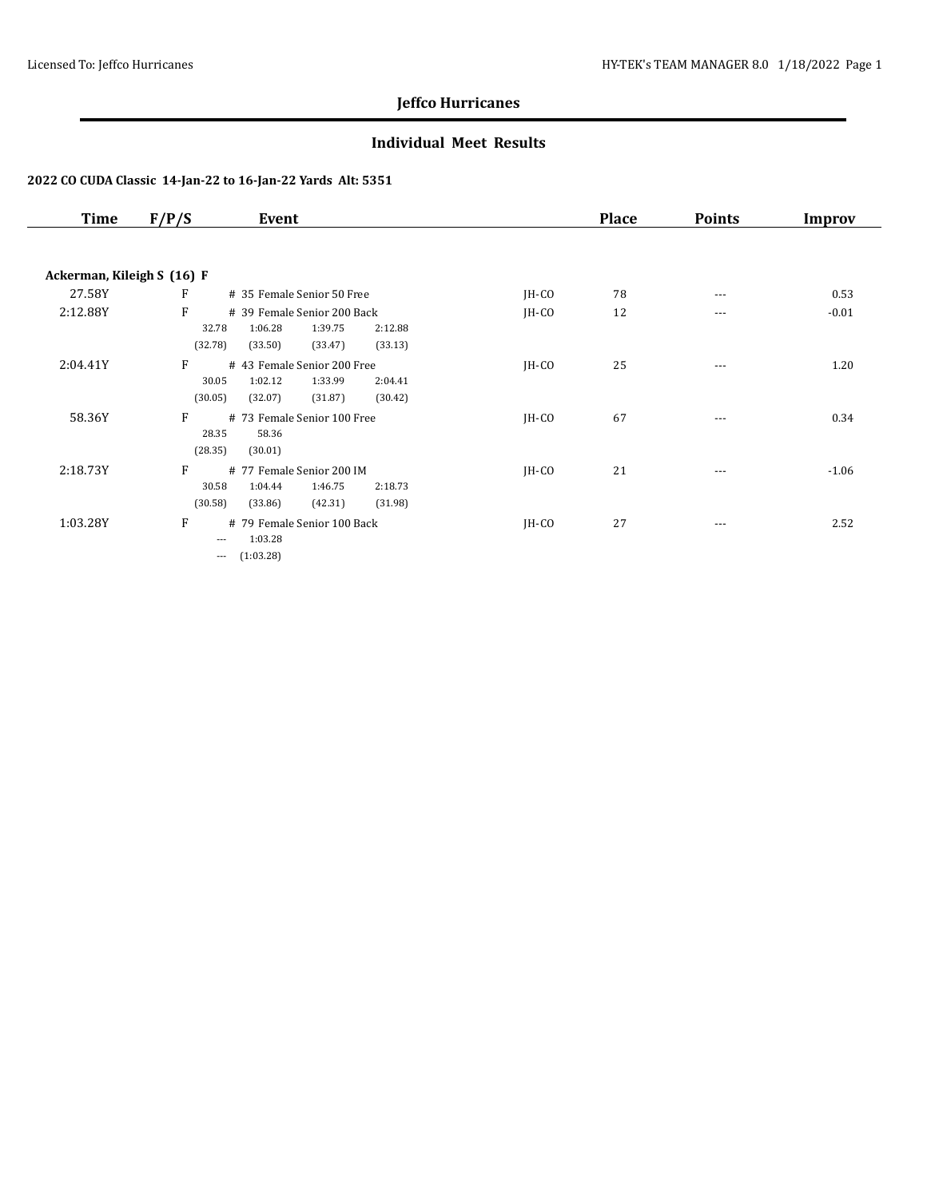## Jeffco Hurricanes

### Individual Meet Results

**2022 CO CUDA Classic 14-Jan-22 to 16-Jan-22 Yards Alt: 5351**

| Time | F/P/S | Event | | Place | Points | Improv |
|---|---|---|---|---|---|---|
| **Ackerman, Kileigh S (16) F** | | | | | | |
| 27.58Y | F | # 35 Female Senior 50 Free | JH-CO | 78 | --- | 0.53 |
| 2:12.88Y | F | # 39 Female Senior 200 Back<br>32.78 1:06.28 1:39.75 2:12.88<br>(32.78) (33.50) (33.47) (33.13) | JH-CO | 12 | --- | -0.01 |
| 2:04.41Y | F | # 43 Female Senior 200 Free<br>30.05 1:02.12 1:33.99 2:04.41<br>(30.05) (32.07) (31.87) (30.42) | JH-CO | 25 | --- | 1.20 |
| 58.36Y | F | # 73 Female Senior 100 Free<br>28.35 58.36<br>(28.35) (30.01) | JH-CO | 67 | --- | 0.34 |
| 2:18.73Y | F | # 77 Female Senior 200 IM<br>30.58 1:04.44 1:46.75 2:18.73<br>(30.58) (33.86) (42.31) (31.98) | JH-CO | 21 | --- | -1.06 |
| 1:03.28Y | F | # 79 Female Senior 100 Back<br>--- 1:03.28<br>--- (1:03.28) | JH-CO | 27 | --- | 2.52 |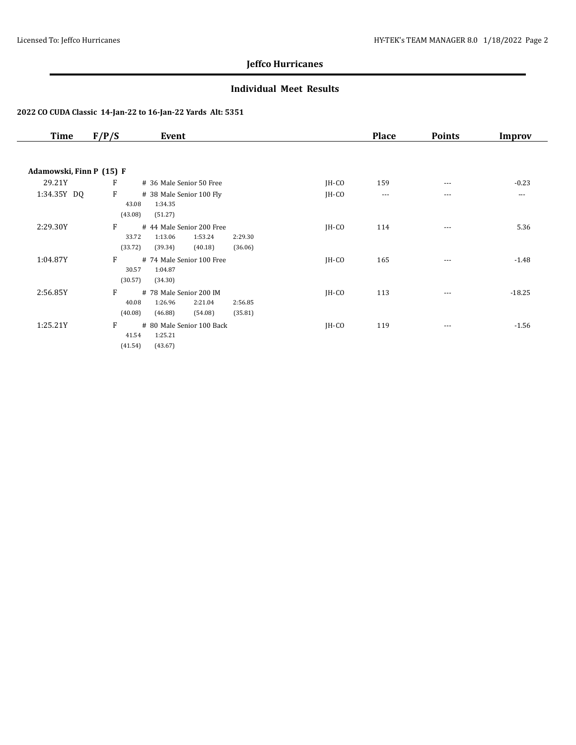## Jeffco Hurricanes

### Individual Meet Results

**2022 CO CUDA Classic 14-Jan-22 to 16-Jan-22 Yards Alt: 5351**

| Time | F/P/S | Event | | Place | Points | Improv |
|---|---|---|---|---|---|---|
| **Adamowski, Finn P (15) F** | | | | | | |
| 29.21Y | F | # 36 Male Senior 50 Free | JH-CO | 159 | --- | -0.23 |
| 1:34.35Y DQ | F | # 38 Male Senior 100 Fly<br>43.08 1:34.35<br>(43.08) (51.27) | JH-CO | --- | --- | --- |
| 2:29.30Y | F | # 44 Male Senior 200 Free<br>33.72 1:13.06 1:53.24 2:29.30<br>(33.72) (39.34) (40.18) (36.06) | JH-CO | 114 | --- | 5.36 |
| 1:04.87Y | F | # 74 Male Senior 100 Free<br>30.57 1:04.87<br>(30.57) (34.30) | JH-CO | 165 | --- | -1.48 |
| 2:56.85Y | F | # 78 Male Senior 200 IM<br>40.08 1:26.96 2:21.04 2:56.85<br>(40.08) (46.88) (54.08) (35.81) | JH-CO | 113 | --- | -18.25 |
| 1:25.21Y | F | # 80 Male Senior 100 Back<br>41.54 1:25.21<br>(41.54) (43.67) | JH-CO | 119 | --- | -1.56 |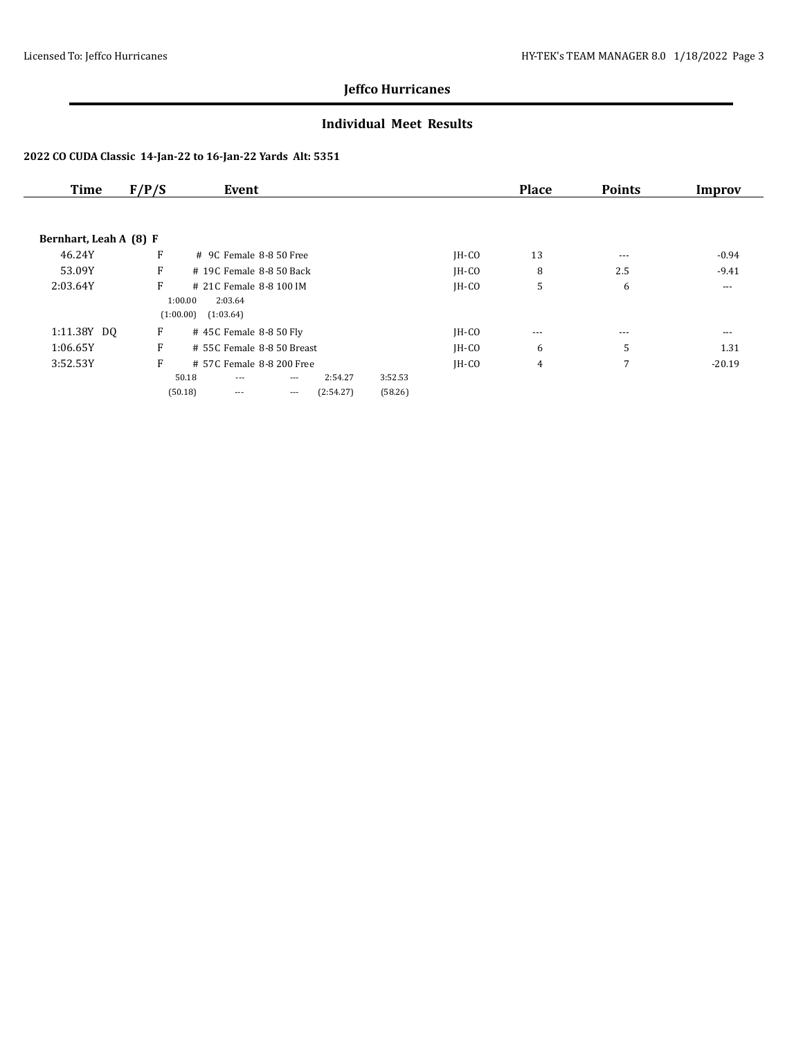## Jeffco Hurricanes

### Individual Meet Results

**2022 CO CUDA Classic 14-Jan-22 to 16-Jan-22 Yards Alt: 5351**

| Time | F/P/S | Event | | Place | Points | Improv |
|---|---|---|---|---|---|---|
| **Bernhart, Leah A (8) F** | | | | | | |
| 46.24Y | F | # 9C Female 8-8 50 Free | JH-CO | 13 | --- | -0.94 |
| 53.09Y | F | # 19C Female 8-8 50 Back | JH-CO | 8 | 2.5 | -9.41 |
| 2:03.64Y | F | # 21C Female 8-8 100 IM | JH-CO | 5 | 6 | --- |
| | | 1:00.00 2:03.64 | | | | |
| | | (1:00.00) (1:03.64) | | | | |
| 1:11.38Y DQ | F | # 45C Female 8-8 50 Fly | JH-CO | --- | --- | --- |
| 1:06.65Y | F | # 55C Female 8-8 50 Breast | JH-CO | 6 | 5 | 1.31 |
| 3:52.53Y | F | # 57C Female 8-8 200 Free | JH-CO | 4 | 7 | -20.19 |
| | | 50.18 --- --- 2:54.27 3:52.53 | | | | |
| | | (50.18) --- --- (2:54.27) (58.26) | | | | |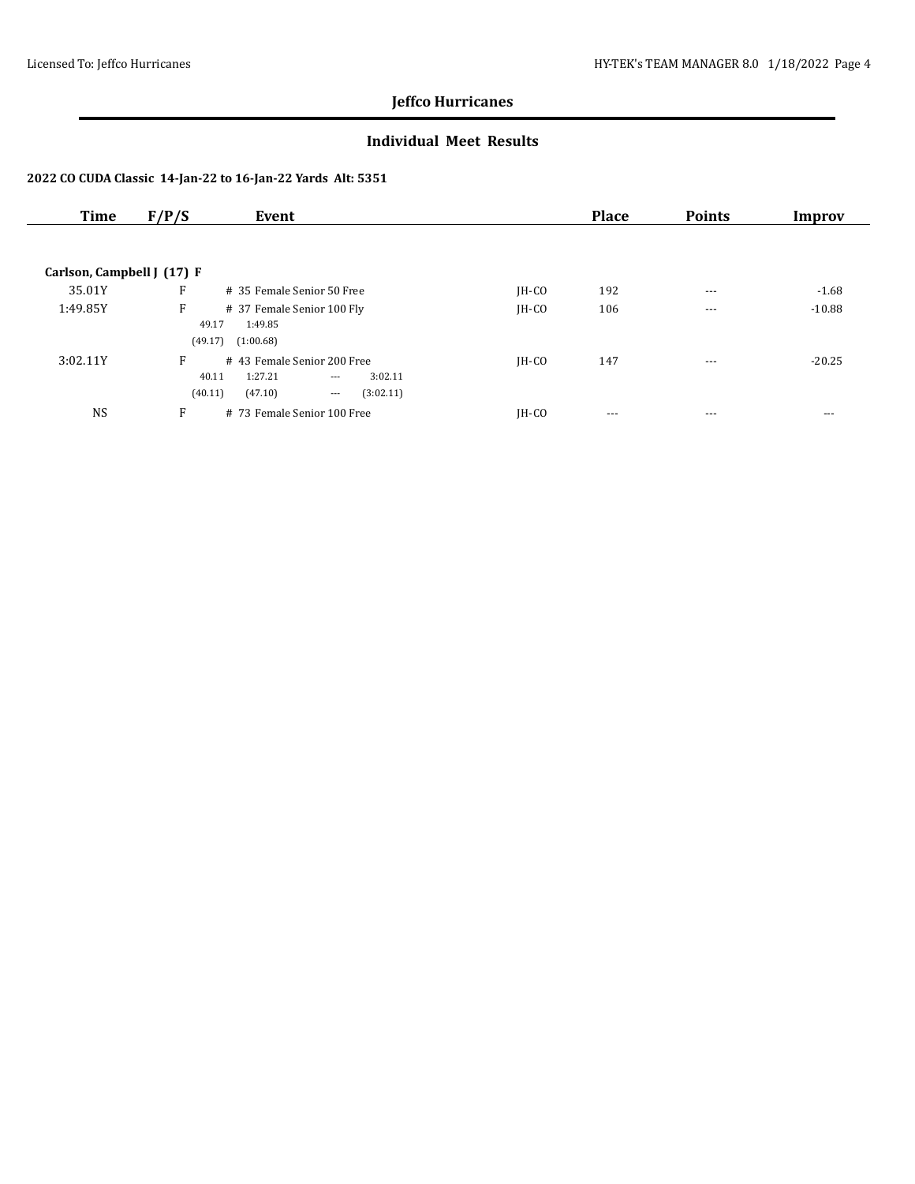## Jeffco Hurricanes

### Individual Meet Results

**2022 CO CUDA Classic 14-Jan-22 to 16-Jan-22 Yards Alt: 5351**

| Time | F/P/S | Event | | Place | Points | Improv |
|---|---|---|---|---|---|---|
| **Carlson, Campbell J (17) F** | | | | | | |
| 35.01Y | F | # 35 Female Senior 50 Free | JH-CO | 192 | --- | -1.68 |
| 1:49.85Y | F | # 37 Female Senior 100 Fly<br>49.17 1:49.85<br>(49.17) (1:00.68) | JH-CO | 106 | --- | -10.88 |
| 3:02.11Y | F | # 43 Female Senior 200 Free<br>40.11 1:27.21 --- 3:02.11<br>(40.11) (47.10) --- (3:02.11) | JH-CO | 147 | --- | -20.25 |
| NS | F | # 73 Female Senior 100 Free | JH-CO | --- | --- | --- |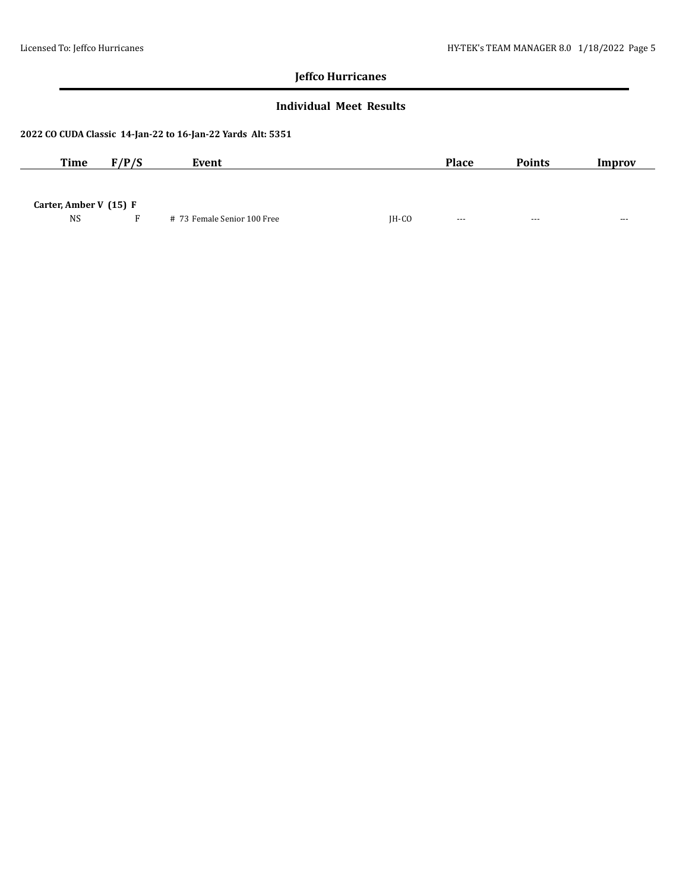## Jeffco Hurricanes

### Individual Meet Results

**2022 CO CUDA Classic 14-Jan-22 to 16-Jan-22 Yards Alt: 5351**

| Time | F/P/S | Event | | Place | Points | Improv |
|---|---|---|---|---|---|---|
| **Carter, Amber V (15) F** | | | | | | |
| NS | F | # 73 Female Senior 100 Free | JH-CO | --- | --- | --- |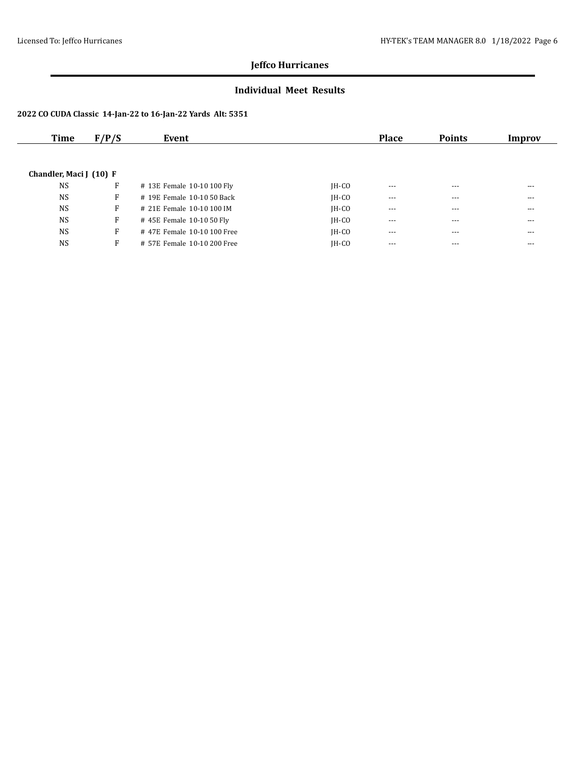## Jeffco Hurricanes

### Individual Meet Results

**2022 CO CUDA Classic 14-Jan-22 to 16-Jan-22 Yards Alt: 5351**

| Time | F/P/S | Event | | Place | Points | Improv |
|---|---|---|---|---|---|---|
| **Chandler, Maci J (10) F** | | | | | | |
| NS | F | # 13E Female 10-10 100 Fly | JH-CO | --- | --- | --- |
| NS | F | # 19E Female 10-10 50 Back | JH-CO | --- | --- | --- |
| NS | F | # 21E Female 10-10 100 IM | JH-CO | --- | --- | --- |
| NS | F | # 45E Female 10-10 50 Fly | JH-CO | --- | --- | --- |
| NS | F | # 47E Female 10-10 100 Free | JH-CO | --- | --- | --- |
| NS | F | # 57E Female 10-10 200 Free | JH-CO | --- | --- | --- |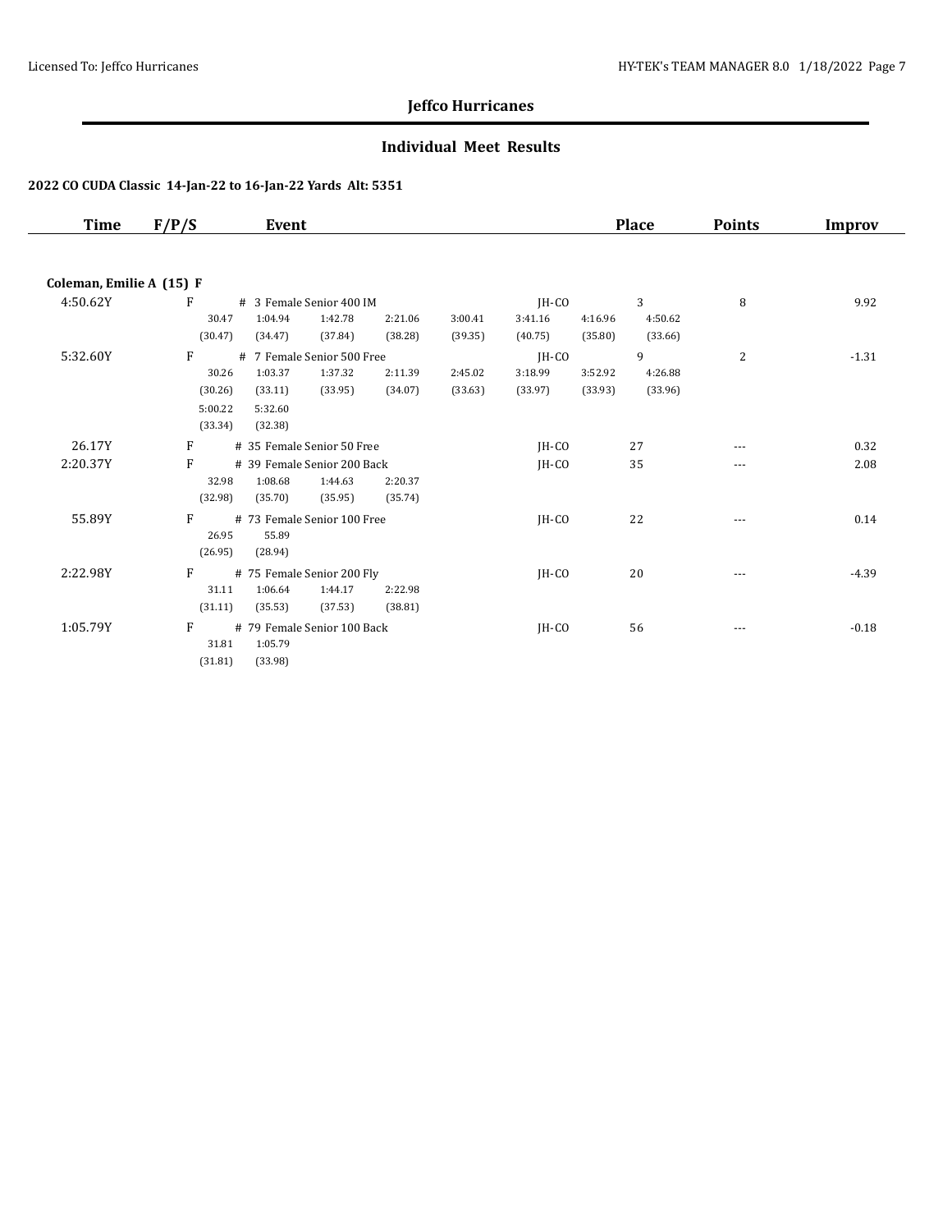## Jeffco Hurricanes

### Individual Meet Results

**2022 CO CUDA Classic 14-Jan-22 to 16-Jan-22 Yards Alt: 5351**

| Time | F/P/S | Event | | Place | Points | Improv |
|---|---|---|---|---|---|---|
| **Coleman, Emilie A (15) F** | | | | | | |
| 4:50.62Y | F | # 3 Female Senior 400 IM | JH-CO | 3 | 8 | 9.92 |
| | | 30.47 (30.47), 1:04.94 (34.47), 1:42.78 (37.84), 2:21.06 (38.28), 3:00.41 (39.35), 3:41.16 (40.75), 4:16.96 (35.80), 4:50.62 (33.66) | | | | |
| 5:32.60Y | F | # 7 Female Senior 500 Free | JH-CO | 9 | 2 | -1.31 |
| | | 30.26 (30.26), 1:03.37 (33.11), 1:37.32 (33.95), 2:11.39 (34.07), 2:45.02 (33.63), 3:18.99 (33.97), 3:52.92 (33.93), 4:26.88 (33.96), 5:00.22 (33.34), 5:32.60 (32.38) | | | | |
| 26.17Y | F | # 35 Female Senior 50 Free | JH-CO | 27 | --- | 0.32 |
| 2:20.37Y | F | # 39 Female Senior 200 Back | JH-CO | 35 | --- | 2.08 |
| | | 32.98 (32.98), 1:08.68 (35.70), 1:44.63 (35.95), 2:20.37 (35.74) | | | | |
| 55.89Y | F | # 73 Female Senior 100 Free | JH-CO | 22 | --- | 0.14 |
| | | 26.95 (26.95), 55.89 (28.94) | | | | |
| 2:22.98Y | F | # 75 Female Senior 200 Fly | JH-CO | 20 | --- | -4.39 |
| | | 31.11 (31.11), 1:06.64 (35.53), 1:44.17 (37.53), 2:22.98 (38.81) | | | | |
| 1:05.79Y | F | # 79 Female Senior 100 Back | JH-CO | 56 | --- | -0.18 |
| | | 31.81 (31.81), 1:05.79 (33.98) | | | | |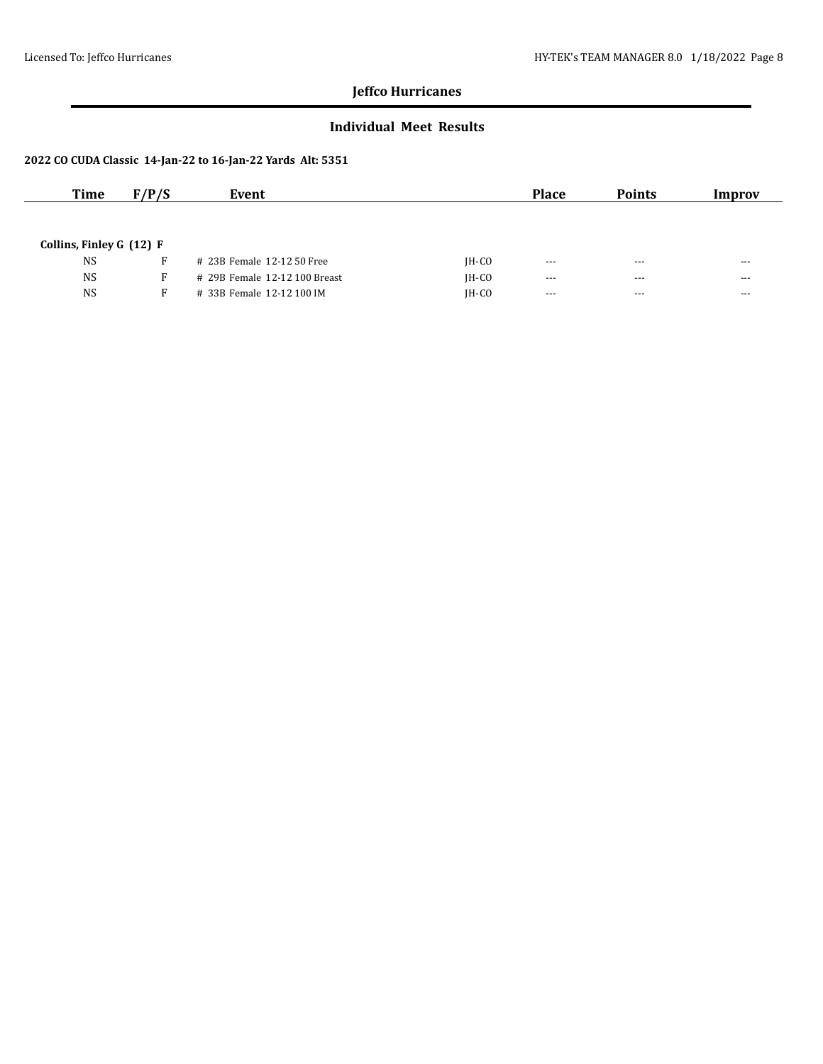## Jeffco Hurricanes

### Individual Meet Results

**2022 CO CUDA Classic 14-Jan-22 to 16-Jan-22 Yards Alt: 5351**

| Time | F/P/S | Event | | Place | Points | Improv |
|---|---|---|---|---|---|---|
| **Collins, Finley G (12) F** | | | | | | |
| NS | F | # 23B Female 12-12 50 Free | JH-CO | --- | --- | --- |
| NS | F | # 29B Female 12-12 100 Breast | JH-CO | --- | --- | --- |
| NS | F | # 33B Female 12-12 100 IM | JH-CO | --- | --- | --- |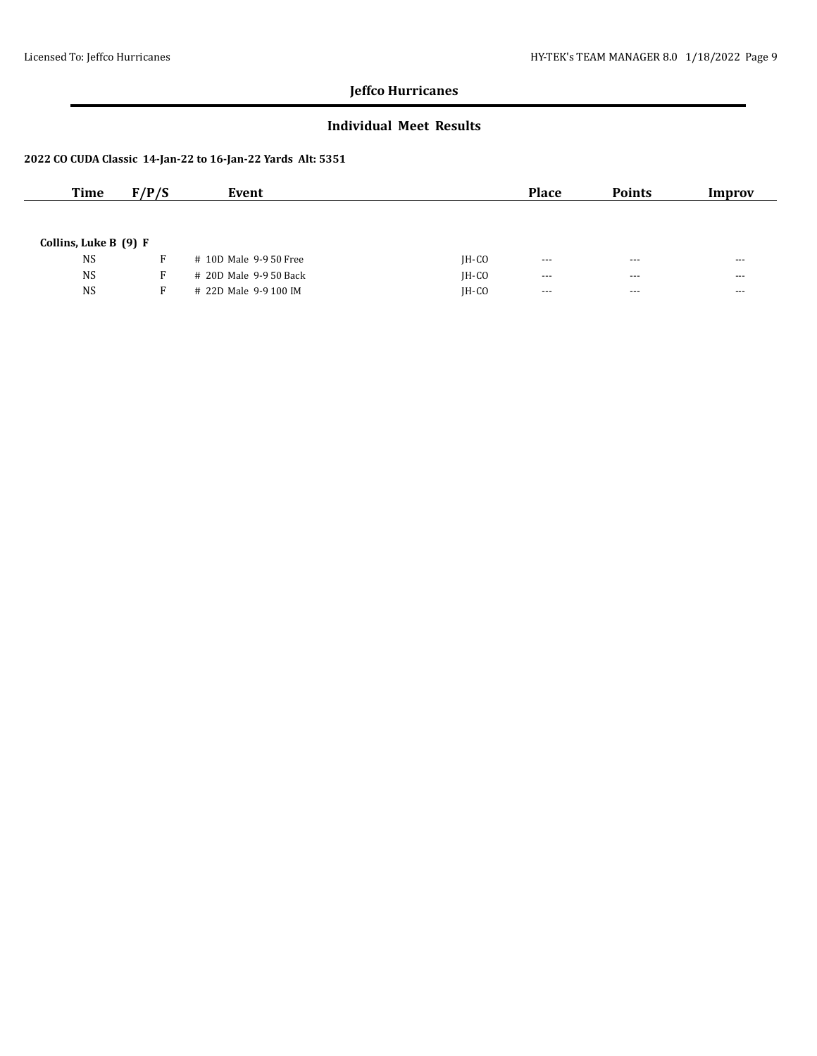## Jeffco Hurricanes

### Individual Meet Results

**2022 CO CUDA Classic 14-Jan-22 to 16-Jan-22 Yards Alt: 5351**

| Time | F/P/S | Event | | Place | Points | Improv |
|---|---|---|---|---|---|---|
| **Collins, Luke B (9) F** | | | | | | |
| NS | F | # 10D Male 9-9 50 Free | JH-CO | --- | --- | --- |
| NS | F | # 20D Male 9-9 50 Back | JH-CO | --- | --- | --- |
| NS | F | # 22D Male 9-9 100 IM | JH-CO | --- | --- | --- |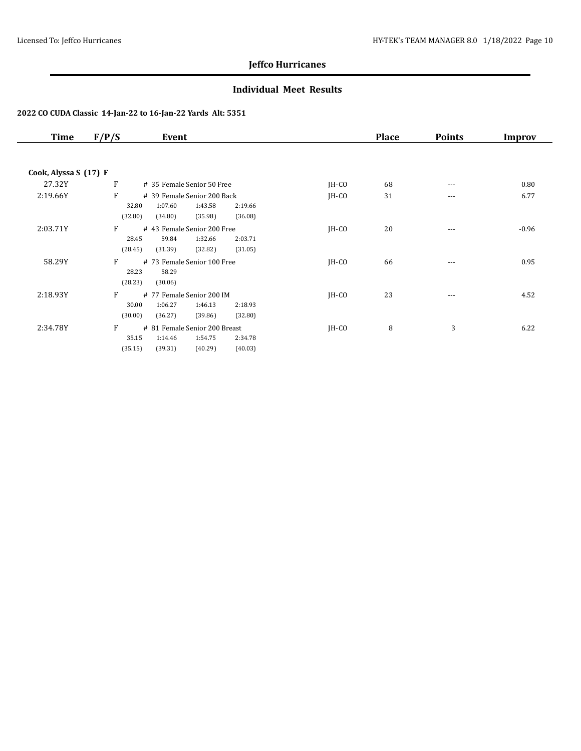## Jeffco Hurricanes

### Individual Meet Results

**2022 CO CUDA Classic 14-Jan-22 to 16-Jan-22 Yards Alt: 5351**

| Time | F/P/S | Event | | Place | Points | Improv |
|---|---|---|---|---|---|---|
| **Cook, Alyssa S (17) F** | | | | | | |
| 27.32Y | F | # 35 Female Senior 50 Free | JH-CO | 68 | --- | 0.80 |
| 2:19.66Y | F | # 39 Female Senior 200 Back | JH-CO | 31 | --- | 6.77 |
| | | 32.80 1:07.60 1:43.58 2:19.66 | | | | |
| | | (32.80) (34.80) (35.98) (36.08) | | | | |
| 2:03.71Y | F | # 43 Female Senior 200 Free | JH-CO | 20 | --- | -0.96 |
| | | 28.45 59.84 1:32.66 2:03.71 | | | | |
| | | (28.45) (31.39) (32.82) (31.05) | | | | |
| 58.29Y | F | # 73 Female Senior 100 Free | JH-CO | 66 | --- | 0.95 |
| | | 28.23 58.29 | | | | |
| | | (28.23) (30.06) | | | | |
| 2:18.93Y | F | # 77 Female Senior 200 IM | JH-CO | 23 | --- | 4.52 |
| | | 30.00 1:06.27 1:46.13 2:18.93 | | | | |
| | | (30.00) (36.27) (39.86) (32.80) | | | | |
| 2:34.78Y | F | # 81 Female Senior 200 Breast | JH-CO | 8 | 3 | 6.22 |
| | | 35.15 1:14.46 1:54.75 2:34.78 | | | | |
| | | (35.15) (39.31) (40.29) (40.03) | | | | |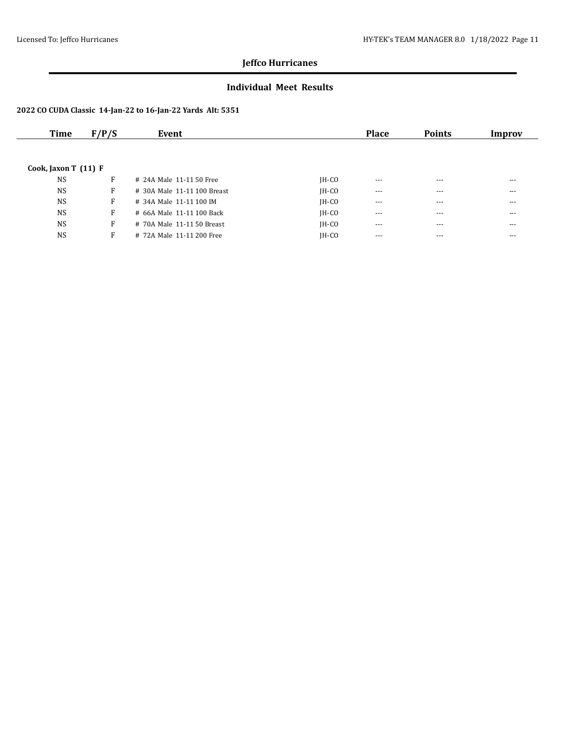# Jeffco Hurricanes

## Individual Meet Results

**2022 CO CUDA Classic 14-Jan-22 to 16-Jan-22 Yards Alt: 5351**

| Time | F/P/S | Event | | Place | Points | Improv |
|---|---|---|---|---|---|---|
| **Cook, Jaxon T (11) F** | | | | | | |
| NS | F | # 24A Male 11-11 50 Free | JH-CO | --- | --- | --- |
| NS | F | # 30A Male 11-11 100 Breast | JH-CO | --- | --- | --- |
| NS | F | # 34A Male 11-11 100 IM | JH-CO | --- | --- | --- |
| NS | F | # 66A Male 11-11 100 Back | JH-CO | --- | --- | --- |
| NS | F | # 70A Male 11-11 50 Breast | JH-CO | --- | --- | --- |
| NS | F | # 72A Male 11-11 200 Free | JH-CO | --- | --- | --- |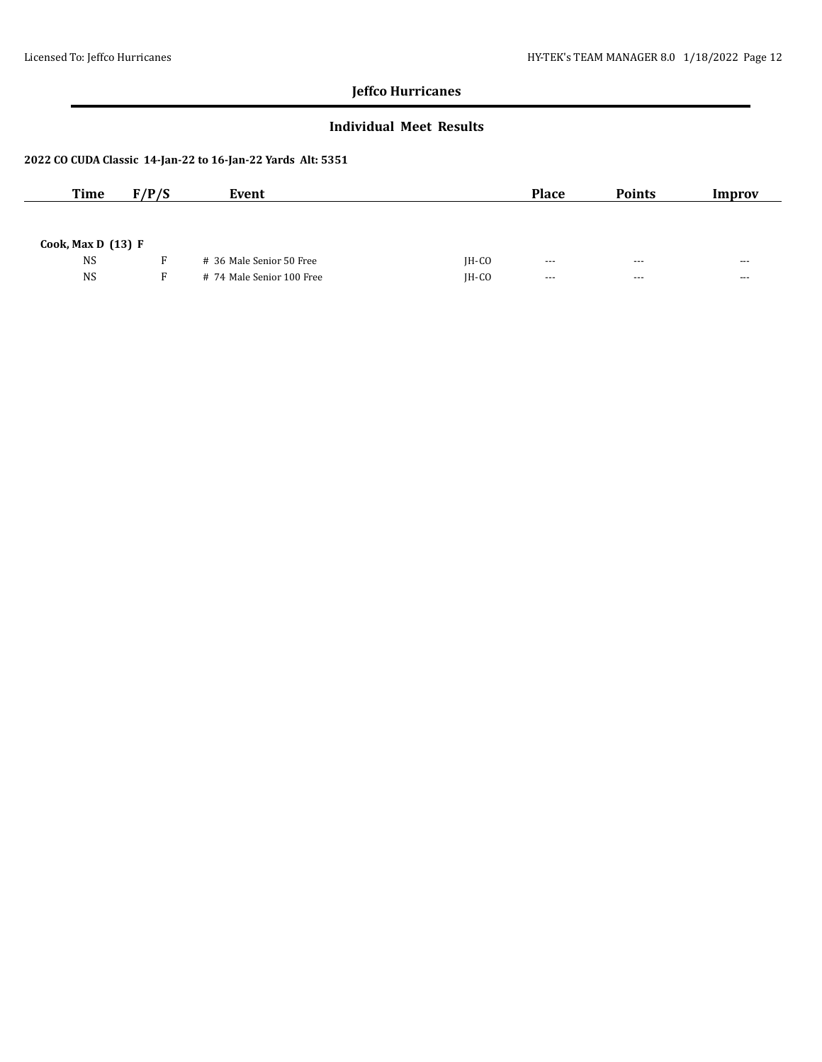## Jeffco Hurricanes

### Individual Meet Results

**2022 CO CUDA Classic 14-Jan-22 to 16-Jan-22 Yards Alt: 5351**

| Time | F/P/S | Event | | Place | Points | Improv |
|---|---|---|---|---|---|---|
| **Cook, Max D (13) F** | | | | | | |
| NS | F | # 36 Male Senior 50 Free | JH-CO | --- | --- | --- |
| NS | F | # 74 Male Senior 100 Free | JH-CO | --- | --- | --- |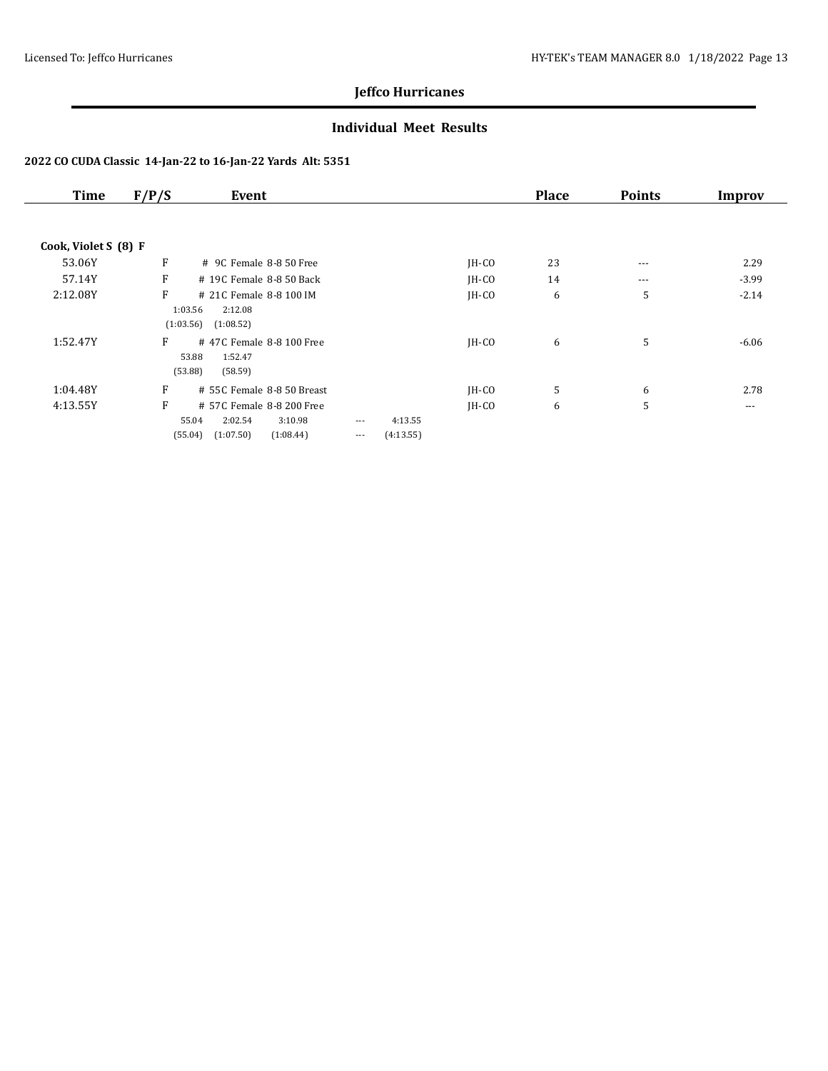## Jeffco Hurricanes

### Individual Meet Results

**2022 CO CUDA Classic 14-Jan-22 to 16-Jan-22 Yards Alt: 5351**

| Time | F/P/S | Event | | Place | Points | Improv |
|---|---|---|---|---|---|---|
| **Cook, Violet S (8) F** | | | | | | |
| 53.06Y | F | # 9C Female 8-8 50 Free | JH-CO | 23 | --- | 2.29 |
| 57.14Y | F | # 19C Female 8-8 50 Back | JH-CO | 14 | --- | -3.99 |
| 2:12.08Y | F | # 21C Female 8-8 100 IM<br>1:03.56 2:12.08<br>(1:03.56) (1:08.52) | JH-CO | 6 | 5 | -2.14 |
| 1:52.47Y | F | # 47C Female 8-8 100 Free<br>53.88 1:52.47<br>(53.88) (58.59) | JH-CO | 6 | 5 | -6.06 |
| 1:04.48Y | F | # 55C Female 8-8 50 Breast | JH-CO | 5 | 6 | 2.78 |
| 4:13.55Y | F | # 57C Female 8-8 200 Free<br>55.04 2:02.54 3:10.98 --- 4:13.55<br>(55.04) (1:07.50) (1:08.44) --- (4:13.55) | JH-CO | 6 | 5 | --- |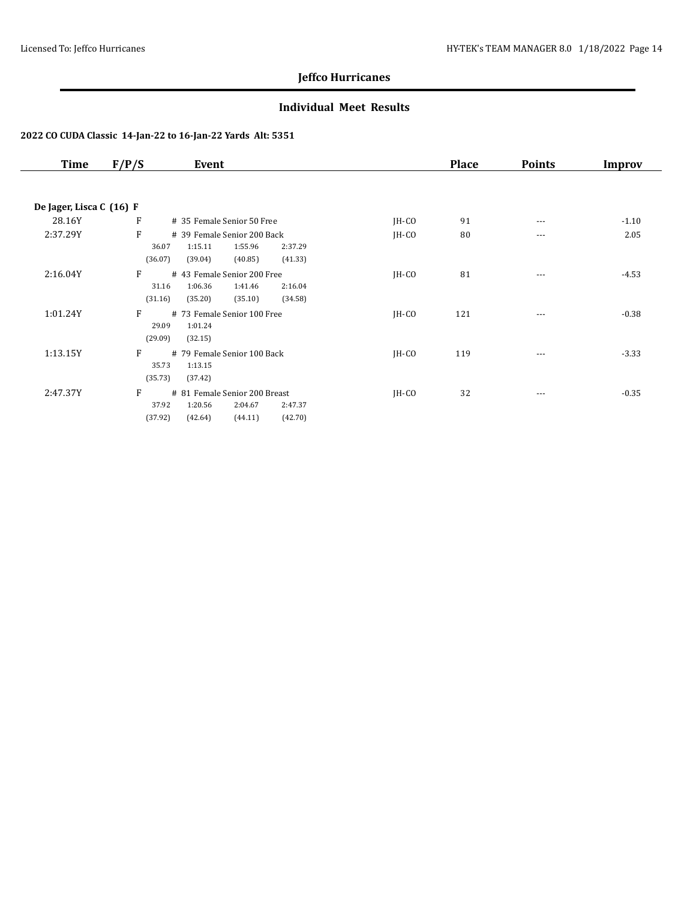## Jeffco Hurricanes

### Individual Meet Results

**2022 CO CUDA Classic 14-Jan-22 to 16-Jan-22 Yards Alt: 5351**

| Time | F/P/S | Event | | Place | Points | Improv |
|---|---|---|---|---|---|---|
| **De Jager, Lisca C (16) F** | | | | | | |
| 28.16Y | F | # 35 Female Senior 50 Free | JH-CO | 91 | --- | -1.10 |
| 2:37.29Y | F | # 39 Female Senior 200 Back | JH-CO | 80 | --- | 2.05 |
| | | 36.07 1:15.11 1:55.96 2:37.29 | | | | |
| | | (36.07) (39.04) (40.85) (41.33) | | | | |
| 2:16.04Y | F | # 43 Female Senior 200 Free | JH-CO | 81 | --- | -4.53 |
| | | 31.16 1:06.36 1:41.46 2:16.04 | | | | |
| | | (31.16) (35.20) (35.10) (34.58) | | | | |
| 1:01.24Y | F | # 73 Female Senior 100 Free | JH-CO | 121 | --- | -0.38 |
| | | 29.09 1:01.24 | | | | |
| | | (29.09) (32.15) | | | | |
| 1:13.15Y | F | # 79 Female Senior 100 Back | JH-CO | 119 | --- | -3.33 |
| | | 35.73 1:13.15 | | | | |
| | | (35.73) (37.42) | | | | |
| 2:47.37Y | F | # 81 Female Senior 200 Breast | JH-CO | 32 | --- | -0.35 |
| | | 37.92 1:20.56 2:04.67 2:47.37 | | | | |
| | | (37.92) (42.64) (44.11) (42.70) | | | | |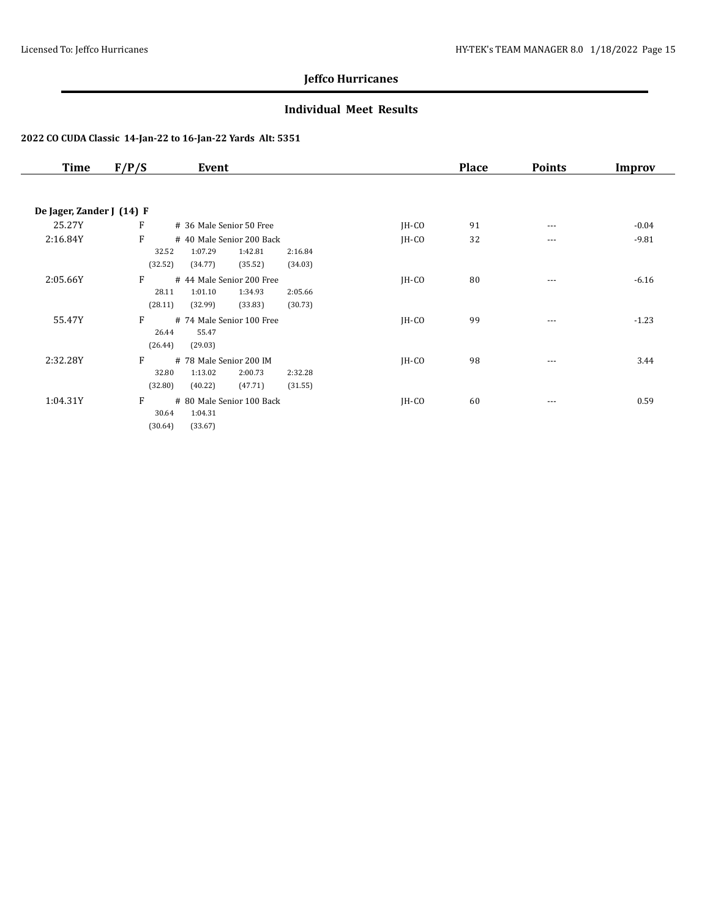## Jeffco Hurricanes

### Individual Meet Results

**2022 CO CUDA Classic 14-Jan-22 to 16-Jan-22 Yards Alt: 5351**

| Time | F/P/S | Event | | Place | Points | Improv |
|---|---|---|---|---|---|---|
| **De Jager, Zander J (14) F** | | | | | | |
| 25.27Y | F | # 36 Male Senior 50 Free | JH-CO | 91 | --- | -0.04 |
| 2:16.84Y | F | # 40 Male Senior 200 Back | JH-CO | 32 | --- | -9.81 |
| | | 32.52 1:07.29 1:42.81 2:16.84 | | | | |
| | | (32.52) (34.77) (35.52) (34.03) | | | | |
| 2:05.66Y | F | # 44 Male Senior 200 Free | JH-CO | 80 | --- | -6.16 |
| | | 28.11 1:01.10 1:34.93 2:05.66 | | | | |
| | | (28.11) (32.99) (33.83) (30.73) | | | | |
| 55.47Y | F | # 74 Male Senior 100 Free | JH-CO | 99 | --- | -1.23 |
| | | 26.44 55.47 | | | | |
| | | (26.44) (29.03) | | | | |
| 2:32.28Y | F | # 78 Male Senior 200 IM | JH-CO | 98 | --- | 3.44 |
| | | 32.80 1:13.02 2:00.73 2:32.28 | | | | |
| | | (32.80) (40.22) (47.71) (31.55) | | | | |
| 1:04.31Y | F | # 80 Male Senior 100 Back | JH-CO | 60 | --- | 0.59 |
| | | 30.64 1:04.31 | | | | |
| | | (30.64) (33.67) | | | | |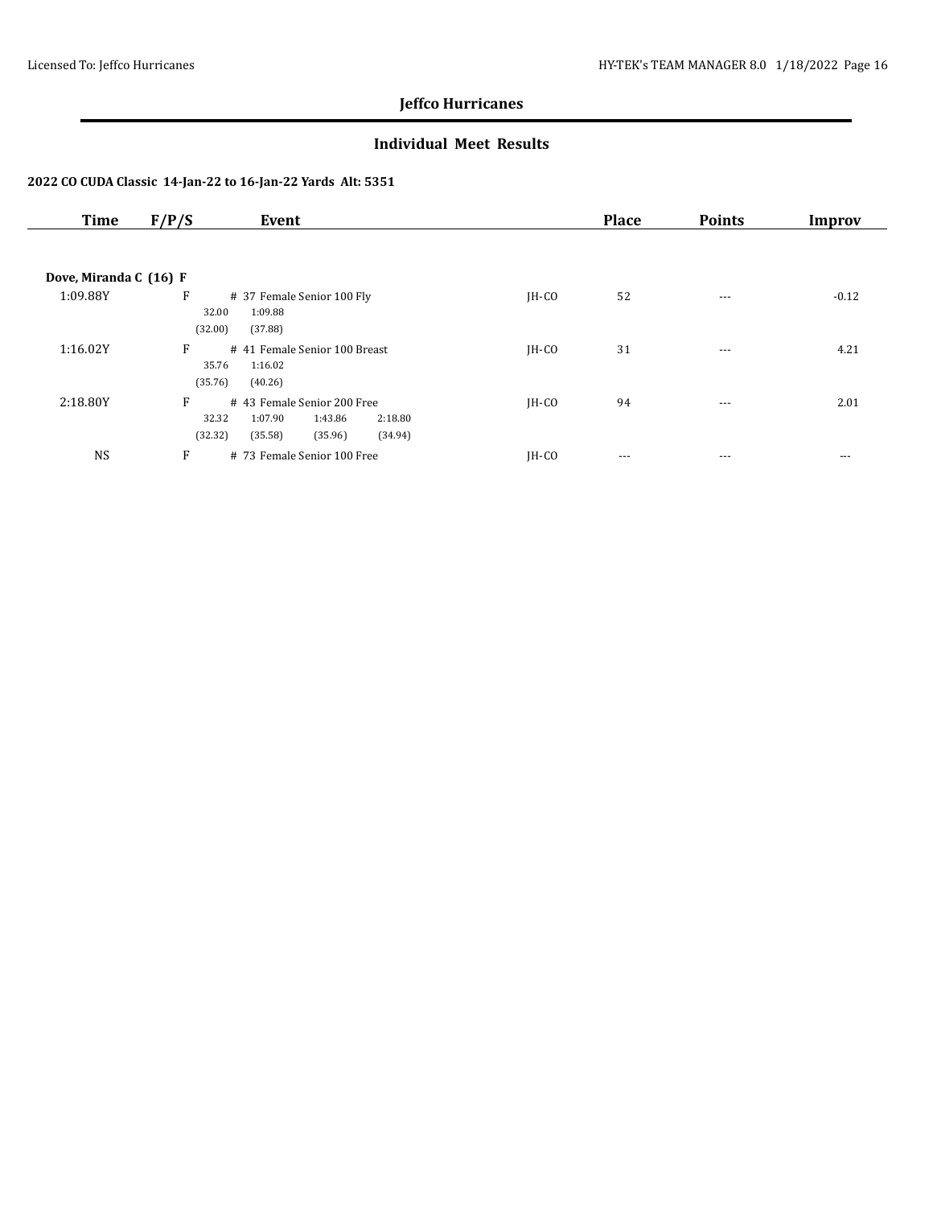# Jeffco Hurricanes

## Individual Meet Results

### 2022 CO CUDA Classic 14-Jan-22 to 16-Jan-22 Yards Alt: 5351

| Time | F/P/S | Event | | Place | Points | Improv |
|---|---|---|---|---|---|---|
| **Dove, Miranda C (16) F** | | | | | | |
| 1:09.88Y | F | # 37 Female Senior 100 Fly<br>32.00 1:09.88<br>(32.00) (37.88) | JH-CO | 52 | --- | -0.12 |
| 1:16.02Y | F | # 41 Female Senior 100 Breast<br>35.76 1:16.02<br>(35.76) (40.26) | JH-CO | 31 | --- | 4.21 |
| 2:18.80Y | F | # 43 Female Senior 200 Free<br>32.32 1:07.90 1:43.86 2:18.80<br>(32.32) (35.58) (35.96) (34.94) | JH-CO | 94 | --- | 2.01 |
| NS | F | # 73 Female Senior 100 Free | JH-CO | --- | --- | --- |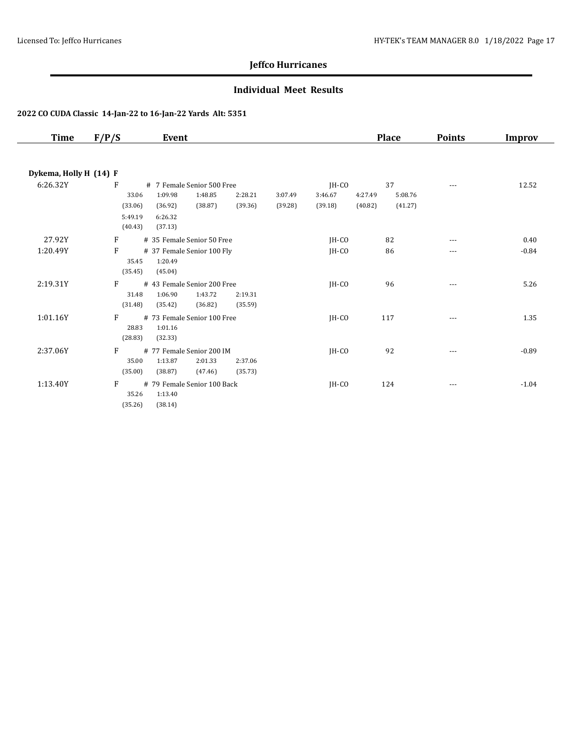# Jeffco Hurricanes

## Individual Meet Results

### 2022 CO CUDA Classic 14-Jan-22 to 16-Jan-22 Yards Alt: 5351

| Time | F/P/S | Event | | Place | Points | Improv |
|---|---|---|---|---|---|---|
| **Dykema, Holly H (14) F** | | | | | | |
| 6:26.32Y | F | # 7 Female Senior 500 Free | JH-CO | 37 | --- | 12.52 |
| | | 33.06 1:09.98 1:48.85 2:28.21 3:07.49 3:46.67 4:27.49 5:08.76 | | | | |
| | | (33.06) (36.92) (38.87) (39.36) (39.28) (39.18) (40.82) (41.27) | | | | |
| | | 5:49.19 6:26.32 | | | | |
| | | (40.43) (37.13) | | | | |
| 27.92Y | F | # 35 Female Senior 50 Free | JH-CO | 82 | --- | 0.40 |
| 1:20.49Y | F | # 37 Female Senior 100 Fly | JH-CO | 86 | --- | -0.84 |
| | | 35.45 1:20.49 | | | | |
| | | (35.45) (45.04) | | | | |
| 2:19.31Y | F | # 43 Female Senior 200 Free | JH-CO | 96 | --- | 5.26 |
| | | 31.48 1:06.90 1:43.72 2:19.31 | | | | |
| | | (31.48) (35.42) (36.82) (35.59) | | | | |
| 1:01.16Y | F | # 73 Female Senior 100 Free | JH-CO | 117 | --- | 1.35 |
| | | 28.83 1:01.16 | | | | |
| | | (28.83) (32.33) | | | | |
| 2:37.06Y | F | # 77 Female Senior 200 IM | JH-CO | 92 | --- | -0.89 |
| | | 35.00 1:13.87 2:01.33 2:37.06 | | | | |
| | | (35.00) (38.87) (47.46) (35.73) | | | | |
| 1:13.40Y | F | # 79 Female Senior 100 Back | JH-CO | 124 | --- | -1.04 |
| | | 35.26 1:13.40 | | | | |
| | | (35.26) (38.14) | | | | |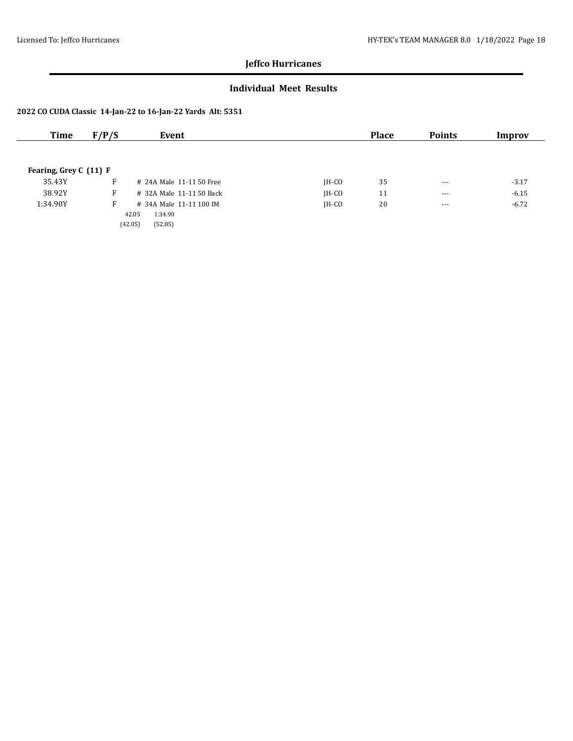## Jeffco Hurricanes

### Individual Meet Results

**2022 CO CUDA Classic 14-Jan-22 to 16-Jan-22 Yards Alt: 5351**

| Time | F/P/S | Event | | Place | Points | Improv |
|---|---|---|---|---|---|---|
| **Fearing, Grey C (11) F** | | | | | | |
| 35.43Y | F | # 24A Male 11-11 50 Free | JH-CO | 35 | --- | -3.17 |
| 38.92Y | F | # 32A Male 11-11 50 Back | JH-CO | 11 | --- | -6.15 |
| 1:34.90Y | F | # 34A Male 11-11 100 IM | JH-CO | 20 | --- | -6.72 |
| | | 42.05 1:34.90 | | | | |
| | | (42.05) (52.85) | | | | |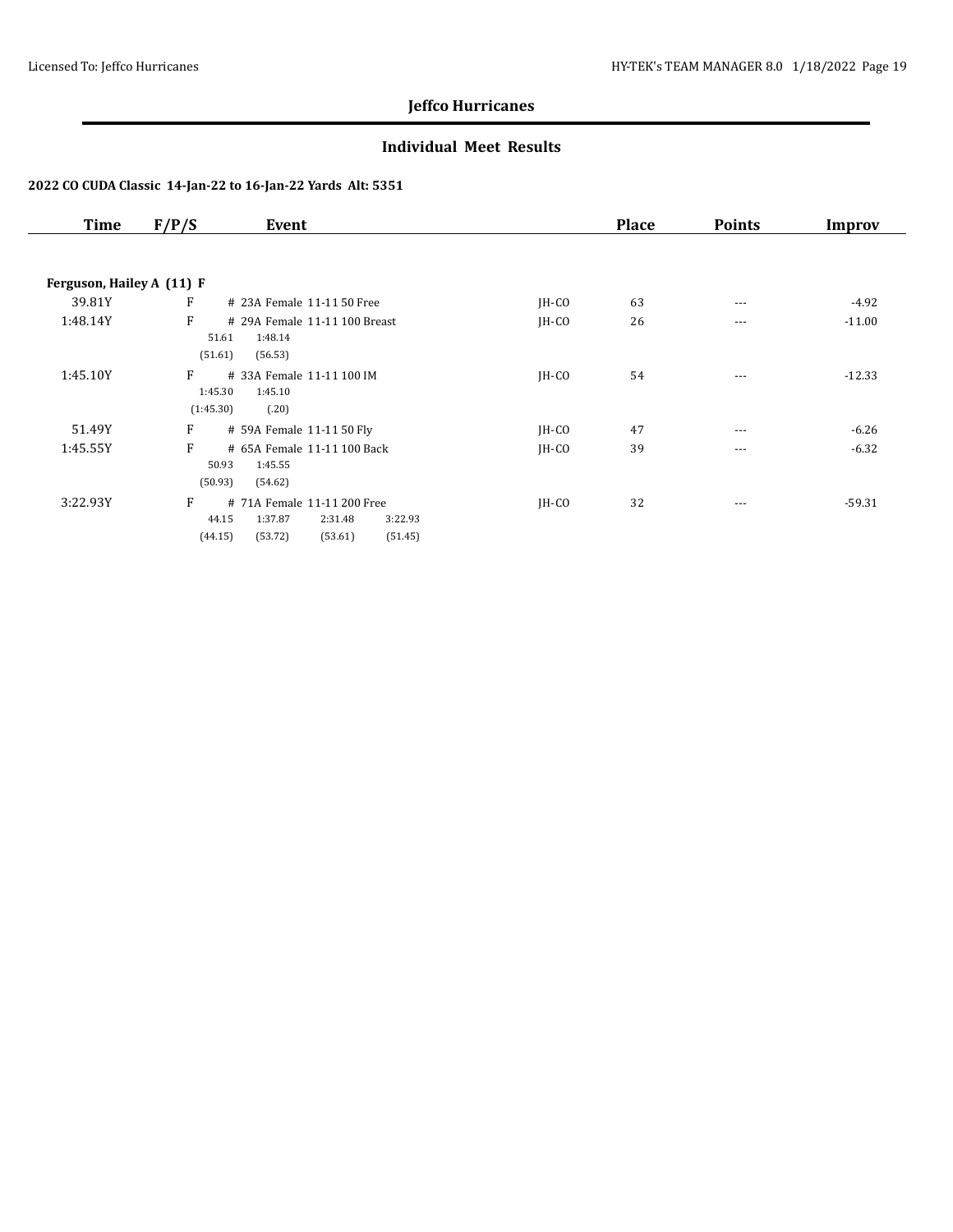# Jeffco Hurricanes

## Individual Meet Results

### 2022 CO CUDA Classic 14-Jan-22 to 16-Jan-22 Yards Alt: 5351

| Time | F/P/S | Event | | Place | Points | Improv |
|---|---|---|---|---|---|---|
| **Ferguson, Hailey A (11) F** | | | | | | |
| 39.81Y | F | # 23A Female 11-11 50 Free | JH-CO | 63 | --- | -4.92 |
| 1:48.14Y | F | # 29A Female 11-11 100 Breast<br>51.61 1:48.14<br>(51.61) (56.53) | JH-CO | 26 | --- | -11.00 |
| 1:45.10Y | F | # 33A Female 11-11 100 IM<br>1:45.30 1:45.10<br>(1:45.30) (.20) | JH-CO | 54 | --- | -12.33 |
| 51.49Y | F | # 59A Female 11-11 50 Fly | JH-CO | 47 | --- | -6.26 |
| 1:45.55Y | F | # 65A Female 11-11 100 Back<br>50.93 1:45.55<br>(50.93) (54.62) | JH-CO | 39 | --- | -6.32 |
| 3:22.93Y | F | # 71A Female 11-11 200 Free<br>44.15 1:37.87 2:31.48 3:22.93<br>(44.15) (53.72) (53.61) (51.45) | JH-CO | 32 | --- | -59.31 |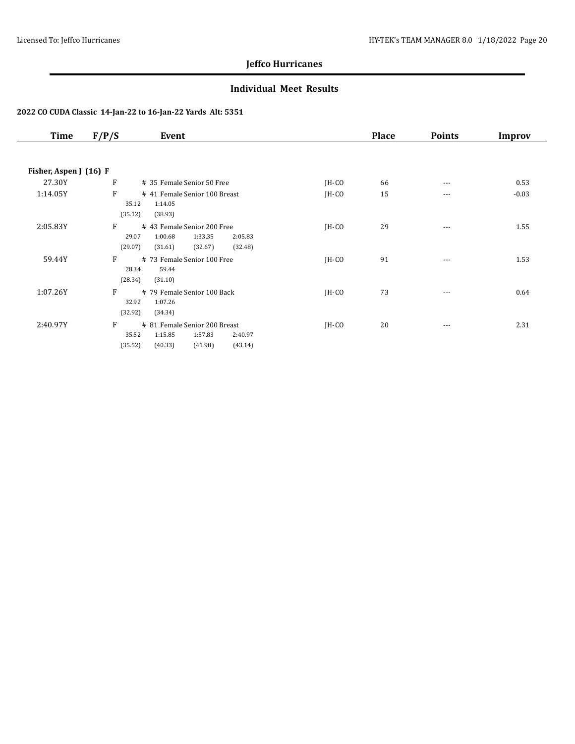## Jeffco Hurricanes

### Individual Meet Results

#### 2022 CO CUDA Classic 14-Jan-22 to 16-Jan-22 Yards Alt: 5351

| Time | F/P/S | Event | | Place | Points | Improv |
|---|---|---|---|---|---|---|
| **Fisher, Aspen J (16) F** | | | | | | |
| 27.30Y | F | # 35 Female Senior 50 Free | JH-CO | 66 | --- | 0.53 |
| 1:14.05Y | F | # 41 Female Senior 100 Breast<br>35.12 1:14.05<br>(35.12) (38.93) | JH-CO | 15 | --- | -0.03 |
| 2:05.83Y | F | # 43 Female Senior 200 Free<br>29.07 1:00.68 1:33.35 2:05.83<br>(29.07) (31.61) (32.67) (32.48) | JH-CO | 29 | --- | 1.55 |
| 59.44Y | F | # 73 Female Senior 100 Free<br>28.34 59.44<br>(28.34) (31.10) | JH-CO | 91 | --- | 1.53 |
| 1:07.26Y | F | # 79 Female Senior 100 Back<br>32.92 1:07.26<br>(32.92) (34.34) | JH-CO | 73 | --- | 0.64 |
| 2:40.97Y | F | # 81 Female Senior 200 Breast<br>35.52 1:15.85 1:57.83 2:40.97<br>(35.52) (40.33) (41.98) (43.14) | JH-CO | 20 | --- | 2.31 |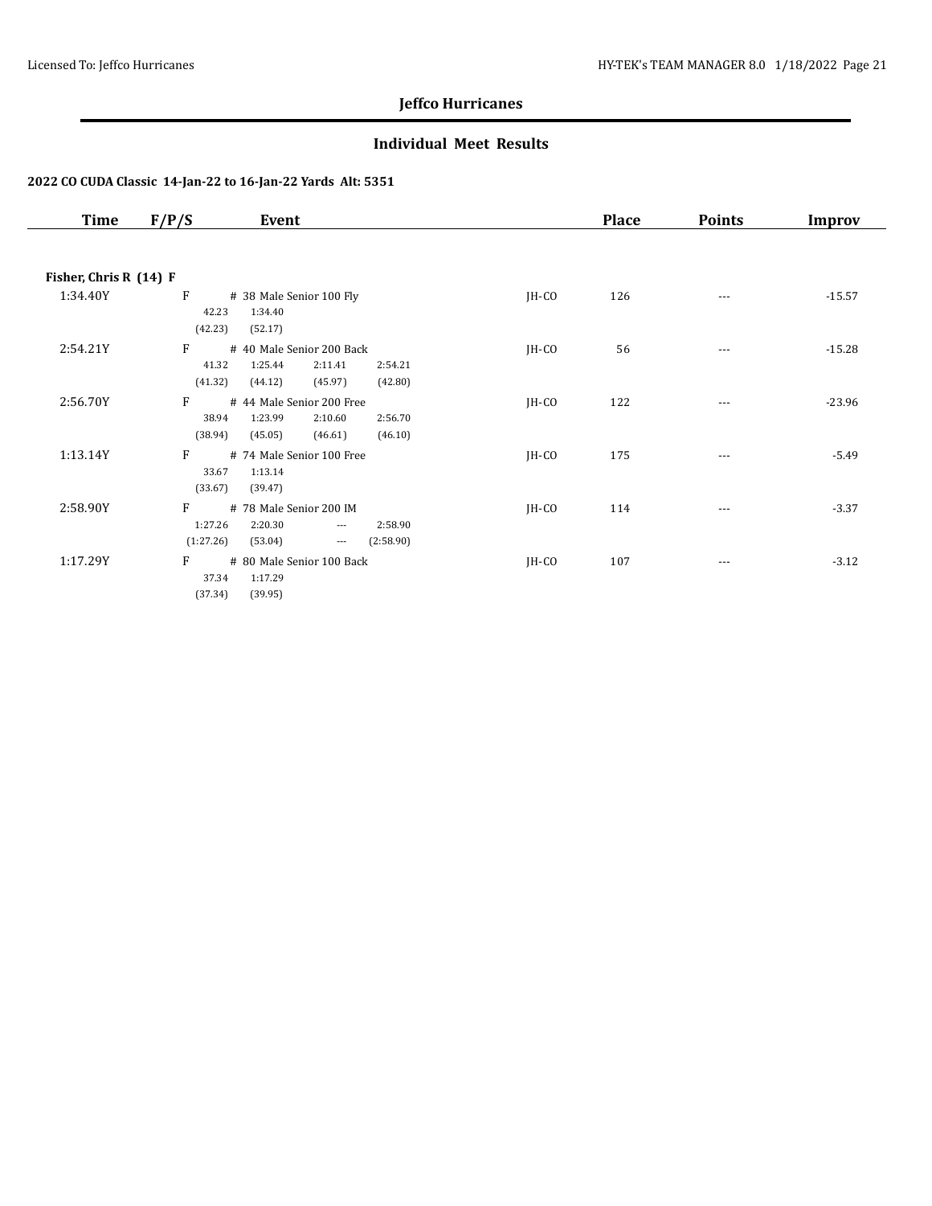## Jeffco Hurricanes

### Individual Meet Results

**2022 CO CUDA Classic 14-Jan-22 to 16-Jan-22 Yards Alt: 5351**

| Time | F/P/S | Event | | Place | Points | Improv |
|---|---|---|---|---|---|---|
| **Fisher, Chris R (14) F** | | | | | | |
| 1:34.40Y | F | # 38 Male Senior 100 Fly<br>42.23 1:34.40<br>(42.23) (52.17) | JH-CO | 126 | --- | -15.57 |
| 2:54.21Y | F | # 40 Male Senior 200 Back<br>41.32 1:25.44 2:11.41 2:54.21<br>(41.32) (44.12) (45.97) (42.80) | JH-CO | 56 | --- | -15.28 |
| 2:56.70Y | F | # 44 Male Senior 200 Free<br>38.94 1:23.99 2:10.60 2:56.70<br>(38.94) (45.05) (46.61) (46.10) | JH-CO | 122 | --- | -23.96 |
| 1:13.14Y | F | # 74 Male Senior 100 Free<br>33.67 1:13.14<br>(33.67) (39.47) | JH-CO | 175 | --- | -5.49 |
| 2:58.90Y | F | # 78 Male Senior 200 IM<br>1:27.26 2:20.30 --- 2:58.90<br>(1:27.26) (53.04) --- (2:58.90) | JH-CO | 114 | --- | -3.37 |
| 1:17.29Y | F | # 80 Male Senior 100 Back<br>37.34 1:17.29<br>(37.34) (39.95) | JH-CO | 107 | --- | -3.12 |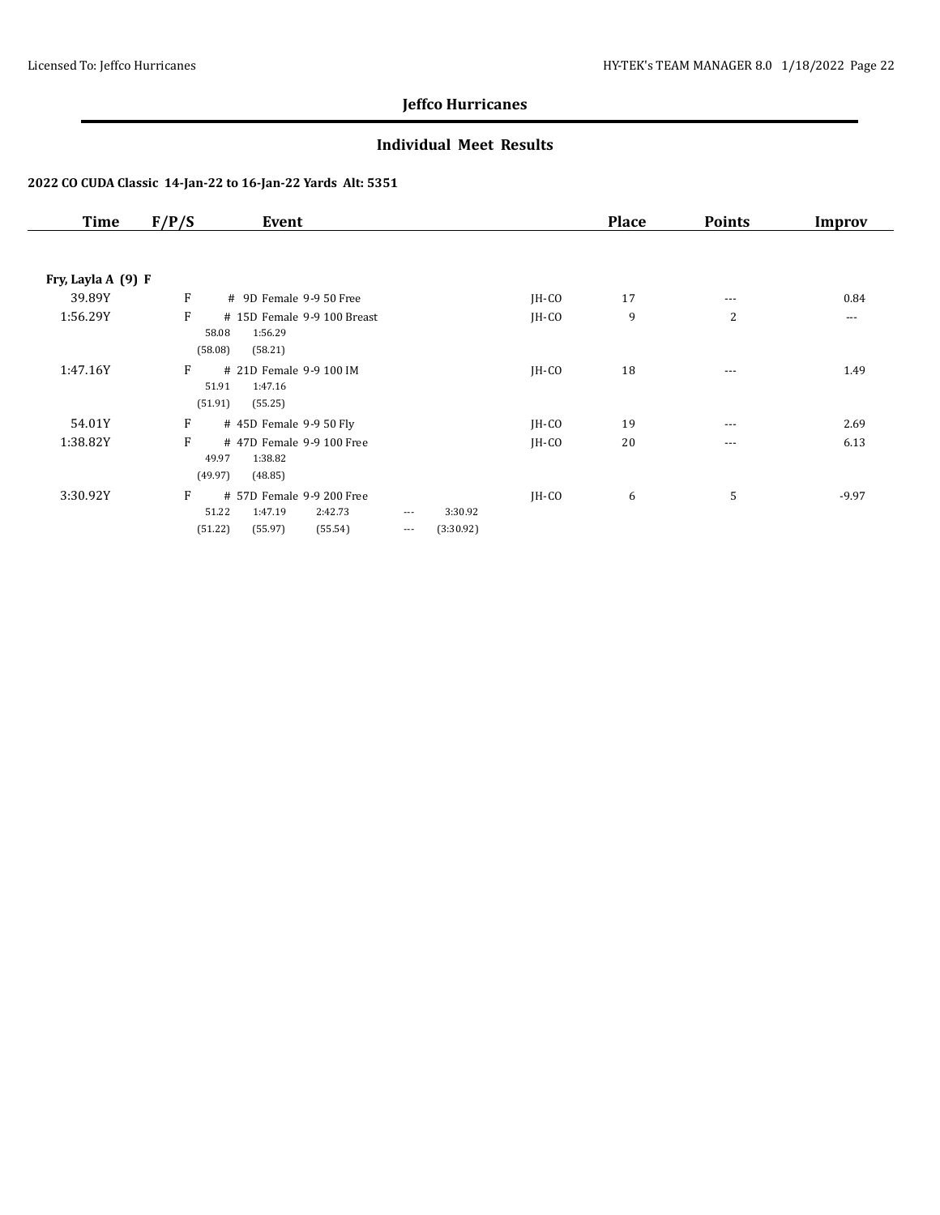## Jeffco Hurricanes

### Individual Meet Results

**2022 CO CUDA Classic 14-Jan-22 to 16-Jan-22 Yards Alt: 5351**

| Time | F/P/S | Event | | Place | Points | Improv |
|---|---|---|---|---|---|---|
| **Fry, Layla A (9) F** | | | | | | |
| 39.89Y | F | # 9D Female 9-9 50 Free | JH-CO | 17 | --- | 0.84 |
| 1:56.29Y | F | # 15D Female 9-9 100 Breast<br>58.08 1:56.29<br>(58.08) (58.21) | JH-CO | 9 | 2 | --- |
| 1:47.16Y | F | # 21D Female 9-9 100 IM<br>51.91 1:47.16<br>(51.91) (55.25) | JH-CO | 18 | --- | 1.49 |
| 54.01Y | F | # 45D Female 9-9 50 Fly | JH-CO | 19 | --- | 2.69 |
| 1:38.82Y | F | # 47D Female 9-9 100 Free<br>49.97 1:38.82<br>(49.97) (48.85) | JH-CO | 20 | --- | 6.13 |
| 3:30.92Y | F | # 57D Female 9-9 200 Free<br>51.22 1:47.19 2:42.73 --- 3:30.92<br>(51.22) (55.97) (55.54) --- (3:30.92) | JH-CO | 6 | 5 | -9.97 |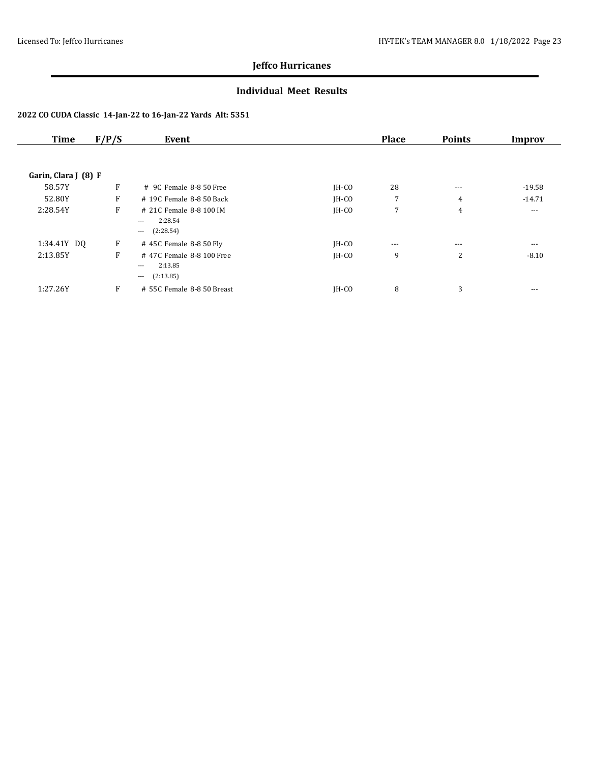## Jeffco Hurricanes

### Individual Meet Results

**2022 CO CUDA Classic 14-Jan-22 to 16-Jan-22 Yards Alt: 5351**

| Time | F/P/S | Event | | Place | Points | Improv |
|---|---|---|---|---|---|---|
| **Garin, Clara J (8) F** | | | | | | |
| 58.57Y | F | # 9C Female 8-8 50 Free | JH-CO | 28 | --- | -19.58 |
| 52.80Y | F | # 19C Female 8-8 50 Back | JH-CO | 7 | 4 | -14.71 |
| 2:28.54Y | F | # 21C Female 8-8 100 IM<br>--- 2:28.54<br>--- (2:28.54) | JH-CO | 7 | 4 | --- |
| 1:34.41Y DQ | F | # 45C Female 8-8 50 Fly | JH-CO | --- | --- | --- |
| 2:13.85Y | F | # 47C Female 8-8 100 Free<br>--- 2:13.85<br>--- (2:13.85) | JH-CO | 9 | 2 | -8.10 |
| 1:27.26Y | F | # 55C Female 8-8 50 Breast | JH-CO | 8 | 3 | --- |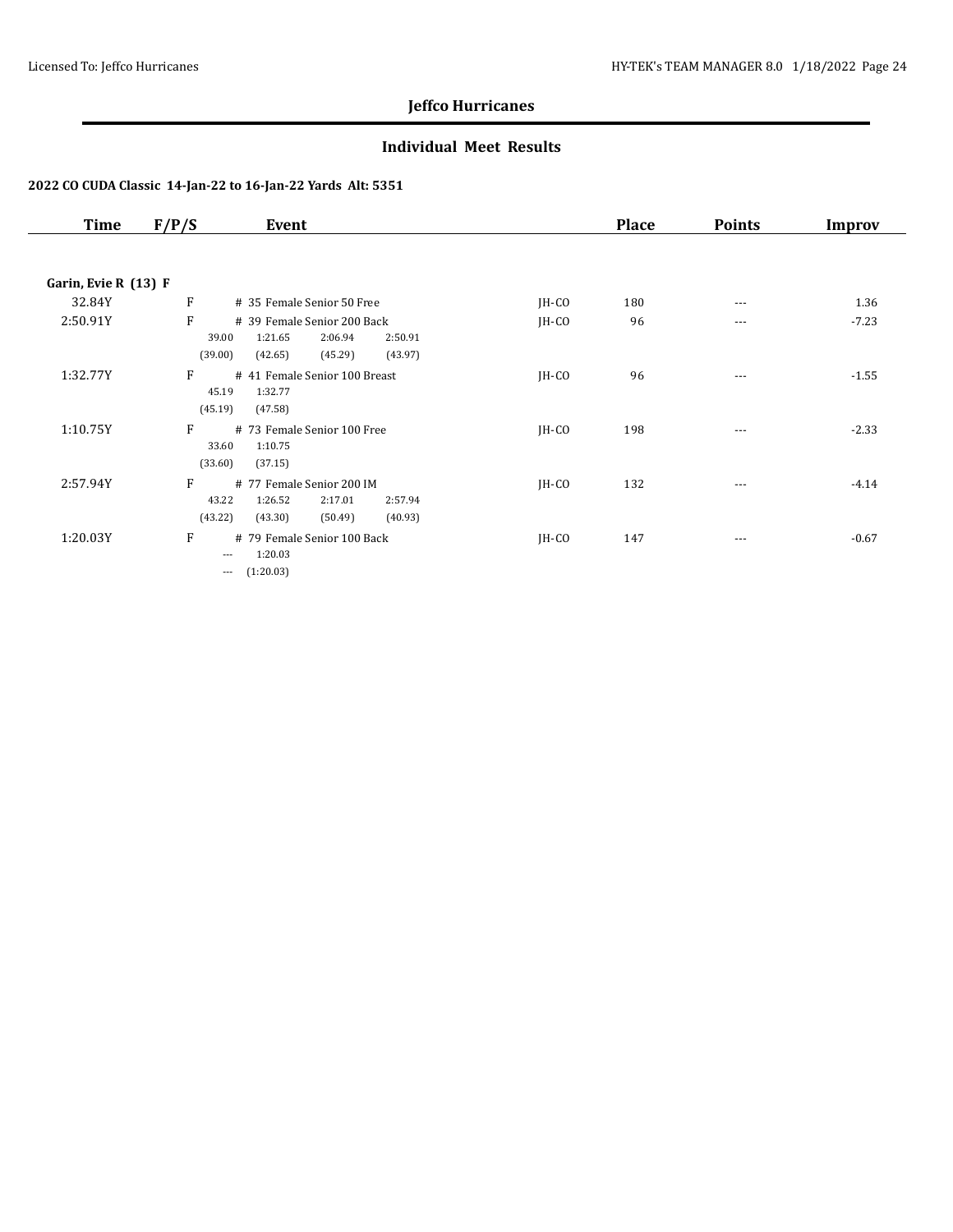## Jeffco Hurricanes

### Individual Meet Results

**2022 CO CUDA Classic 14-Jan-22 to 16-Jan-22 Yards Alt: 5351**

| Time | F/P/S | Event | | Place | Points | Improv |
|---|---|---|---|---|---|---|
| **Garin, Evie R (13) F** | | | | | | |
| 32.84Y | F | # 35 Female Senior 50 Free | JH-CO | 180 | --- | 1.36 |
| 2:50.91Y | F | # 39 Female Senior 200 Back<br>39.00 1:21.65 2:06.94 2:50.91<br>(39.00) (42.65) (45.29) (43.97) | JH-CO | 96 | --- | -7.23 |
| 1:32.77Y | F | # 41 Female Senior 100 Breast<br>45.19 1:32.77<br>(45.19) (47.58) | JH-CO | 96 | --- | -1.55 |
| 1:10.75Y | F | # 73 Female Senior 100 Free<br>33.60 1:10.75<br>(33.60) (37.15) | JH-CO | 198 | --- | -2.33 |
| 2:57.94Y | F | # 77 Female Senior 200 IM<br>43.22 1:26.52 2:17.01 2:57.94<br>(43.22) (43.30) (50.49) (40.93) | JH-CO | 132 | --- | -4.14 |
| 1:20.03Y | F | # 79 Female Senior 100 Back<br>--- 1:20.03<br>--- (1:20.03) | JH-CO | 147 | --- | -0.67 |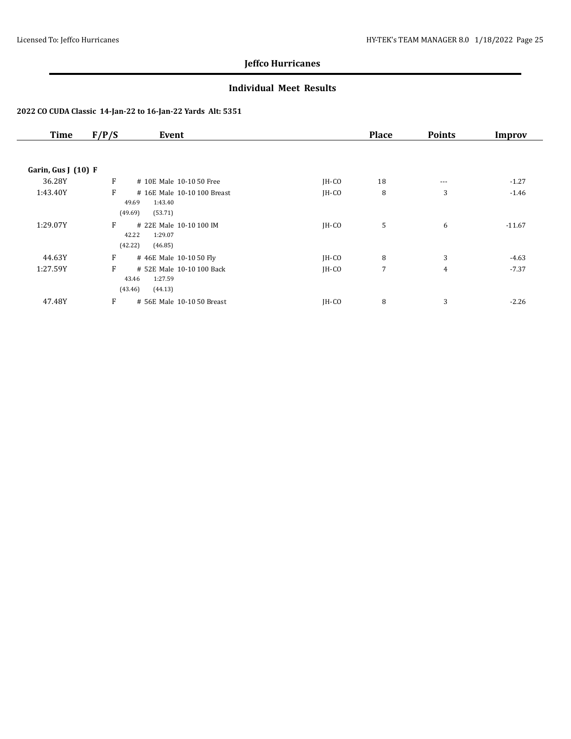## Jeffco Hurricanes

### Individual Meet Results

**2022 CO CUDA Classic 14-Jan-22 to 16-Jan-22 Yards Alt: 5351**

| Time | F/P/S | Event | | Place | Points | Improv |
|---|---|---|---|---|---|---|
| **Garin, Gus J (10) F** | | | | | | |
| 36.28Y | F | # 10E Male 10-10 50 Free | JH-CO | 18 | --- | -1.27 |
| 1:43.40Y | F | # 16E Male 10-10 100 Breast<br>49.69 1:43.40<br>(49.69) (53.71) | JH-CO | 8 | 3 | -1.46 |
| 1:29.07Y | F | # 22E Male 10-10 100 IM<br>42.22 1:29.07<br>(42.22) (46.85) | JH-CO | 5 | 6 | -11.67 |
| 44.63Y | F | # 46E Male 10-10 50 Fly | JH-CO | 8 | 3 | -4.63 |
| 1:27.59Y | F | # 52E Male 10-10 100 Back<br>43.46 1:27.59<br>(43.46) (44.13) | JH-CO | 7 | 4 | -7.37 |
| 47.48Y | F | # 56E Male 10-10 50 Breast | JH-CO | 8 | 3 | -2.26 |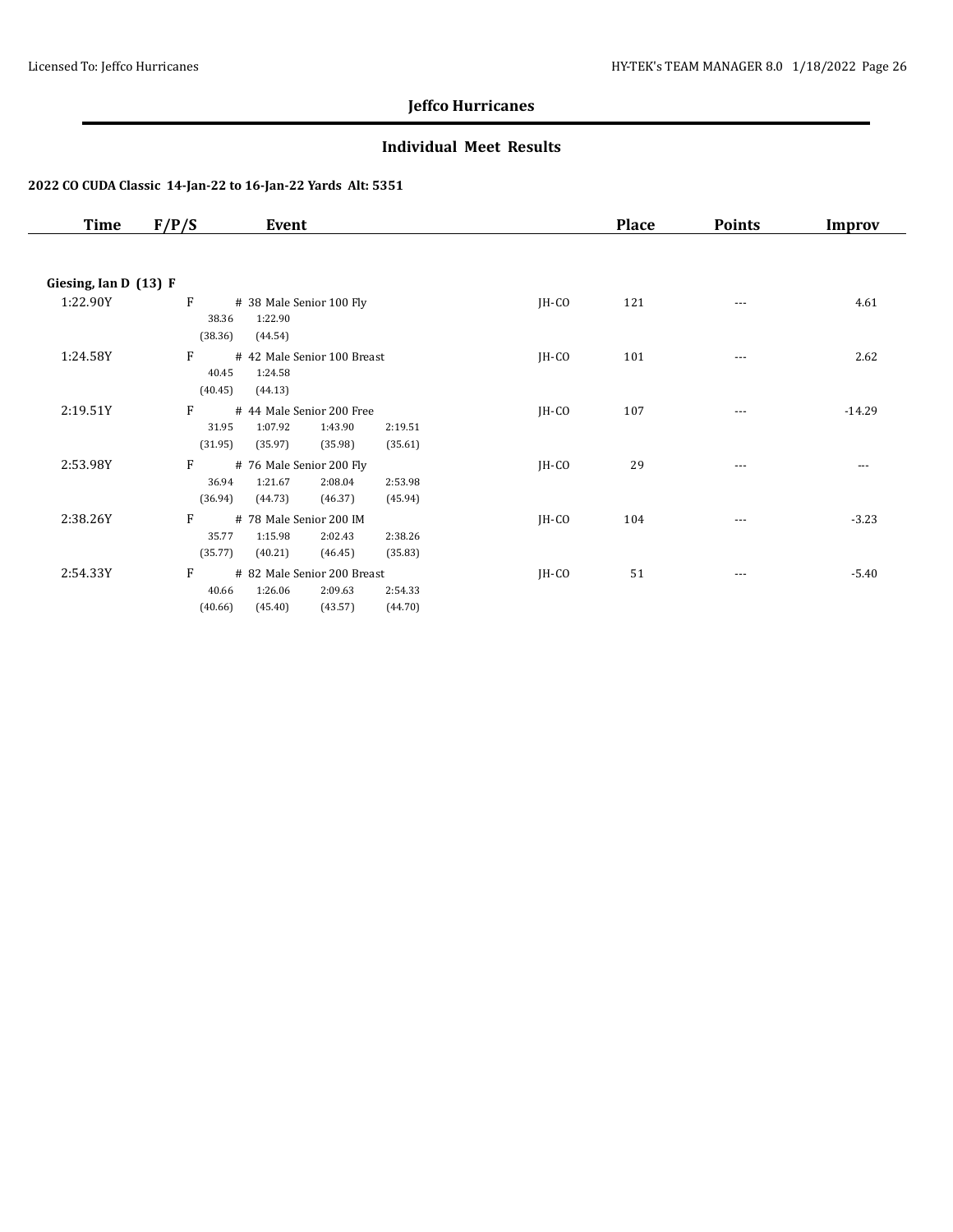## Jeffco Hurricanes

### Individual Meet Results

**2022 CO CUDA Classic 14-Jan-22 to 16-Jan-22 Yards Alt: 5351**

| Time | F/P/S | Event | | Place | Points | Improv |
|---|---|---|---|---|---|---|
| **Giesing, Ian D (13) F** | | | | | | |
| 1:22.90Y | F | # 38 Male Senior 100 Fly<br>38.36 1:22.90<br>(38.36) (44.54) | JH-CO | 121 | --- | 4.61 |
| 1:24.58Y | F | # 42 Male Senior 100 Breast<br>40.45 1:24.58<br>(40.45) (44.13) | JH-CO | 101 | --- | 2.62 |
| 2:19.51Y | F | # 44 Male Senior 200 Free<br>31.95 1:07.92 1:43.90 2:19.51<br>(31.95) (35.97) (35.98) (35.61) | JH-CO | 107 | --- | -14.29 |
| 2:53.98Y | F | # 76 Male Senior 200 Fly<br>36.94 1:21.67 2:08.04 2:53.98<br>(36.94) (44.73) (46.37) (45.94) | JH-CO | 29 | --- | --- |
| 2:38.26Y | F | # 78 Male Senior 200 IM<br>35.77 1:15.98 2:02.43 2:38.26<br>(35.77) (40.21) (46.45) (35.83) | JH-CO | 104 | --- | -3.23 |
| 2:54.33Y | F | # 82 Male Senior 200 Breast<br>40.66 1:26.06 2:09.63 2:54.33<br>(40.66) (45.40) (43.57) (44.70) | JH-CO | 51 | --- | -5.40 |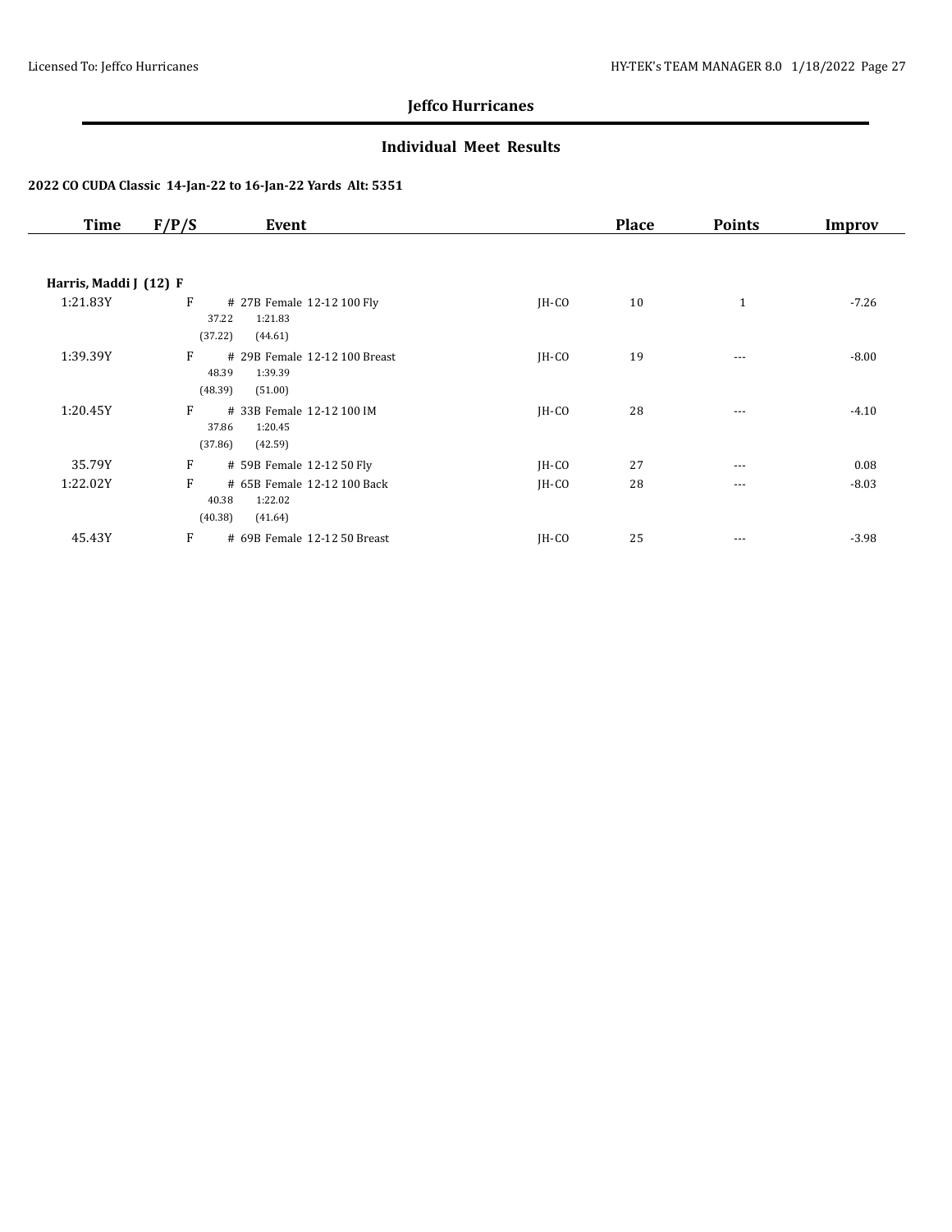## Jeffco Hurricanes

### Individual Meet Results

**2022 CO CUDA Classic 14-Jan-22 to 16-Jan-22 Yards Alt: 5351**

| Time | F/P/S | Event | | Place | Points | Improv |
|---|---|---|---|---|---|---|
| **Harris, Maddi J (12) F** | | | | | | |
| 1:21.83Y | F | # 27B Female 12-12 100 Fly<br>37.22 1:21.83<br>(37.22) (44.61) | JH-CO | 10 | 1 | -7.26 |
| 1:39.39Y | F | # 29B Female 12-12 100 Breast<br>48.39 1:39.39<br>(48.39) (51.00) | JH-CO | 19 | --- | -8.00 |
| 1:20.45Y | F | # 33B Female 12-12 100 IM<br>37.86 1:20.45<br>(37.86) (42.59) | JH-CO | 28 | --- | -4.10 |
| 35.79Y | F | # 59B Female 12-12 50 Fly | JH-CO | 27 | --- | 0.08 |
| 1:22.02Y | F | # 65B Female 12-12 100 Back<br>40.38 1:22.02<br>(40.38) (41.64) | JH-CO | 28 | --- | -8.03 |
| 45.43Y | F | # 69B Female 12-12 50 Breast | JH-CO | 25 | --- | -3.98 |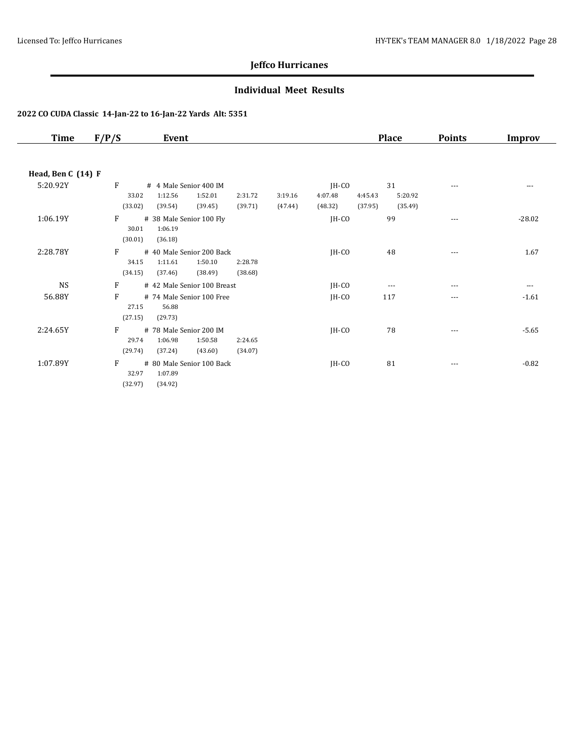## Jeffco Hurricanes

### Individual Meet Results

**2022 CO CUDA Classic 14-Jan-22 to 16-Jan-22 Yards Alt: 5351**

| Time | F/P/S | Event | | Place | Points | Improv |
|---|---|---|---|---|---|---|
| **Head, Ben C (14) F** | | | | | | |
| 5:20.92Y | F | # 4 Male Senior 400 IM | JH-CO | 31 | --- | --- |
| | | 33.02 1:12.56 1:52.01 2:31.72 3:19.16 4:07.48 4:45.43 5:20.92 | | | | |
| | | (33.02) (39.54) (39.45) (39.71) (47.44) (48.32) (37.95) (35.49) | | | | |
| 1:06.19Y | F | # 38 Male Senior 100 Fly | JH-CO | 99 | --- | -28.02 |
| | | 30.01 1:06.19 | | | | |
| | | (30.01) (36.18) | | | | |
| 2:28.78Y | F | # 40 Male Senior 200 Back | JH-CO | 48 | --- | 1.67 |
| | | 34.15 1:11.61 1:50.10 2:28.78 | | | | |
| | | (34.15) (37.46) (38.49) (38.68) | | | | |
| NS | F | # 42 Male Senior 100 Breast | JH-CO | --- | --- | --- |
| 56.88Y | F | # 74 Male Senior 100 Free | JH-CO | 117 | --- | -1.61 |
| | | 27.15 56.88 | | | | |
| | | (27.15) (29.73) | | | | |
| 2:24.65Y | F | # 78 Male Senior 200 IM | JH-CO | 78 | --- | -5.65 |
| | | 29.74 1:06.98 1:50.58 2:24.65 | | | | |
| | | (29.74) (37.24) (43.60) (34.07) | | | | |
| 1:07.89Y | F | # 80 Male Senior 100 Back | JH-CO | 81 | --- | -0.82 |
| | | 32.97 1:07.89 | | | | |
| | | (32.97) (34.92) | | | | |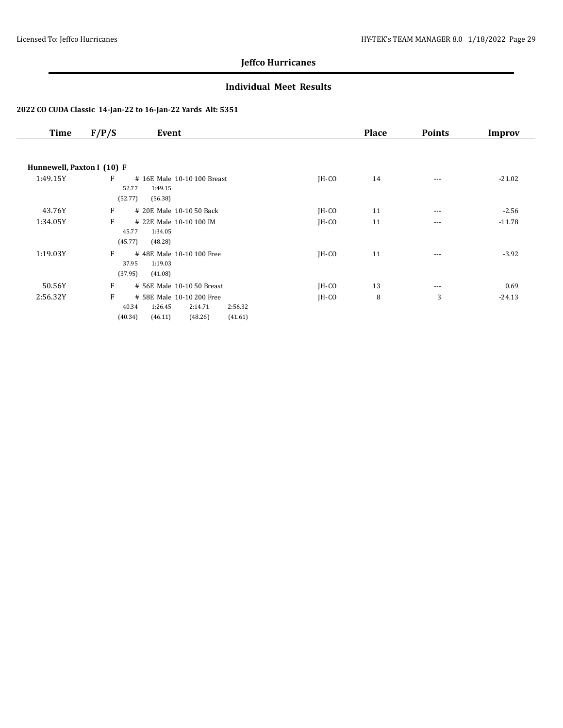## Jeffco Hurricanes

### Individual Meet Results

**2022 CO CUDA Classic 14-Jan-22 to 16-Jan-22 Yards Alt: 5351**

| Time | F/P/S | Event | | Place | Points | Improv |
|---|---|---|---|---|---|---|
| **Hunnewell, Paxton I (10) F** | | | | | | |
| 1:49.15Y | F | # 16E Male 10-10 100 Breast<br>52.77 1:49.15<br>(52.77) (56.38) | JH-CO | 14 | --- | -21.02 |
| 43.76Y | F | # 20E Male 10-10 50 Back | JH-CO | 11 | --- | -2.56 |
| 1:34.05Y | F | # 22E Male 10-10 100 IM<br>45.77 1:34.05<br>(45.77) (48.28) | JH-CO | 11 | --- | -11.78 |
| 1:19.03Y | F | # 48E Male 10-10 100 Free<br>37.95 1:19.03<br>(37.95) (41.08) | JH-CO | 11 | --- | -3.92 |
| 50.56Y | F | # 56E Male 10-10 50 Breast | JH-CO | 13 | --- | 0.69 |
| 2:56.32Y | F | # 58E Male 10-10 200 Free<br>40.34 1:26.45 2:14.71 2:56.32<br>(40.34) (46.11) (48.26) (41.61) | JH-CO | 8 | 3 | -24.13 |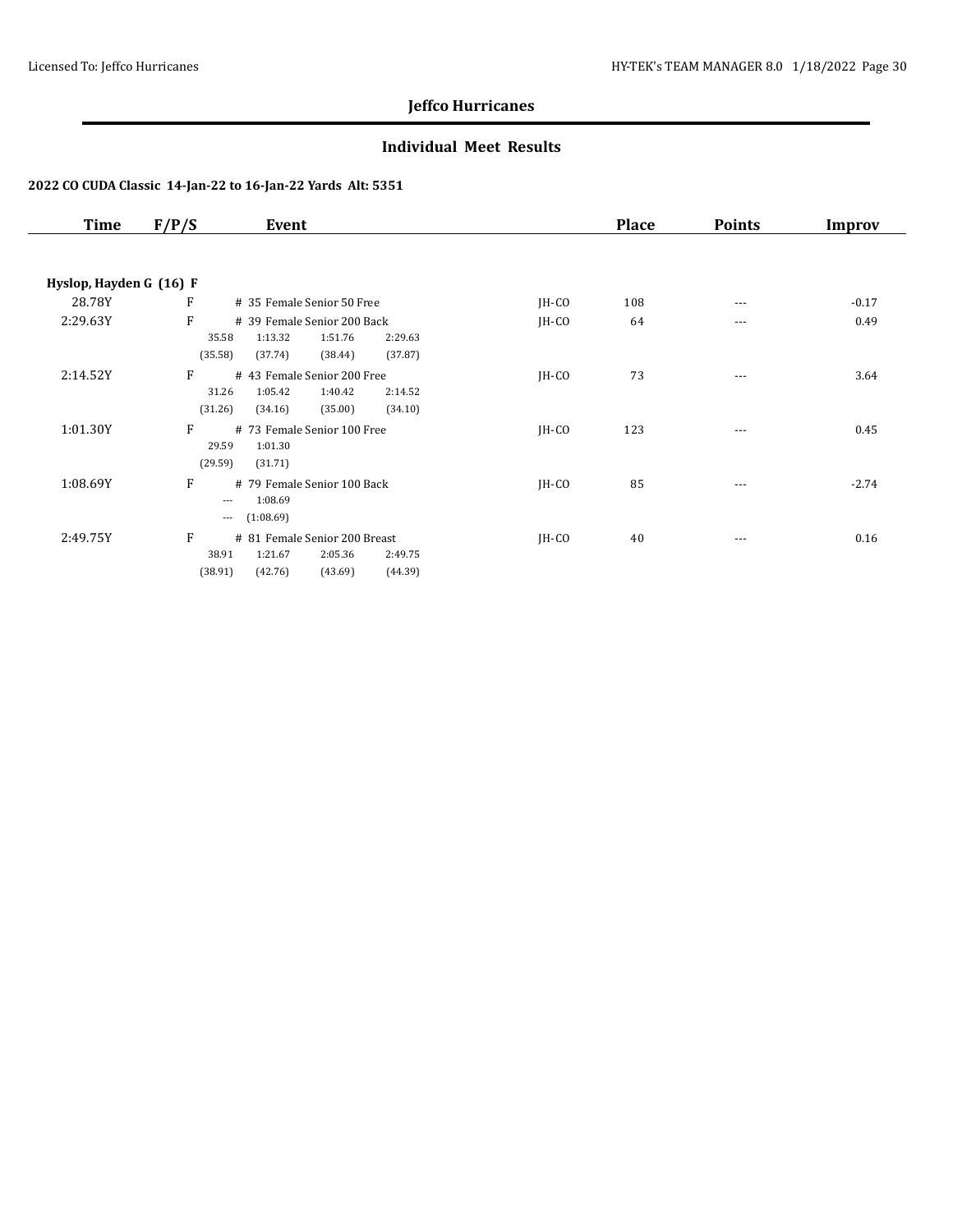## Jeffco Hurricanes

### Individual Meet Results

**2022 CO CUDA Classic 14-Jan-22 to 16-Jan-22 Yards Alt: 5351**

| Time | F/P/S | Event | | Place | Points | Improv |
|---|---|---|---|---|---|---|
| **Hyslop, Hayden G (16) F** | | | | | | |
| 28.78Y | F | # 35 Female Senior 50 Free | JH-CO | 108 | --- | -0.17 |
| 2:29.63Y | F | # 39 Female Senior 200 Back<br>35.58 1:13.32 1:51.76 2:29.63<br>(35.58) (37.74) (38.44) (37.87) | JH-CO | 64 | --- | 0.49 |
| 2:14.52Y | F | # 43 Female Senior 200 Free<br>31.26 1:05.42 1:40.42 2:14.52<br>(31.26) (34.16) (35.00) (34.10) | JH-CO | 73 | --- | 3.64 |
| 1:01.30Y | F | # 73 Female Senior 100 Free<br>29.59 1:01.30<br>(29.59) (31.71) | JH-CO | 123 | --- | 0.45 |
| 1:08.69Y | F | # 79 Female Senior 100 Back<br>--- 1:08.69<br>--- (1:08.69) | JH-CO | 85 | --- | -2.74 |
| 2:49.75Y | F | # 81 Female Senior 200 Breast<br>38.91 1:21.67 2:05.36 2:49.75<br>(38.91) (42.76) (43.69) (44.39) | JH-CO | 40 | --- | 0.16 |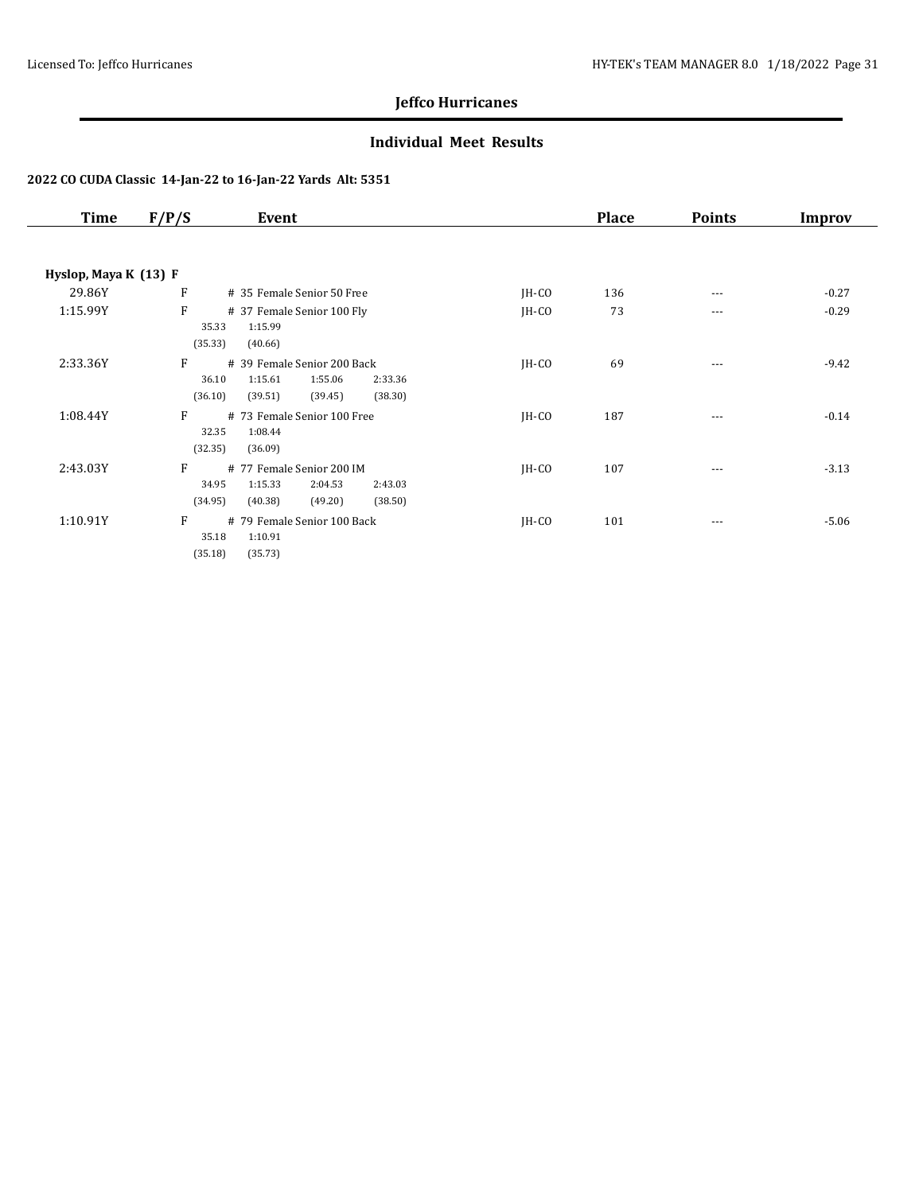## Jeffco Hurricanes

### Individual Meet Results

**2022 CO CUDA Classic 14-Jan-22 to 16-Jan-22 Yards Alt: 5351**

| Time | F/P/S | Event | | Place | Points | Improv |
|---|---|---|---|---|---|---|
| **Hyslop, Maya K (13) F** | | | | | | |
| 29.86Y | F | # 35 Female Senior 50 Free | JH-CO | 136 | --- | -0.27 |
| 1:15.99Y | F | # 37 Female Senior 100 Fly<br>35.33 1:15.99<br>(35.33) (40.66) | JH-CO | 73 | --- | -0.29 |
| 2:33.36Y | F | # 39 Female Senior 200 Back<br>36.10 1:15.61 1:55.06 2:33.36<br>(36.10) (39.51) (39.45) (38.30) | JH-CO | 69 | --- | -9.42 |
| 1:08.44Y | F | # 73 Female Senior 100 Free<br>32.35 1:08.44<br>(32.35) (36.09) | JH-CO | 187 | --- | -0.14 |
| 2:43.03Y | F | # 77 Female Senior 200 IM<br>34.95 1:15.33 2:04.53 2:43.03<br>(34.95) (40.38) (49.20) (38.50) | JH-CO | 107 | --- | -3.13 |
| 1:10.91Y | F | # 79 Female Senior 100 Back<br>35.18 1:10.91<br>(35.18) (35.73) | JH-CO | 101 | --- | -5.06 |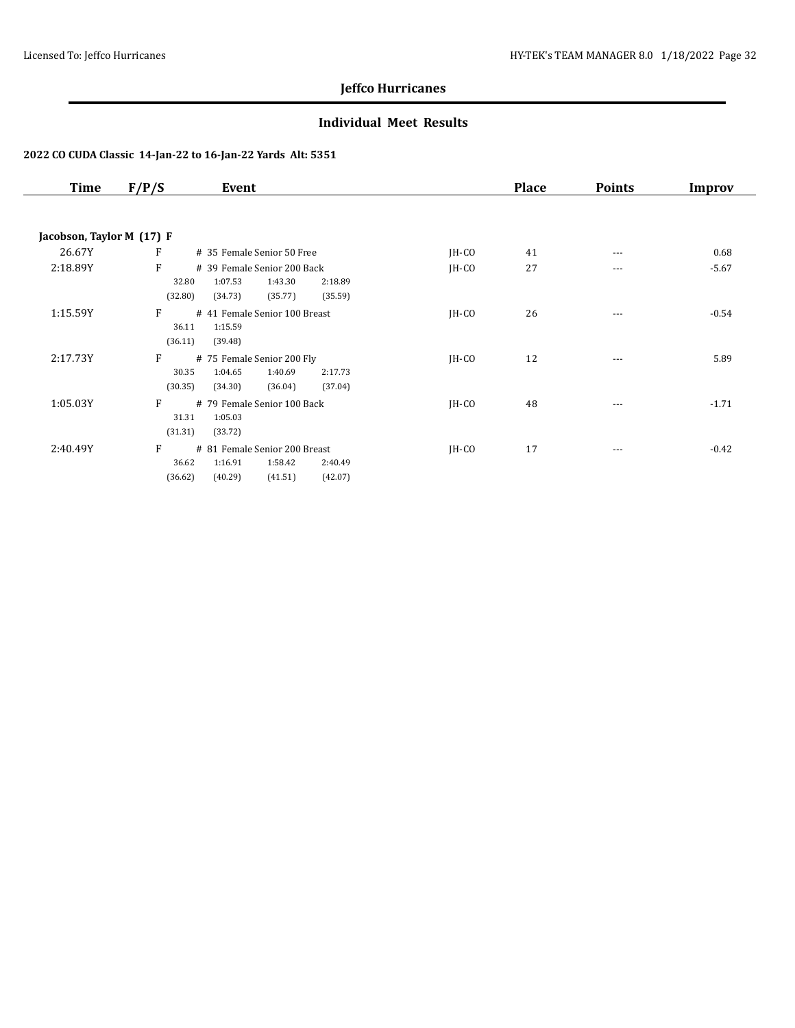**Jeffco Hurricanes**

**Individual Meet Results**

**2022 CO CUDA Classic 14-Jan-22 to 16-Jan-22 Yards Alt: 5351**

| Time | F/P/S | Event | | Place | Points | Improv |
|---|---|---|---|---|---|---|
| **Jacobson, Taylor M (17) F** | | | | | | |
| 26.67Y | F | # 35 Female Senior 50 Free | JH-CO | 41 | --- | 0.68 |
| 2:18.89Y | F | # 39 Female Senior 200 Back<br>32.80 1:07.53 1:43.30 2:18.89<br>(32.80) (34.73) (35.77) (35.59) | JH-CO | 27 | --- | -5.67 |
| 1:15.59Y | F | # 41 Female Senior 100 Breast<br>36.11 1:15.59<br>(36.11) (39.48) | JH-CO | 26 | --- | -0.54 |
| 2:17.73Y | F | # 75 Female Senior 200 Fly<br>30.35 1:04.65 1:40.69 2:17.73<br>(30.35) (34.30) (36.04) (37.04) | JH-CO | 12 | --- | 5.89 |
| 1:05.03Y | F | # 79 Female Senior 100 Back<br>31.31 1:05.03<br>(31.31) (33.72) | JH-CO | 48 | --- | -1.71 |
| 2:40.49Y | F | # 81 Female Senior 200 Breast<br>36.62 1:16.91 1:58.42 2:40.49<br>(36.62) (40.29) (41.51) (42.07) | JH-CO | 17 | --- | -0.42 |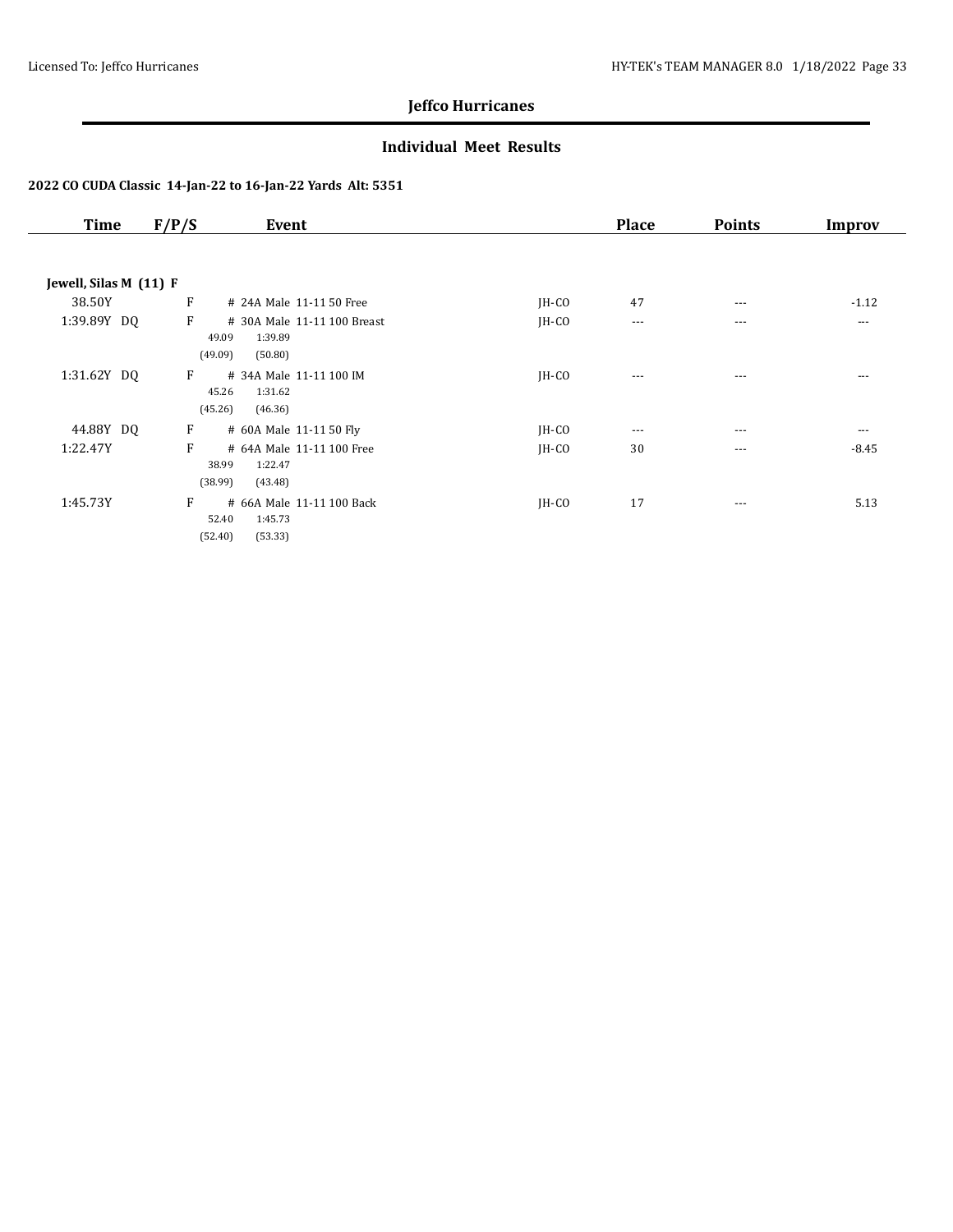## Jeffco Hurricanes

### Individual Meet Results

#### 2022 CO CUDA Classic 14-Jan-22 to 16-Jan-22 Yards Alt: 5351

| Time | F/P/S | Event | | Place | Points | Improv |
|---|---|---|---|---|---|---|
| **Jewell, Silas M (11) F** | | | | | | |
| 38.50Y | F | # 24A Male 11-11 50 Free | JH-CO | 47 | --- | -1.12 |
| 1:39.89Y DQ | F | # 30A Male 11-11 100 Breast<br>49.09 1:39.89<br>(49.09) (50.80) | JH-CO | --- | --- | --- |
| 1:31.62Y DQ | F | # 34A Male 11-11 100 IM<br>45.26 1:31.62<br>(45.26) (46.36) | JH-CO | --- | --- | --- |
| 44.88Y DQ | F | # 60A Male 11-11 50 Fly | JH-CO | --- | --- | --- |
| 1:22.47Y | F | # 64A Male 11-11 100 Free<br>38.99 1:22.47<br>(38.99) (43.48) | JH-CO | 30 | --- | -8.45 |
| 1:45.73Y | F | # 66A Male 11-11 100 Back<br>52.40 1:45.73<br>(52.40) (53.33) | JH-CO | 17 | --- | 5.13 |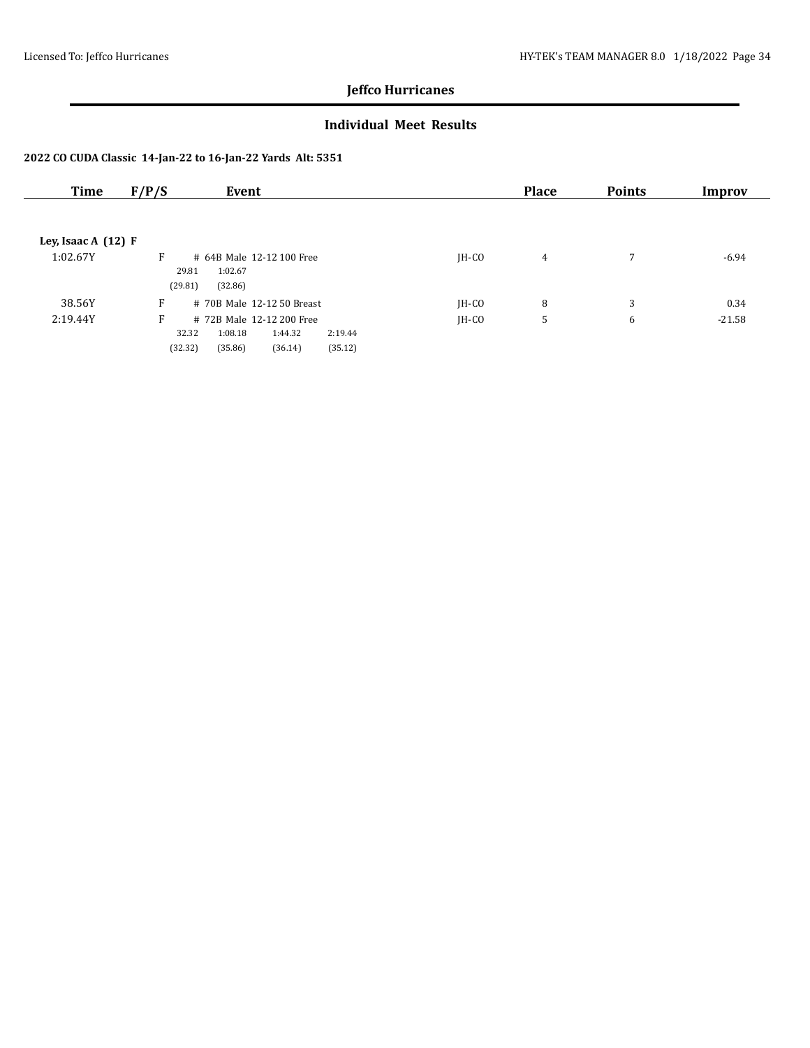## Jeffco Hurricanes

### Individual Meet Results

**2022 CO CUDA Classic 14-Jan-22 to 16-Jan-22 Yards Alt: 5351**

| Time | F/P/S | Event | | Place | Points | Improv |
|---|---|---|---|---|---|---|
| **Ley, Isaac A (12) F** | | | | | | |
| 1:02.67Y | F | # 64B Male 12-12 100 Free | JH-CO | 4 | 7 | -6.94 |
| | | 29.81 1:02.67<br>(29.81) (32.86) | | | | |
| 38.56Y | F | # 70B Male 12-12 50 Breast | JH-CO | 8 | 3 | 0.34 |
| 2:19.44Y | F | # 72B Male 12-12 200 Free | JH-CO | 5 | 6 | -21.58 |
| | | 32.32 1:08.18 1:44.32 2:19.44<br>(32.32) (35.86) (36.14) (35.12) | | | | |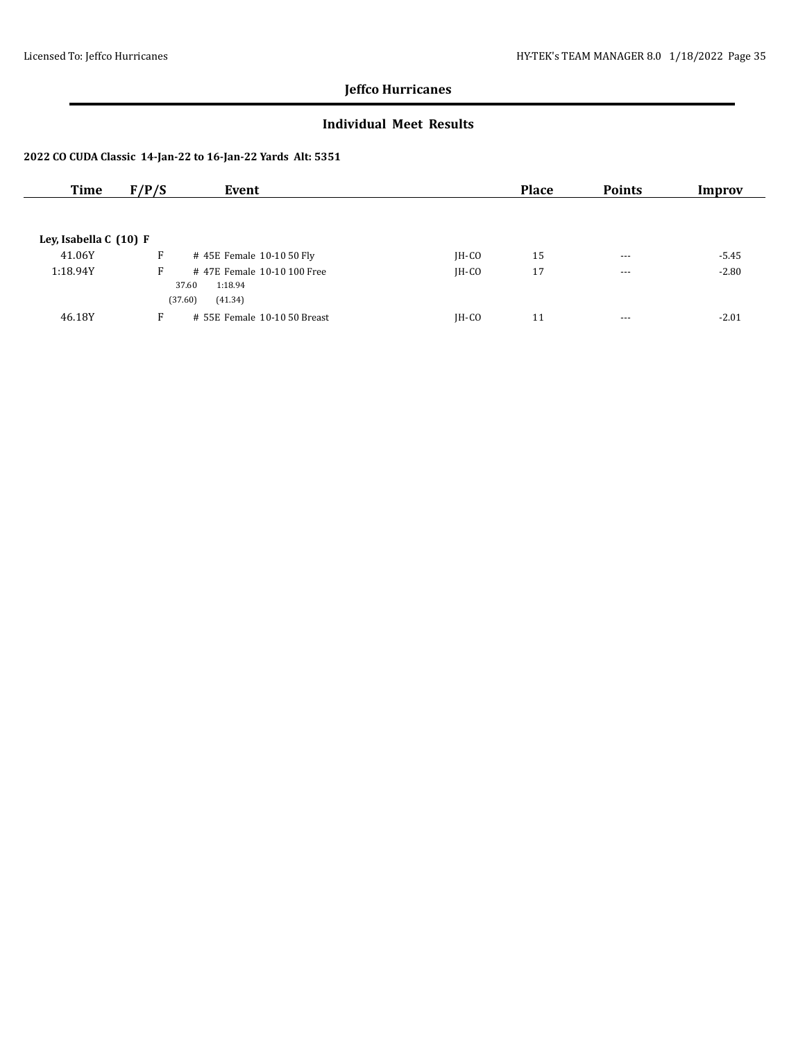## Jeffco Hurricanes

### Individual Meet Results

**2022 CO CUDA Classic 14-Jan-22 to 16-Jan-22 Yards Alt: 5351**

| Time | F/P/S | Event | | Place | Points | Improv |
|---|---|---|---|---|---|---|
| **Ley, Isabella C (10) F** | | | | | | |
| 41.06Y | F | # 45E Female 10-10 50 Fly | JH-CO | 15 | --- | -5.45 |
| 1:18.94Y | F | # 47E Female 10-10 100 Free<br>37.60 1:18.94<br>(37.60) (41.34) | JH-CO | 17 | --- | -2.80 |
| 46.18Y | F | # 55E Female 10-10 50 Breast | JH-CO | 11 | --- | -2.01 |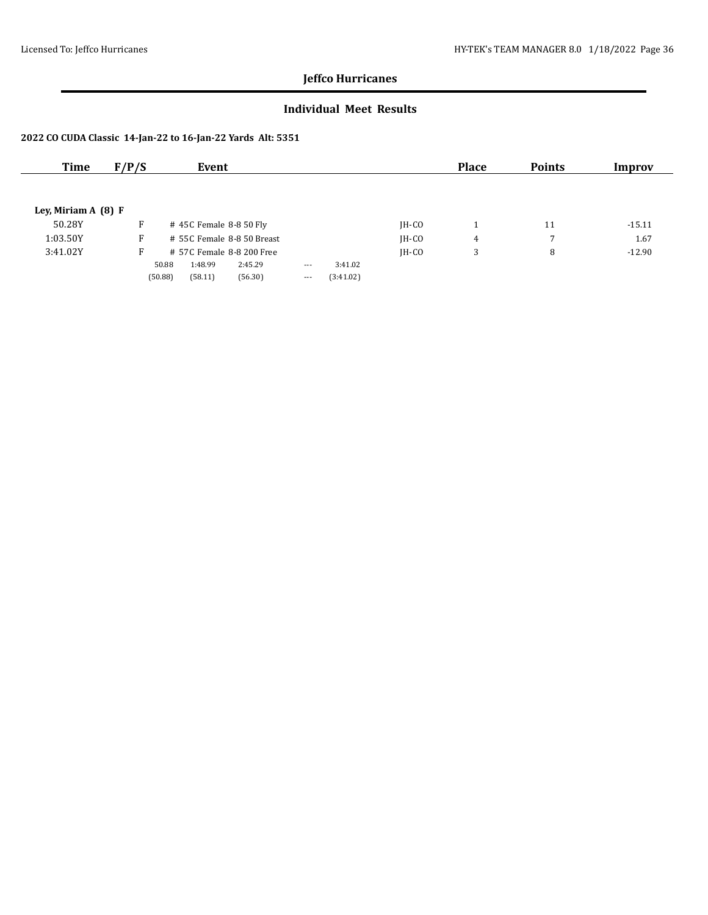# Jeffco Hurricanes

## Individual Meet Results

### 2022 CO CUDA Classic 14-Jan-22 to 16-Jan-22 Yards Alt: 5351

| Time | F/P/S | Event | | Place | Points | Improv |
|---|---|---|---|---|---|---|
| **Ley, Miriam A (8) F** | | | | | | |
| 50.28Y | F | # 45C Female 8-8 50 Fly | JH-CO | 1 | 11 | -15.11 |
| 1:03.50Y | F | # 55C Female 8-8 50 Breast | JH-CO | 4 | 7 | 1.67 |
| 3:41.02Y | F | # 57C Female 8-8 200 Free | JH-CO | 3 | 8 | -12.90 |
| | | 50.88 1:48.99 2:45.29 --- 3:41.02 | | | | |
| | | (50.88) (58.11) (56.30) --- (3:41.02) | | | | |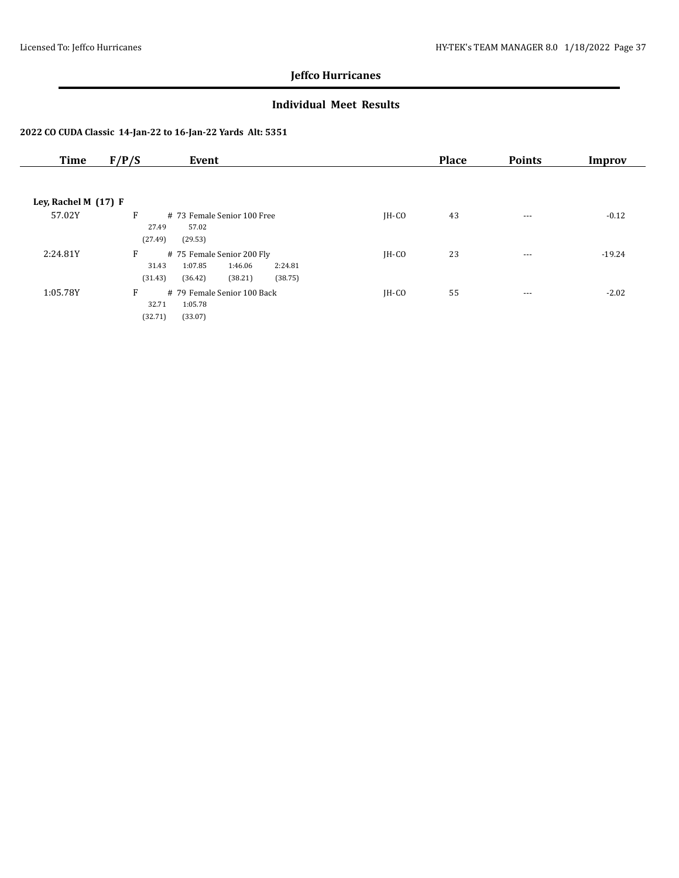## Jeffco Hurricanes

### Individual Meet Results

#### 2022 CO CUDA Classic 14-Jan-22 to 16-Jan-22 Yards Alt: 5351

| Time | F/P/S | Event | | Place | Points | Improv |
|---|---|---|---|---|---|---|
| **Ley, Rachel M (17) F** | | | | | | |
| 57.02Y | F | # 73 Female Senior 100 Free<br>27.49 57.02<br>(27.49) (29.53) | JH-CO | 43 | --- | -0.12 |
| 2:24.81Y | F | # 75 Female Senior 200 Fly<br>31.43 1:07.85 1:46.06 2:24.81<br>(31.43) (36.42) (38.21) (38.75) | JH-CO | 23 | --- | -19.24 |
| 1:05.78Y | F | # 79 Female Senior 100 Back<br>32.71 1:05.78<br>(32.71) (33.07) | JH-CO | 55 | --- | -2.02 |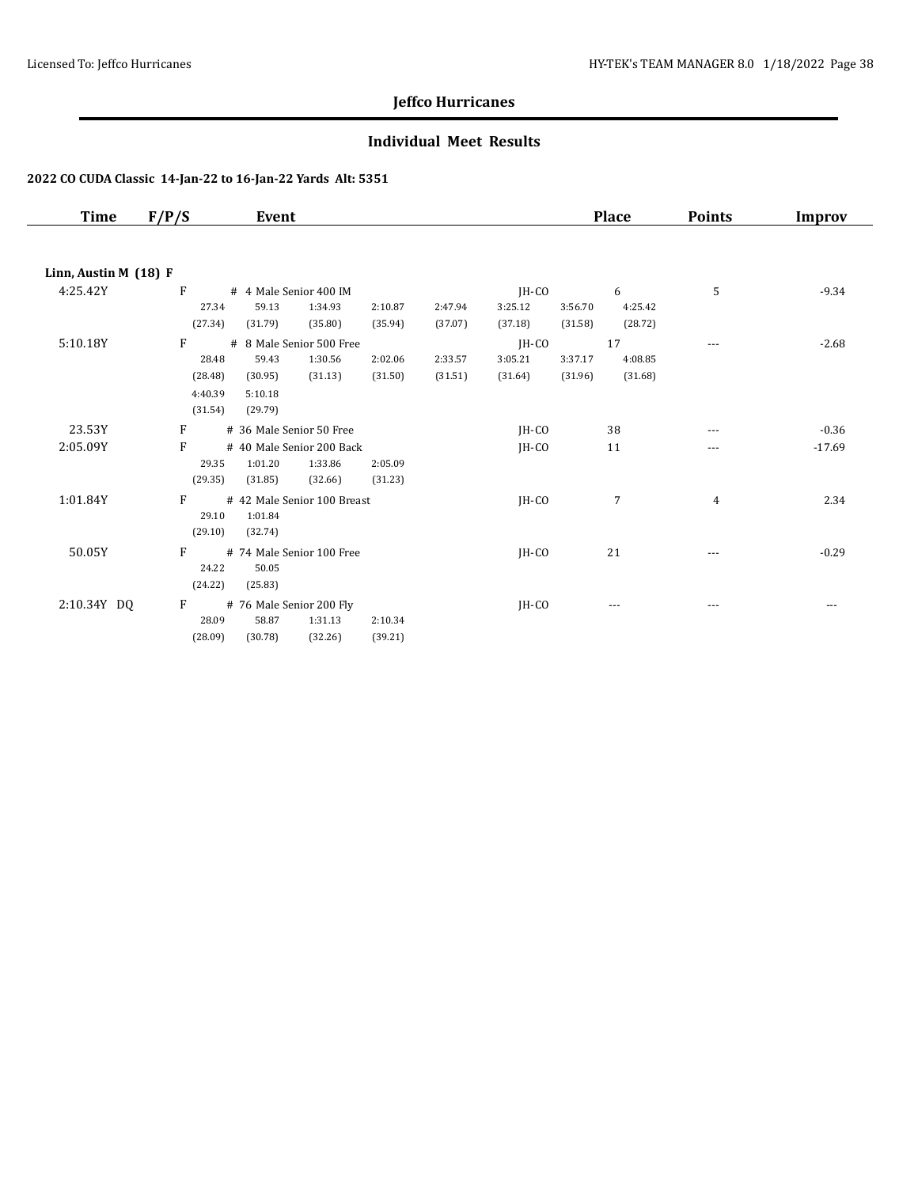# Jeffco Hurricanes

## Individual Meet Results

### 2022 CO CUDA Classic 14-Jan-22 to 16-Jan-22 Yards Alt: 5351

| Time | F/P/S | Event | | Place | Points | Improv |
|---|---|---|---|---|---|---|
| **Linn, Austin M (18) F** | | | | | | |
| 4:25.42Y | F | # 4 Male Senior 400 IM | JH-CO | 6 | 5 | -9.34 |
| | | 27.34 (27.34) 59.13 (31.79) 1:34.93 (35.80) 2:10.87 (35.94) 2:47.94 (37.07) 3:25.12 (37.18) 3:56.70 (31.58) 4:25.42 (28.72) | | | | |
| 5:10.18Y | F | # 8 Male Senior 500 Free | JH-CO | 17 | --- | -2.68 |
| | | 28.48 (28.48) 59.43 (30.95) 1:30.56 (31.13) 2:02.06 (31.50) 2:33.57 (31.51) 3:05.21 (31.64) 3:37.17 (31.96) 4:08.85 (31.68) 4:40.39 (31.54) 5:10.18 (29.79) | | | | |
| 23.53Y | F | # 36 Male Senior 50 Free | JH-CO | 38 | --- | -0.36 |
| 2:05.09Y | F | # 40 Male Senior 200 Back | JH-CO | 11 | --- | -17.69 |
| | | 29.35 (29.35) 1:01.20 (31.85) 1:33.86 (32.66) 2:05.09 (31.23) | | | | |
| 1:01.84Y | F | # 42 Male Senior 100 Breast | JH-CO | 7 | 4 | 2.34 |
| | | 29.10 (29.10) 1:01.84 (32.74) | | | | |
| 50.05Y | F | # 74 Male Senior 100 Free | JH-CO | 21 | --- | -0.29 |
| | | 24.22 (24.22) 50.05 (25.83) | | | | |
| 2:10.34Y DQ | F | # 76 Male Senior 200 Fly | JH-CO | --- | --- | --- |
| | | 28.09 (28.09) 58.87 (30.78) 1:31.13 (32.26) 2:10.34 (39.21) | | | | |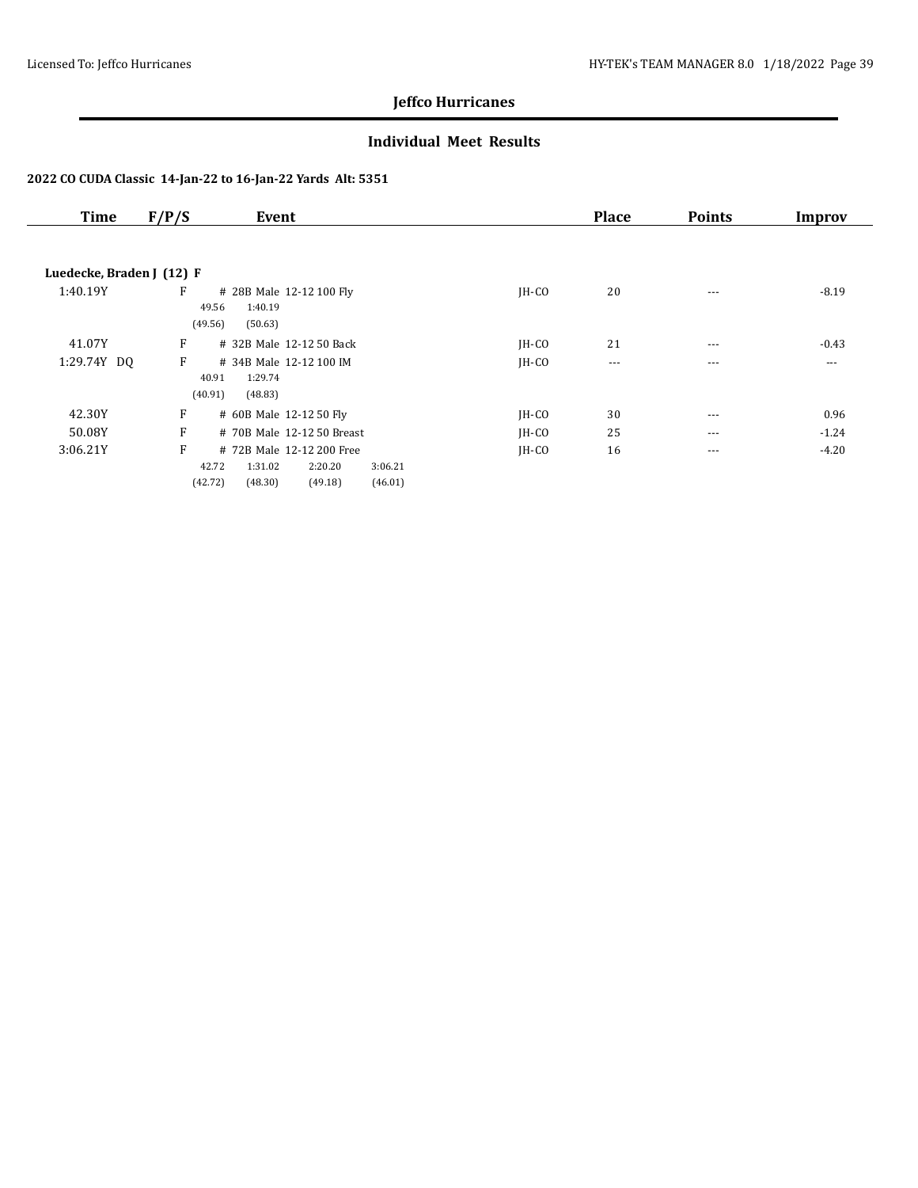## Jeffco Hurricanes

### Individual Meet Results

**2022 CO CUDA Classic 14-Jan-22 to 16-Jan-22 Yards Alt: 5351**

| Time | F/P/S | Event | | Place | Points | Improv |
|---|---|---|---|---|---|---|
| **Luedecke, Braden J (12) F** | | | | | | |
| 1:40.19Y | F | # 28B Male 12-12 100 Fly<br>49.56 1:40.19<br>(49.56) (50.63) | JH-CO | 20 | --- | -8.19 |
| 41.07Y | F | # 32B Male 12-12 50 Back | JH-CO | 21 | --- | -0.43 |
| 1:29.74Y DQ | F | # 34B Male 12-12 100 IM<br>40.91 1:29.74<br>(40.91) (48.83) | JH-CO | --- | --- | --- |
| 42.30Y | F | # 60B Male 12-12 50 Fly | JH-CO | 30 | --- | 0.96 |
| 50.08Y | F | # 70B Male 12-12 50 Breast | JH-CO | 25 | --- | -1.24 |
| 3:06.21Y | F | # 72B Male 12-12 200 Free<br>42.72 1:31.02 2:20.20 3:06.21<br>(42.72) (48.30) (49.18) (46.01) | JH-CO | 16 | --- | -4.20 |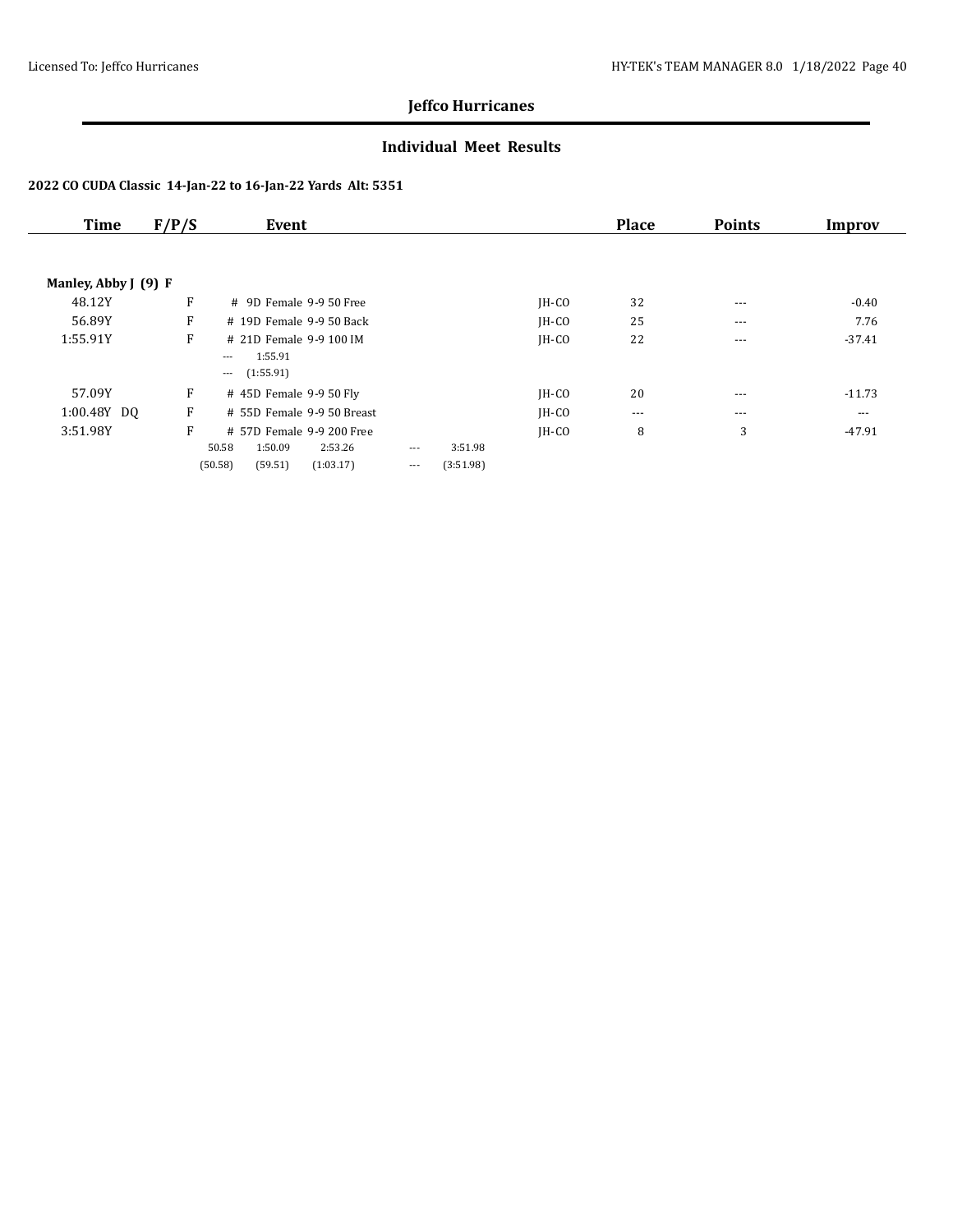## Jeffco Hurricanes

### Individual Meet Results

**2022 CO CUDA Classic 14-Jan-22 to 16-Jan-22 Yards Alt: 5351**

| Time | F/P/S | Event | | Place | Points | Improv |
|---|---|---|---|---|---|---|
| **Manley, Abby J (9) F** | | | | | | |
| 48.12Y | F | # 9D Female 9-9 50 Free | JH-CO | 32 | --- | -0.40 |
| 56.89Y | F | # 19D Female 9-9 50 Back | JH-CO | 25 | --- | 7.76 |
| 1:55.91Y | F | # 21D Female 9-9 100 IM<br>--- 1:55.91<br>--- (1:55.91) | JH-CO | 22 | --- | -37.41 |
| 57.09Y | F | # 45D Female 9-9 50 Fly | JH-CO | 20 | --- | -11.73 |
| 1:00.48Y DQ | F | # 55D Female 9-9 50 Breast | JH-CO | --- | --- | --- |
| 3:51.98Y | F | # 57D Female 9-9 200 Free<br>50.58 1:50.09 2:53.26 --- 3:51.98<br>(50.58) (59.51) (1:03.17) --- (3:51.98) | JH-CO | 8 | 3 | -47.91 |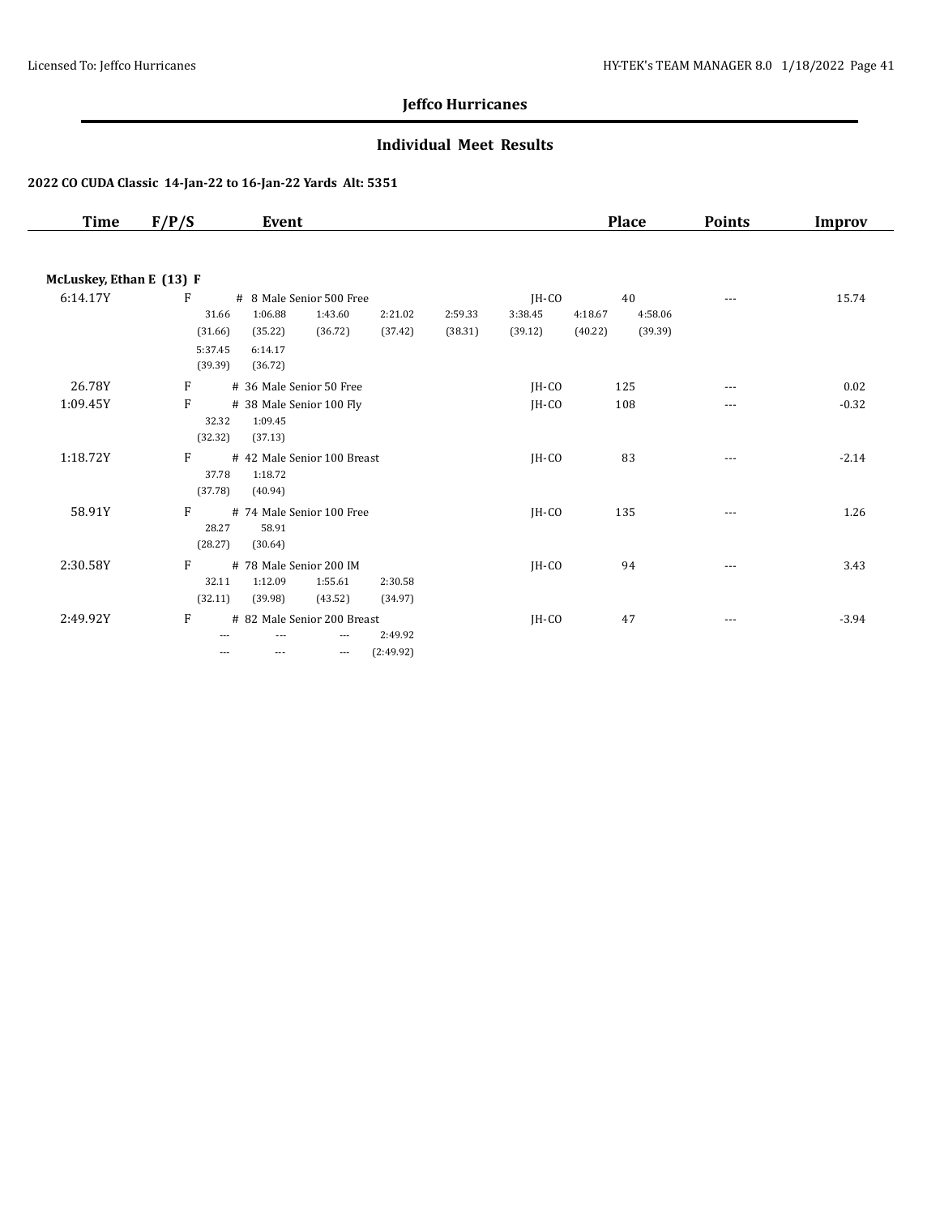## Jeffco Hurricanes

### Individual Meet Results

#### 2022 CO CUDA Classic 14-Jan-22 to 16-Jan-22 Yards Alt: 5351

| Time | F/P/S | Event | | Place | Points | Improv |
|---|---|---|---|---|---|---|
| **McLuskey, Ethan E (13) F** | | | | | | |
| 6:14.17Y | F | # 8 Male Senior 500 Free | JH-CO | 40 | --- | 15.74 |
| | | 31.66 (31.66), 1:06.88 (35.22), 1:43.60 (36.72), 2:21.02 (37.42), 2:59.33 (38.31), 3:38.45 (39.12), 4:18.67 (40.22), 4:58.06 (39.39), 5:37.45 (39.39), 6:14.17 (36.72) | | | | |
| 26.78Y | F | # 36 Male Senior 50 Free | JH-CO | 125 | --- | 0.02 |
| 1:09.45Y | F | # 38 Male Senior 100 Fly | JH-CO | 108 | --- | -0.32 |
| | | 32.32 (32.32), 1:09.45 (37.13) | | | | |
| 1:18.72Y | F | # 42 Male Senior 100 Breast | JH-CO | 83 | --- | -2.14 |
| | | 37.78 (37.78), 1:18.72 (40.94) | | | | |
| 58.91Y | F | # 74 Male Senior 100 Free | JH-CO | 135 | --- | 1.26 |
| | | 28.27 (28.27), 58.91 (30.64) | | | | |
| 2:30.58Y | F | # 78 Male Senior 200 IM | JH-CO | 94 | --- | 3.43 |
| | | 32.11 (32.11), 1:12.09 (39.98), 1:55.61 (43.52), 2:30.58 (34.97) | | | | |
| 2:49.92Y | F | # 82 Male Senior 200 Breast | JH-CO | 47 | --- | -3.94 |
| | | --- (---), --- (---), --- (---), 2:49.92 (2:49.92) | | | | |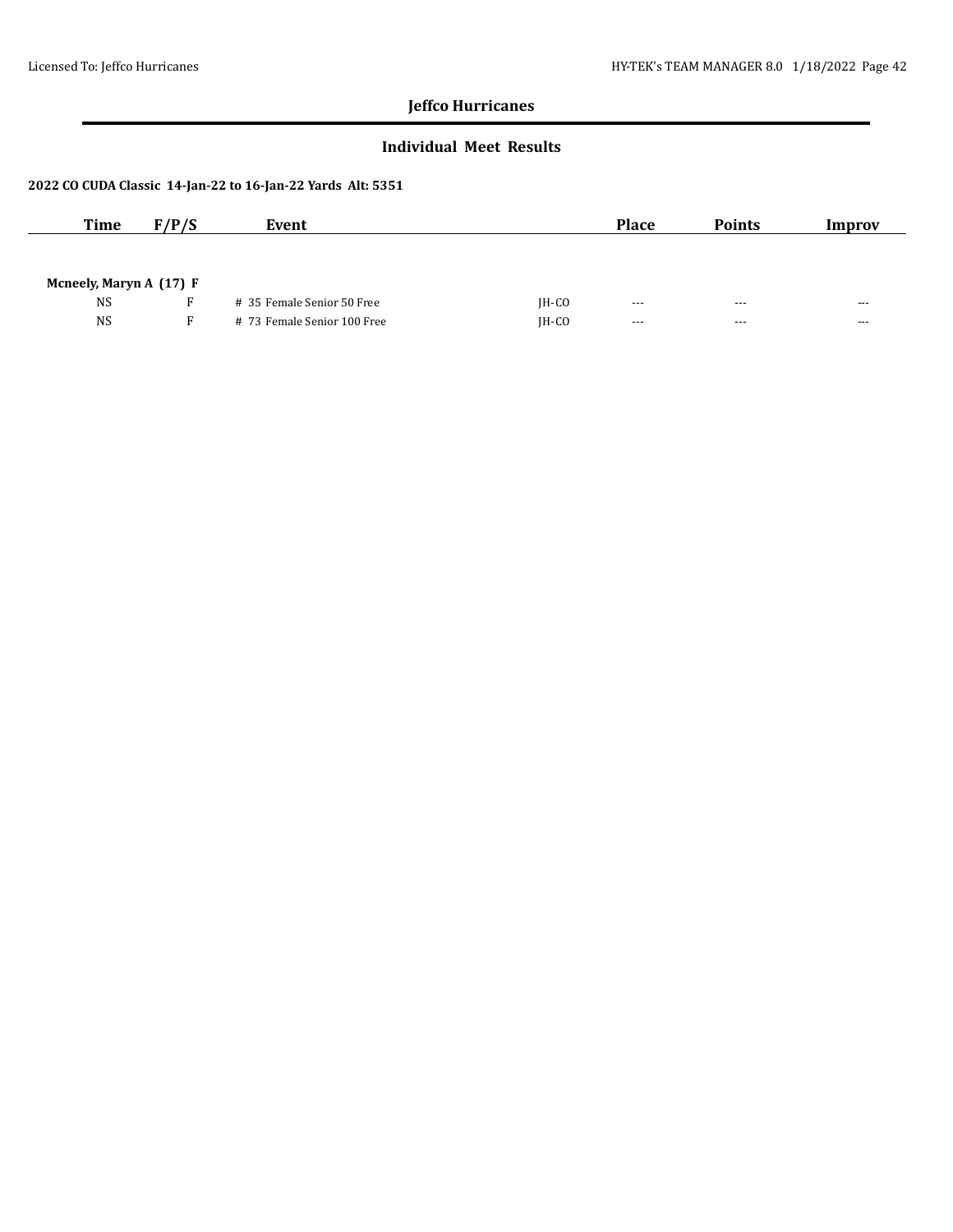## Jeffco Hurricanes

### Individual Meet Results

**2022 CO CUDA Classic 14-Jan-22 to 16-Jan-22 Yards Alt: 5351**

| Time | F/P/S | Event | | Place | Points | Improv |
|---|---|---|---|---|---|---|
| **Mcneely, Maryn A (17) F** | | | | | | |
| NS | F | # 35 Female Senior 50 Free | JH-CO | --- | --- | --- |
| NS | F | # 73 Female Senior 100 Free | JH-CO | --- | --- | --- |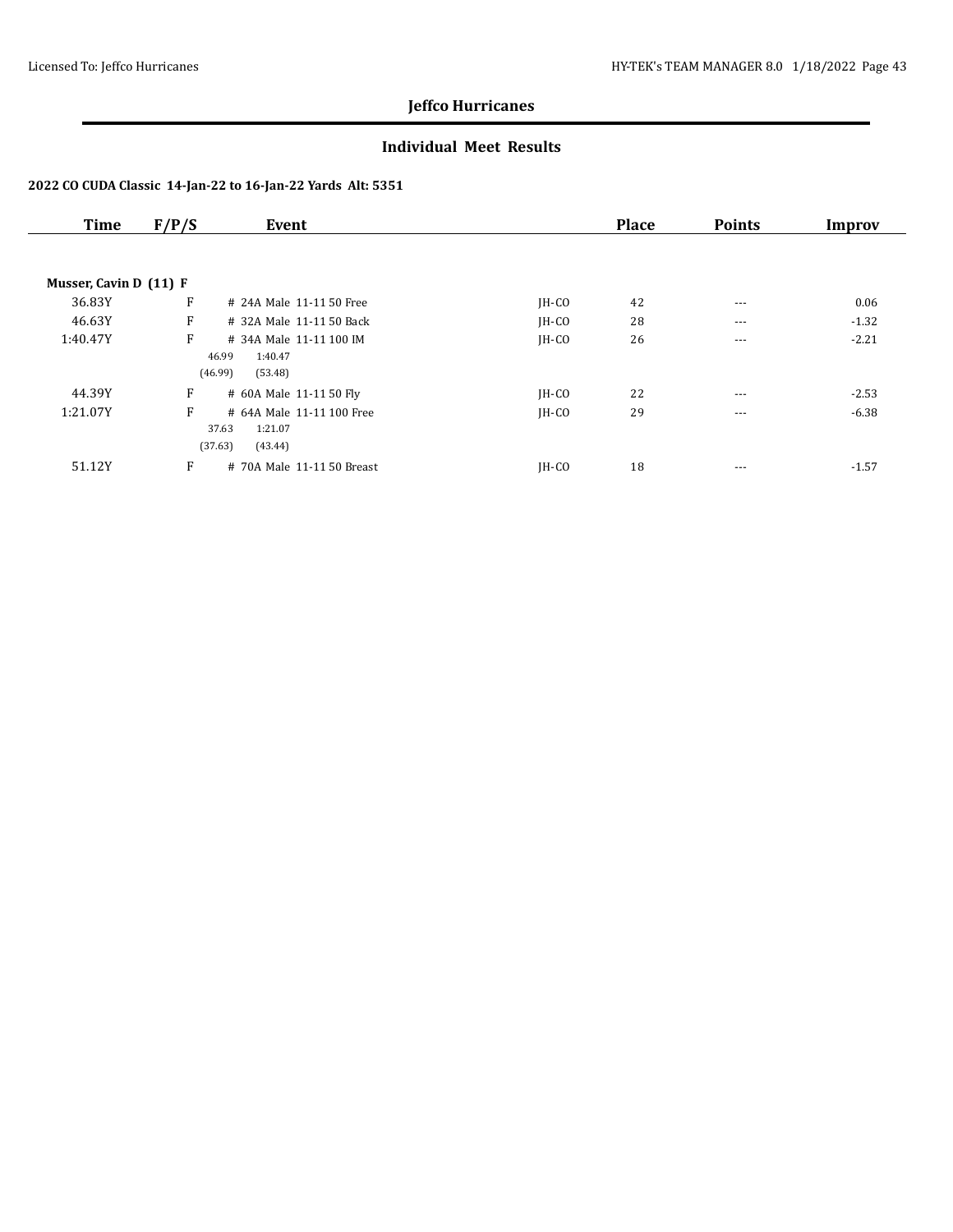## Jeffco Hurricanes

### Individual Meet Results

**2022 CO CUDA Classic 14-Jan-22 to 16-Jan-22 Yards Alt: 5351**

| Time | F/P/S | Event | | Place | Points | Improv |
|---|---|---|---|---|---|---|
| **Musser, Cavin D (11) F** | | | | | | |
| 36.83Y | F | # 24A Male 11-11 50 Free | JH-CO | 42 | --- | 0.06 |
| 46.63Y | F | # 32A Male 11-11 50 Back | JH-CO | 28 | --- | -1.32 |
| 1:40.47Y | F | # 34A Male 11-11 100 IM | JH-CO | 26 | --- | -2.21 |
| | | 46.99 1:40.47 | | | | |
| | | (46.99) (53.48) | | | | |
| 44.39Y | F | # 60A Male 11-11 50 Fly | JH-CO | 22 | --- | -2.53 |
| 1:21.07Y | F | # 64A Male 11-11 100 Free | JH-CO | 29 | --- | -6.38 |
| | | 37.63 1:21.07 | | | | |
| | | (37.63) (43.44) | | | | |
| 51.12Y | F | # 70A Male 11-11 50 Breast | JH-CO | 18 | --- | -1.57 |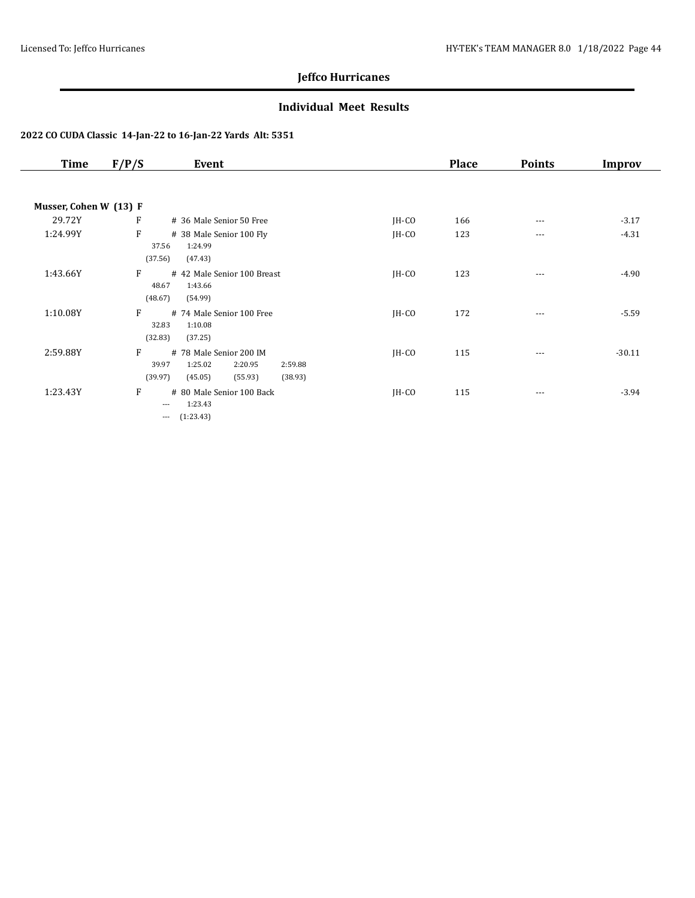## Jeffco Hurricanes

### Individual Meet Results

#### 2022 CO CUDA Classic 14-Jan-22 to 16-Jan-22 Yards Alt: 5351

| Time | F/P/S | Event | | Place | Points | Improv |
|---|---|---|---|---|---|---|
| **Musser, Cohen W (13) F** | | | | | | |
| 29.72Y | F | # 36 Male Senior 50 Free | JH-CO | 166 | --- | -3.17 |
| 1:24.99Y | F | # 38 Male Senior 100 Fly<br>37.56 1:24.99<br>(37.56) (47.43) | JH-CO | 123 | --- | -4.31 |
| 1:43.66Y | F | # 42 Male Senior 100 Breast<br>48.67 1:43.66<br>(48.67) (54.99) | JH-CO | 123 | --- | -4.90 |
| 1:10.08Y | F | # 74 Male Senior 100 Free<br>32.83 1:10.08<br>(32.83) (37.25) | JH-CO | 172 | --- | -5.59 |
| 2:59.88Y | F | # 78 Male Senior 200 IM<br>39.97 1:25.02 2:20.95 2:59.88<br>(39.97) (45.05) (55.93) (38.93) | JH-CO | 115 | --- | -30.11 |
| 1:23.43Y | F | # 80 Male Senior 100 Back<br>--- 1:23.43<br>--- (1:23.43) | JH-CO | 115 | --- | -3.94 |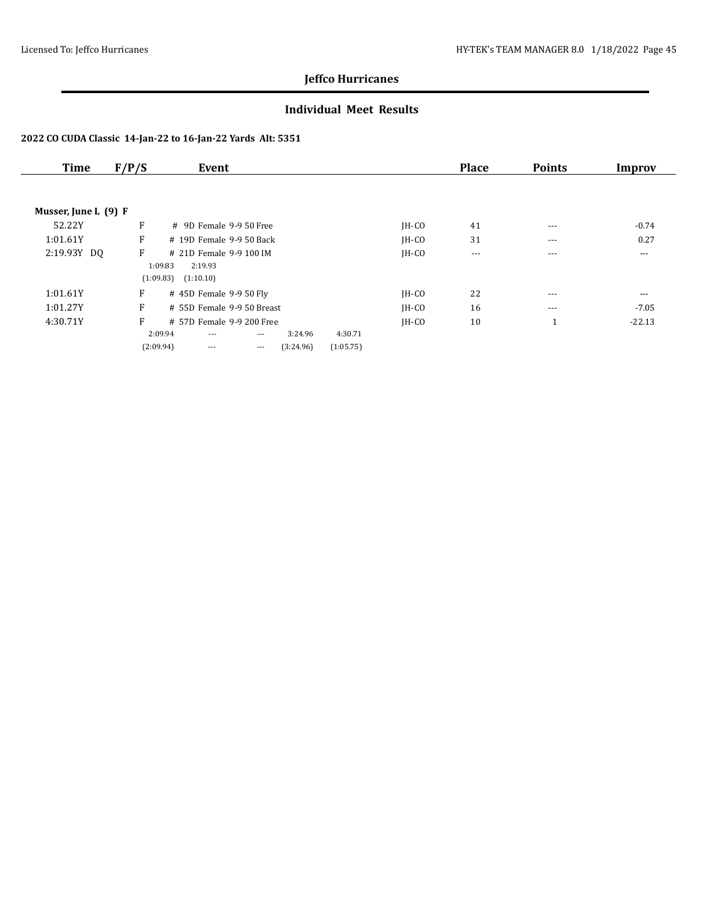## Jeffco Hurricanes

### Individual Meet Results

**2022 CO CUDA Classic 14-Jan-22 to 16-Jan-22 Yards Alt: 5351**

| Time | F/P/S | Event | | Place | Points | Improv |
|---|---|---|---|---|---|---|
| **Musser, June L (9) F** | | | | | | |
| 52.22Y | F | # 9D Female 9-9 50 Free | JH-CO | 41 | --- | -0.74 |
| 1:01.61Y | F | # 19D Female 9-9 50 Back | JH-CO | 31 | --- | 0.27 |
| 2:19.93Y DQ | F | # 21D Female 9-9 100 IM<br>1:09.83 2:19.93<br>(1:09.83) (1:10.10) | JH-CO | --- | --- | --- |
| 1:01.61Y | F | # 45D Female 9-9 50 Fly | JH-CO | 22 | --- | --- |
| 1:01.27Y | F | # 55D Female 9-9 50 Breast | JH-CO | 16 | --- | -7.05 |
| 4:30.71Y | F | # 57D Female 9-9 200 Free<br>2:09.94 --- --- 3:24.96 4:30.71<br>(2:09.94) --- --- (3:24.96) (1:05.75) | JH-CO | 10 | 1 | -22.13 |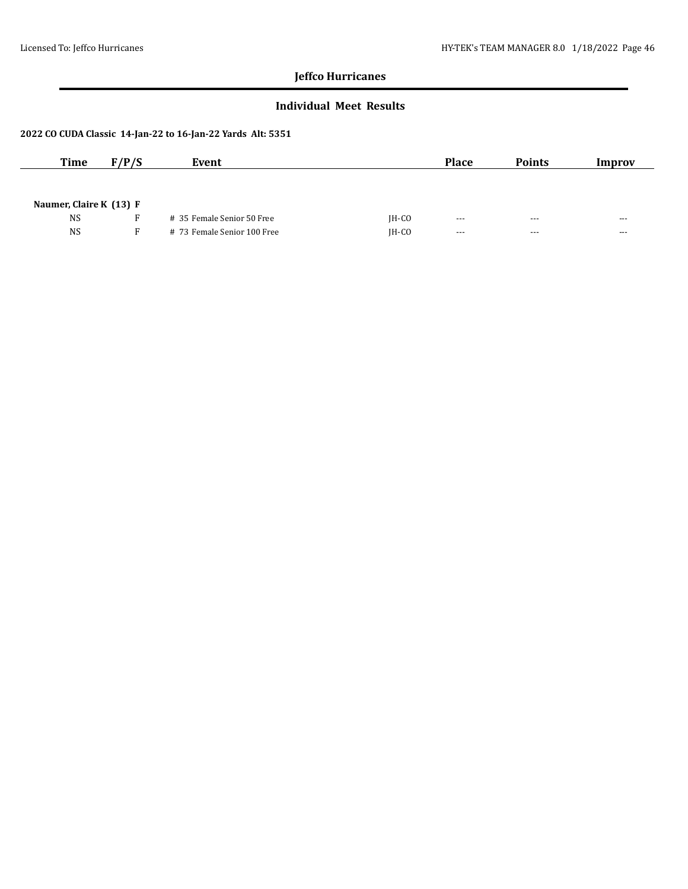## Jeffco Hurricanes

### Individual Meet Results

**2022 CO CUDA Classic 14-Jan-22 to 16-Jan-22 Yards Alt: 5351**

| Time | F/P/S | Event | | Place | Points | Improv |
|---|---|---|---|---|---|---|
| **Naumer, Claire K (13) F** | | | | | | |
| NS | F | # 35 Female Senior 50 Free | JH-CO | --- | --- | --- |
| NS | F | # 73 Female Senior 100 Free | JH-CO | --- | --- | --- |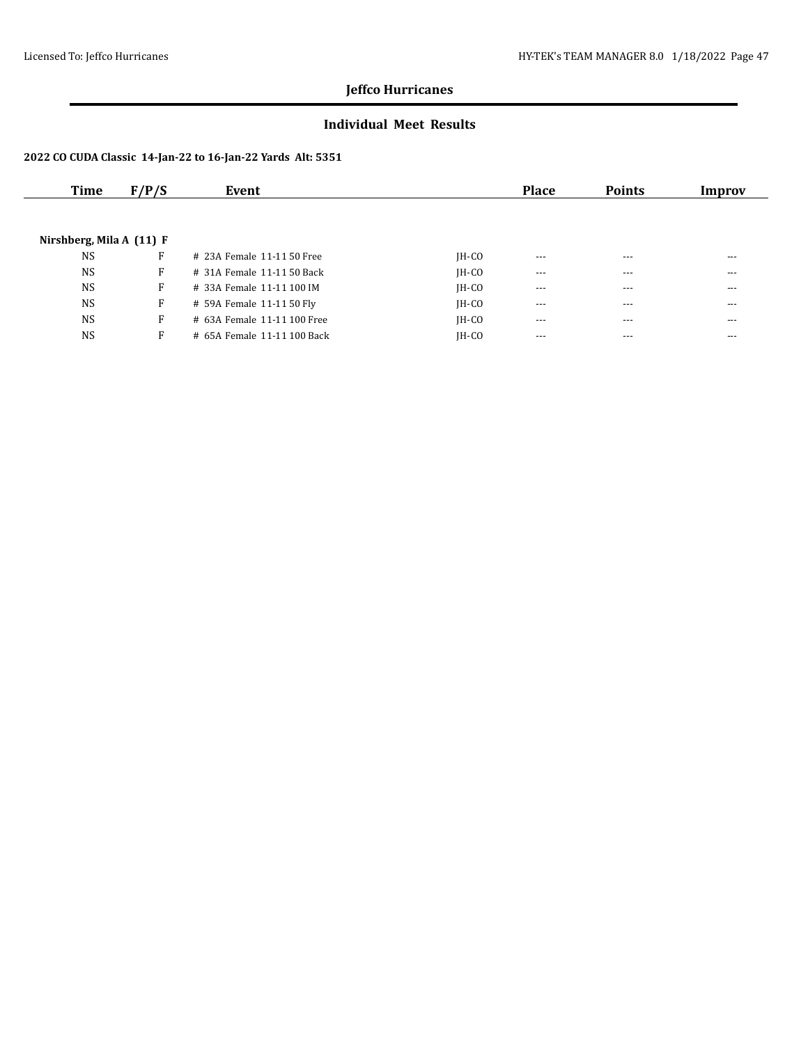## Jeffco Hurricanes

### Individual Meet Results

**2022 CO CUDA Classic 14-Jan-22 to 16-Jan-22 Yards Alt: 5351**

| Time | F/P/S | Event | | Place | Points | Improv |
|---|---|---|---|---|---|---|
| **Nirshberg, Mila A (11) F** | | | | | | |
| NS | F | # 23A Female 11-11 50 Free | JH-CO | --- | --- | --- |
| NS | F | # 31A Female 11-11 50 Back | JH-CO | --- | --- | --- |
| NS | F | # 33A Female 11-11 100 IM | JH-CO | --- | --- | --- |
| NS | F | # 59A Female 11-11 50 Fly | JH-CO | --- | --- | --- |
| NS | F | # 63A Female 11-11 100 Free | JH-CO | --- | --- | --- |
| NS | F | # 65A Female 11-11 100 Back | JH-CO | --- | --- | --- |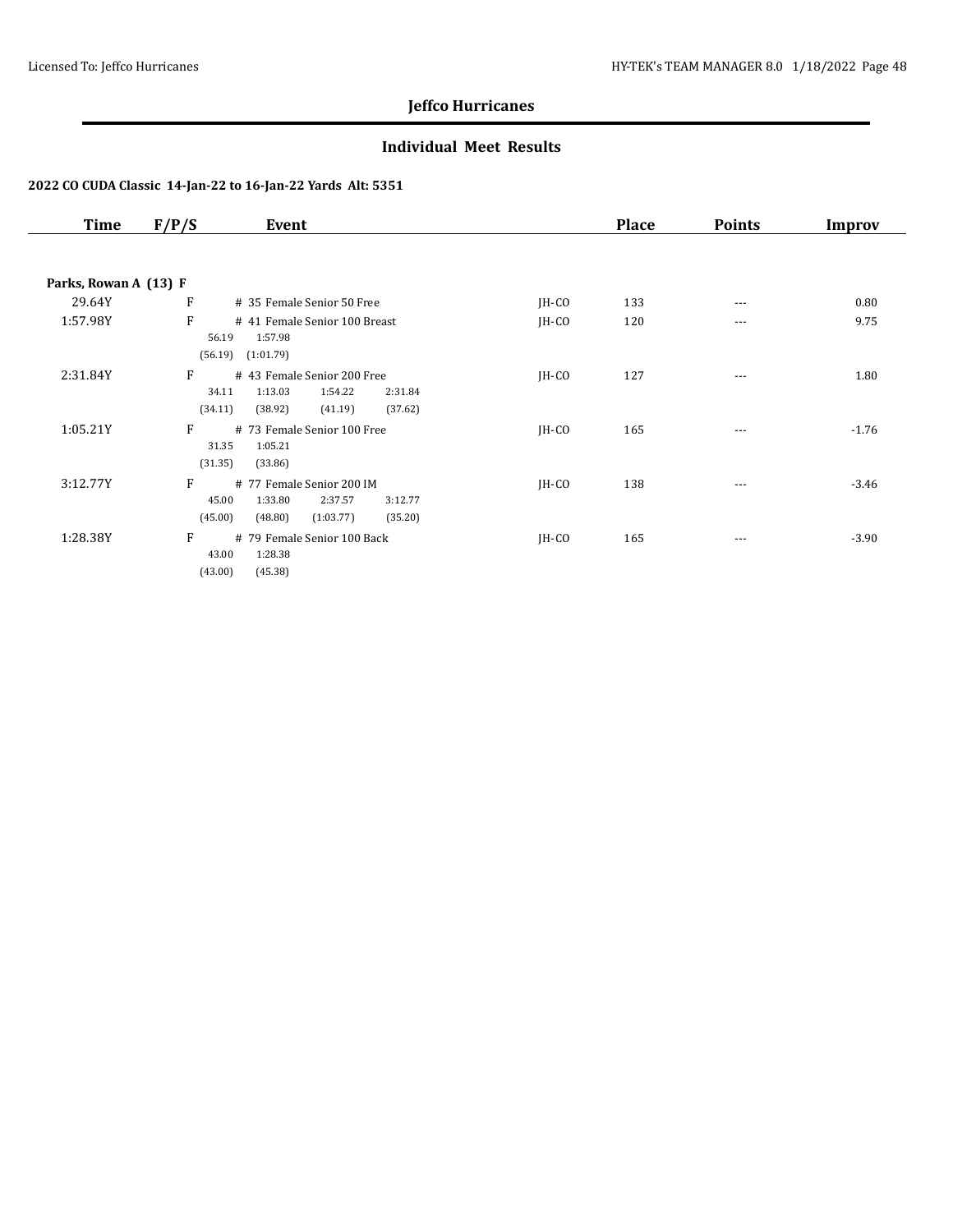## Jeffco Hurricanes

### Individual Meet Results

#### 2022 CO CUDA Classic 14-Jan-22 to 16-Jan-22 Yards Alt: 5351

| Time | F/P/S | Event | | Place | Points | Improv |
|---|---|---|---|---|---|---|
| **Parks, Rowan A (13) F** | | | | | | |
| 29.64Y | F | # 35 Female Senior 50 Free | JH-CO | 133 | --- | 0.80 |
| 1:57.98Y | F | # 41 Female Senior 100 Breast<br>56.19 1:57.98<br>(56.19) (1:01.79) | JH-CO | 120 | --- | 9.75 |
| 2:31.84Y | F | # 43 Female Senior 200 Free<br>34.11 1:13.03 1:54.22 2:31.84<br>(34.11) (38.92) (41.19) (37.62) | JH-CO | 127 | --- | 1.80 |
| 1:05.21Y | F | # 73 Female Senior 100 Free<br>31.35 1:05.21<br>(31.35) (33.86) | JH-CO | 165 | --- | -1.76 |
| 3:12.77Y | F | # 77 Female Senior 200 IM<br>45.00 1:33.80 2:37.57 3:12.77<br>(45.00) (48.80) (1:03.77) (35.20) | JH-CO | 138 | --- | -3.46 |
| 1:28.38Y | F | # 79 Female Senior 100 Back<br>43.00 1:28.38<br>(43.00) (45.38) | JH-CO | 165 | --- | -3.90 |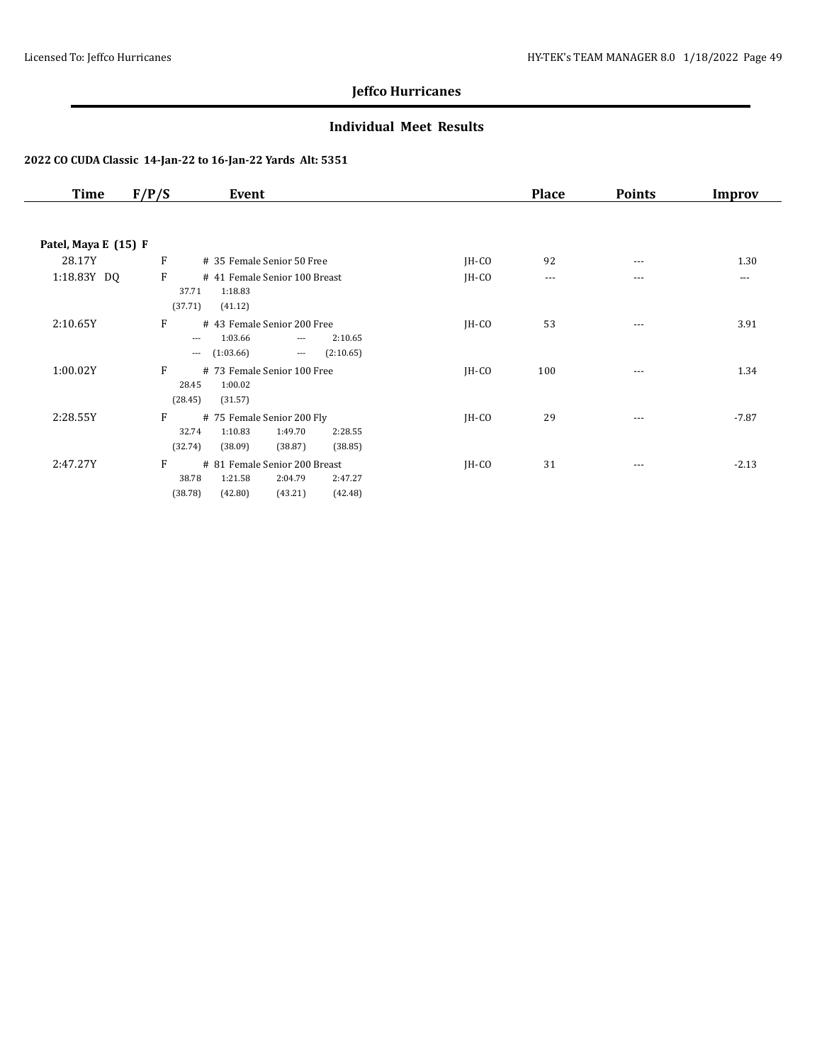## Jeffco Hurricanes

### Individual Meet Results

**2022 CO CUDA Classic 14-Jan-22 to 16-Jan-22 Yards Alt: 5351**

| Time | F/P/S | Event | | Place | Points | Improv |
|---|---|---|---|---|---|---|
| **Patel, Maya E (15) F** | | | | | | |
| 28.17Y | F | # 35 Female Senior 50 Free | JH-CO | 92 | --- | 1.30 |
| 1:18.83Y DQ | F | # 41 Female Senior 100 Breast<br>37.71 1:18.83<br>(37.71) (41.12) | JH-CO | --- | --- | --- |
| 2:10.65Y | F | # 43 Female Senior 200 Free<br>--- 1:03.66 --- 2:10.65<br>--- (1:03.66) --- (2:10.65) | JH-CO | 53 | --- | 3.91 |
| 1:00.02Y | F | # 73 Female Senior 100 Free<br>28.45 1:00.02<br>(28.45) (31.57) | JH-CO | 100 | --- | 1.34 |
| 2:28.55Y | F | # 75 Female Senior 200 Fly<br>32.74 1:10.83 1:49.70 2:28.55<br>(32.74) (38.09) (38.87) (38.85) | JH-CO | 29 | --- | -7.87 |
| 2:47.27Y | F | # 81 Female Senior 200 Breast<br>38.78 1:21.58 2:04.79 2:47.27<br>(38.78) (42.80) (43.21) (42.48) | JH-CO | 31 | --- | -2.13 |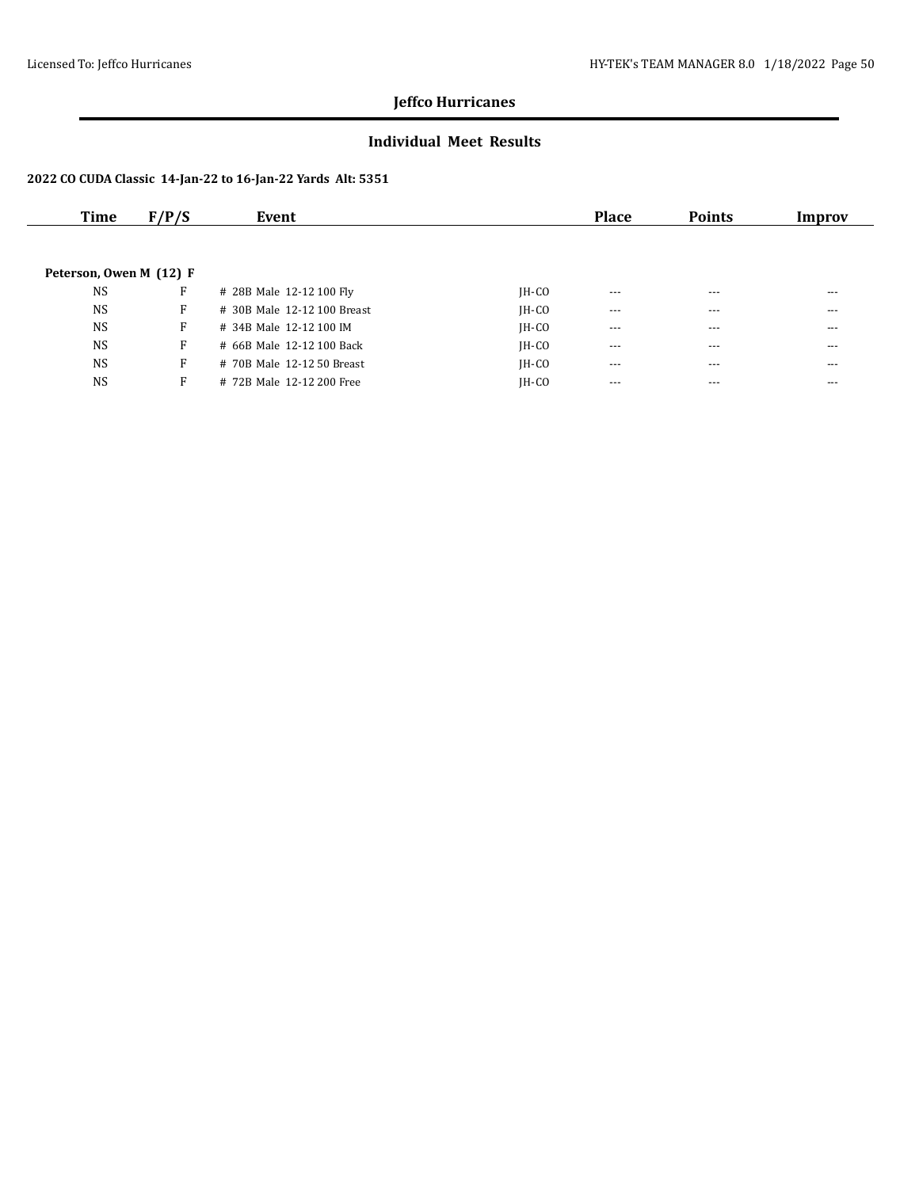## Jeffco Hurricanes

### Individual Meet Results

**2022 CO CUDA Classic 14-Jan-22 to 16-Jan-22 Yards Alt: 5351**

| Time | F/P/S | Event | | Place | Points | Improv |
|---|---|---|---|---|---|---|
| **Peterson, Owen M (12) F** | | | | | | |
| NS | F | # 28B Male 12-12 100 Fly | JH-CO | --- | --- | --- |
| NS | F | # 30B Male 12-12 100 Breast | JH-CO | --- | --- | --- |
| NS | F | # 34B Male 12-12 100 IM | JH-CO | --- | --- | --- |
| NS | F | # 66B Male 12-12 100 Back | JH-CO | --- | --- | --- |
| NS | F | # 70B Male 12-12 50 Breast | JH-CO | --- | --- | --- |
| NS | F | # 72B Male 12-12 200 Free | JH-CO | --- | --- | --- |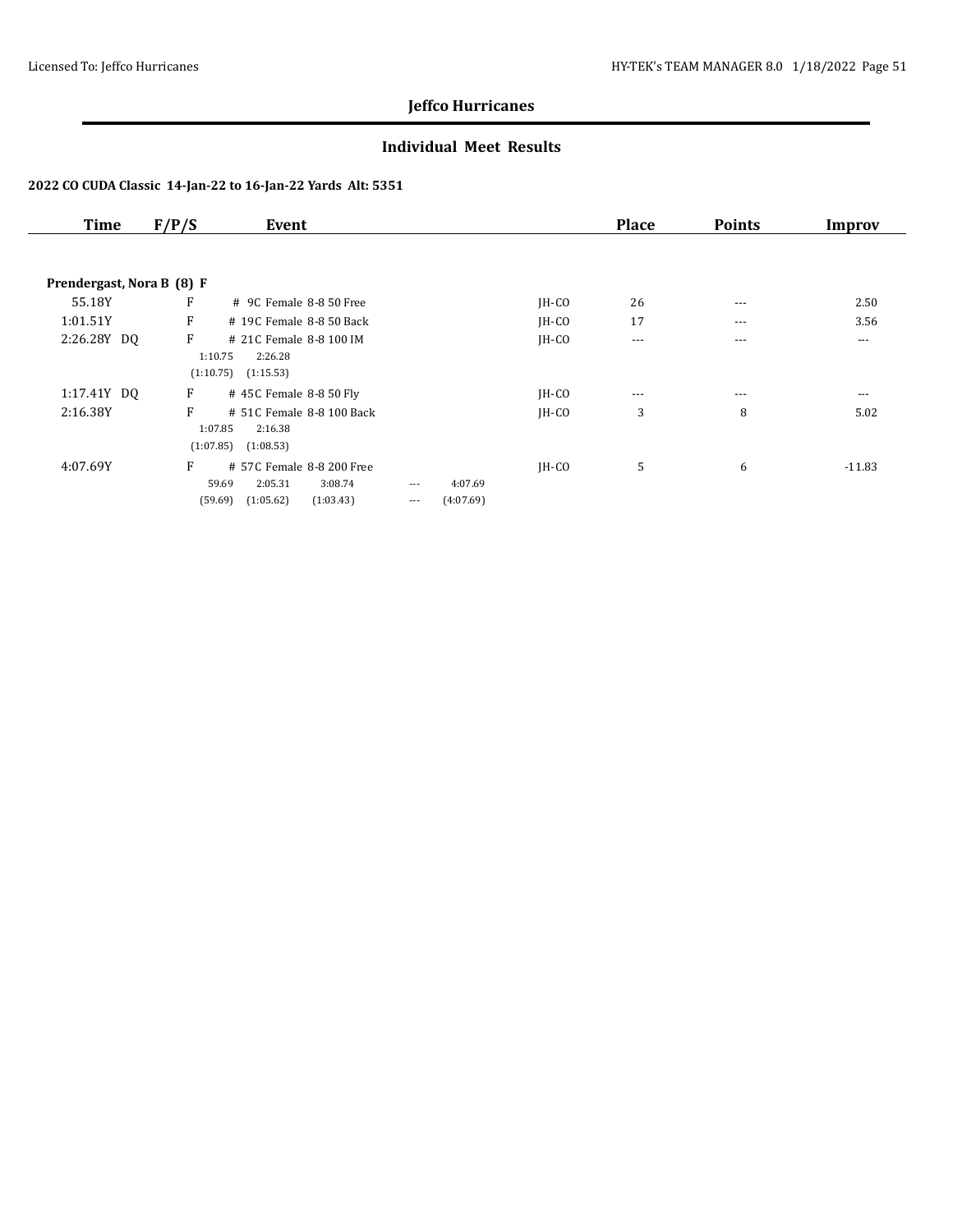## Jeffco Hurricanes

### Individual Meet Results

**2022 CO CUDA Classic 14-Jan-22 to 16-Jan-22 Yards Alt: 5351**

| Time | F/P/S | Event | | Place | Points | Improv |
|---|---|---|---|---|---|---|
| **Prendergast, Nora B (8) F** | | | | | | |
| 55.18Y | F | # 9C Female 8-8 50 Free | JH-CO | 26 | --- | 2.50 |
| 1:01.51Y | F | # 19C Female 8-8 50 Back | JH-CO | 17 | --- | 3.56 |
| 2:26.28Y DQ | F | # 21C Female 8-8 100 IM<br>1:10.75 2:26.28<br>(1:10.75) (1:15.53) | JH-CO | --- | --- | --- |
| 1:17.41Y DQ | F | # 45C Female 8-8 50 Fly | JH-CO | --- | --- | --- |
| 2:16.38Y | F | # 51C Female 8-8 100 Back<br>1:07.85 2:16.38<br>(1:07.85) (1:08.53) | JH-CO | 3 | 8 | 5.02 |
| 4:07.69Y | F | # 57C Female 8-8 200 Free<br>59.69 2:05.31 3:08.74 --- 4:07.69<br>(59.69) (1:05.62) (1:03.43) --- (4:07.69) | JH-CO | 5 | 6 | -11.83 |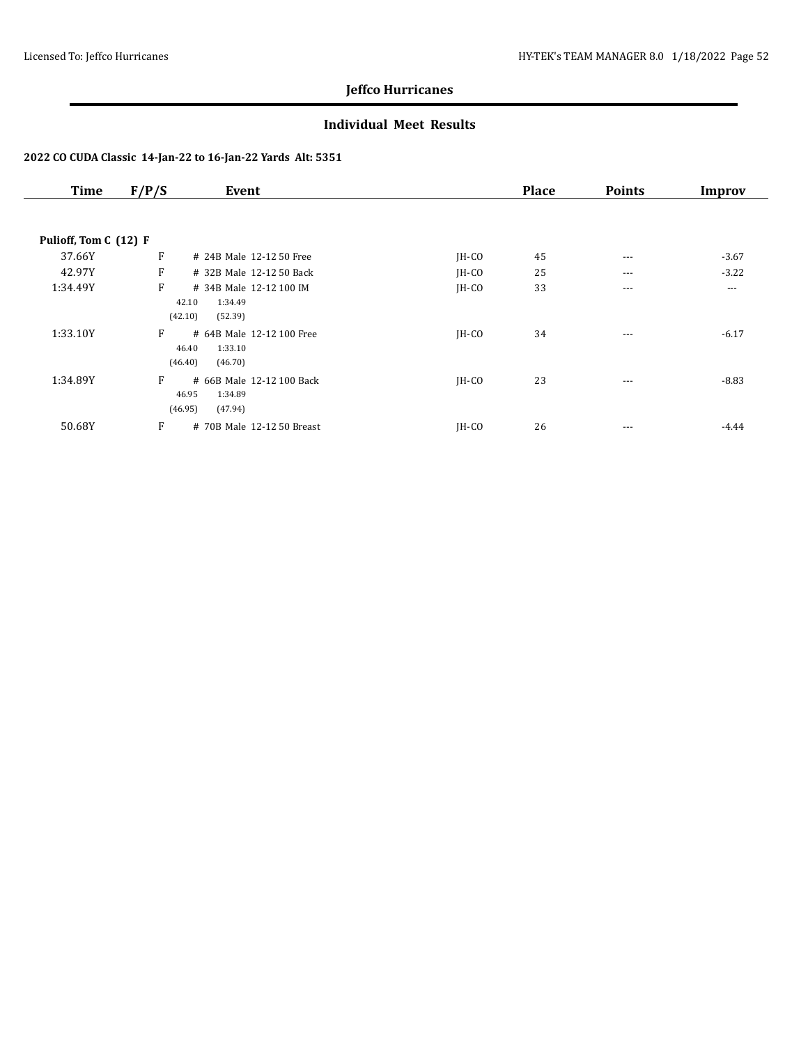**Jeffco Hurricanes**

**Individual Meet Results**

**2022 CO CUDA Classic 14-Jan-22 to 16-Jan-22 Yards Alt: 5351**

| Time | F/P/S | Event | | Place | Points | Improv |
|---|---|---|---|---|---|---|
| **Pulioff, Tom C (12) F** | | | | | | |
| 37.66Y | F | # 24B Male 12-12 50 Free | JH-CO | 45 | --- | -3.67 |
| 42.97Y | F | # 32B Male 12-12 50 Back | JH-CO | 25 | --- | -3.22 |
| 1:34.49Y | F | # 34B Male 12-12 100 IM<br>42.10 1:34.49<br>(42.10) (52.39) | JH-CO | 33 | --- | --- |
| 1:33.10Y | F | # 64B Male 12-12 100 Free<br>46.40 1:33.10<br>(46.40) (46.70) | JH-CO | 34 | --- | -6.17 |
| 1:34.89Y | F | # 66B Male 12-12 100 Back<br>46.95 1:34.89<br>(46.95) (47.94) | JH-CO | 23 | --- | -8.83 |
| 50.68Y | F | # 70B Male 12-12 50 Breast | JH-CO | 26 | --- | -4.44 |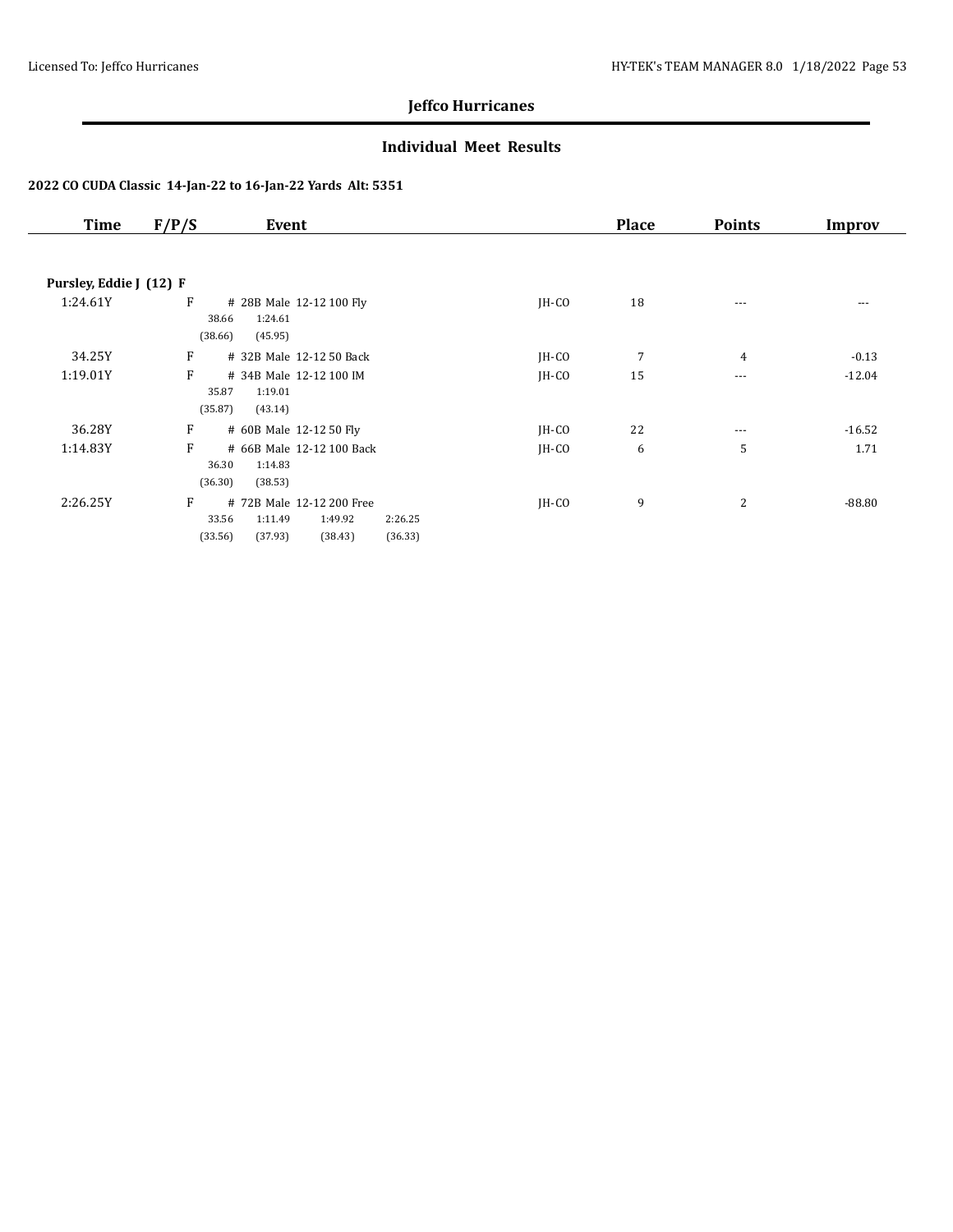## Jeffco Hurricanes

### Individual Meet Results

**2022 CO CUDA Classic 14-Jan-22 to 16-Jan-22 Yards Alt: 5351**

| Time | F/P/S | Event | | Place | Points | Improv |
|---|---|---|---|---|---|---|
| **Pursley, Eddie J (12) F** | | | | | | |
| 1:24.61Y | F | # 28B Male 12-12 100 Fly<br>38.66 1:24.61<br>(38.66) (45.95) | JH-CO | 18 | --- | --- |
| 34.25Y | F | # 32B Male 12-12 50 Back | JH-CO | 7 | 4 | -0.13 |
| 1:19.01Y | F | # 34B Male 12-12 100 IM<br>35.87 1:19.01<br>(35.87) (43.14) | JH-CO | 15 | --- | -12.04 |
| 36.28Y | F | # 60B Male 12-12 50 Fly | JH-CO | 22 | --- | -16.52 |
| 1:14.83Y | F | # 66B Male 12-12 100 Back<br>36.30 1:14.83<br>(36.30) (38.53) | JH-CO | 6 | 5 | 1.71 |
| 2:26.25Y | F | # 72B Male 12-12 200 Free<br>33.56 1:11.49 1:49.92 2:26.25<br>(33.56) (37.93) (38.43) (36.33) | JH-CO | 9 | 2 | -88.80 |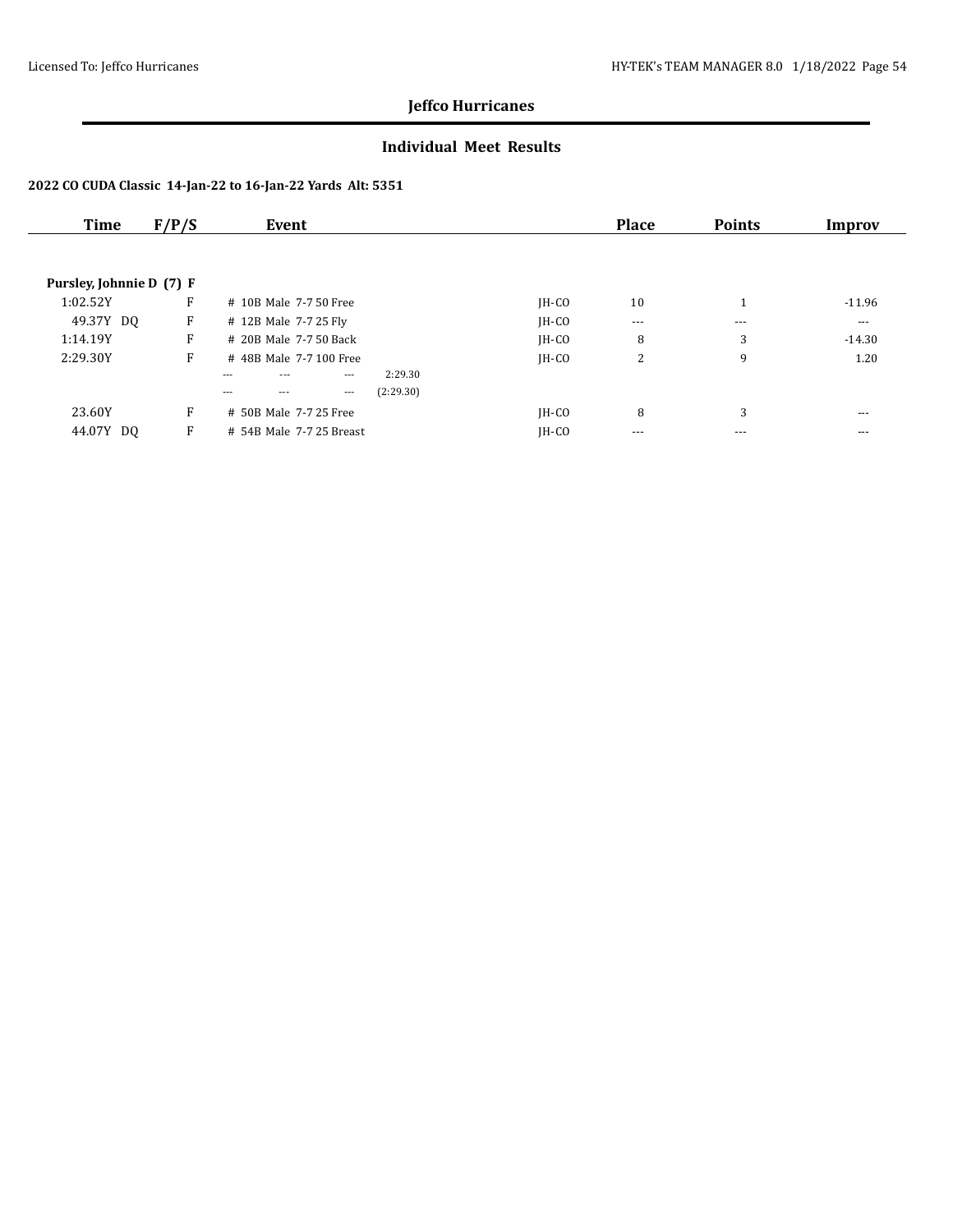## Jeffco Hurricanes

### Individual Meet Results

**2022 CO CUDA Classic 14-Jan-22 to 16-Jan-22 Yards Alt: 5351**

| Time | F/P/S | Event | | Place | Points | Improv |
|---|---|---|---|---|---|---|
| **Pursley, Johnnie D (7) F** | | | | | | |
| 1:02.52Y | F | # 10B Male 7-7 50 Free | JH-CO | 10 | 1 | -11.96 |
| 49.37Y DQ | F | # 12B Male 7-7 25 Fly | JH-CO | --- | --- | --- |
| 1:14.19Y | F | # 20B Male 7-7 50 Back | JH-CO | 8 | 3 | -14.30 |
| 2:29.30Y | F | # 48B Male 7-7 100 Free | JH-CO | 2 | 9 | 1.20 |
| | | --- --- --- 2:29.30 | | | | |
| | | --- --- --- (2:29.30) | | | | |
| 23.60Y | F | # 50B Male 7-7 25 Free | JH-CO | 8 | 3 | --- |
| 44.07Y DQ | F | # 54B Male 7-7 25 Breast | JH-CO | --- | --- | --- |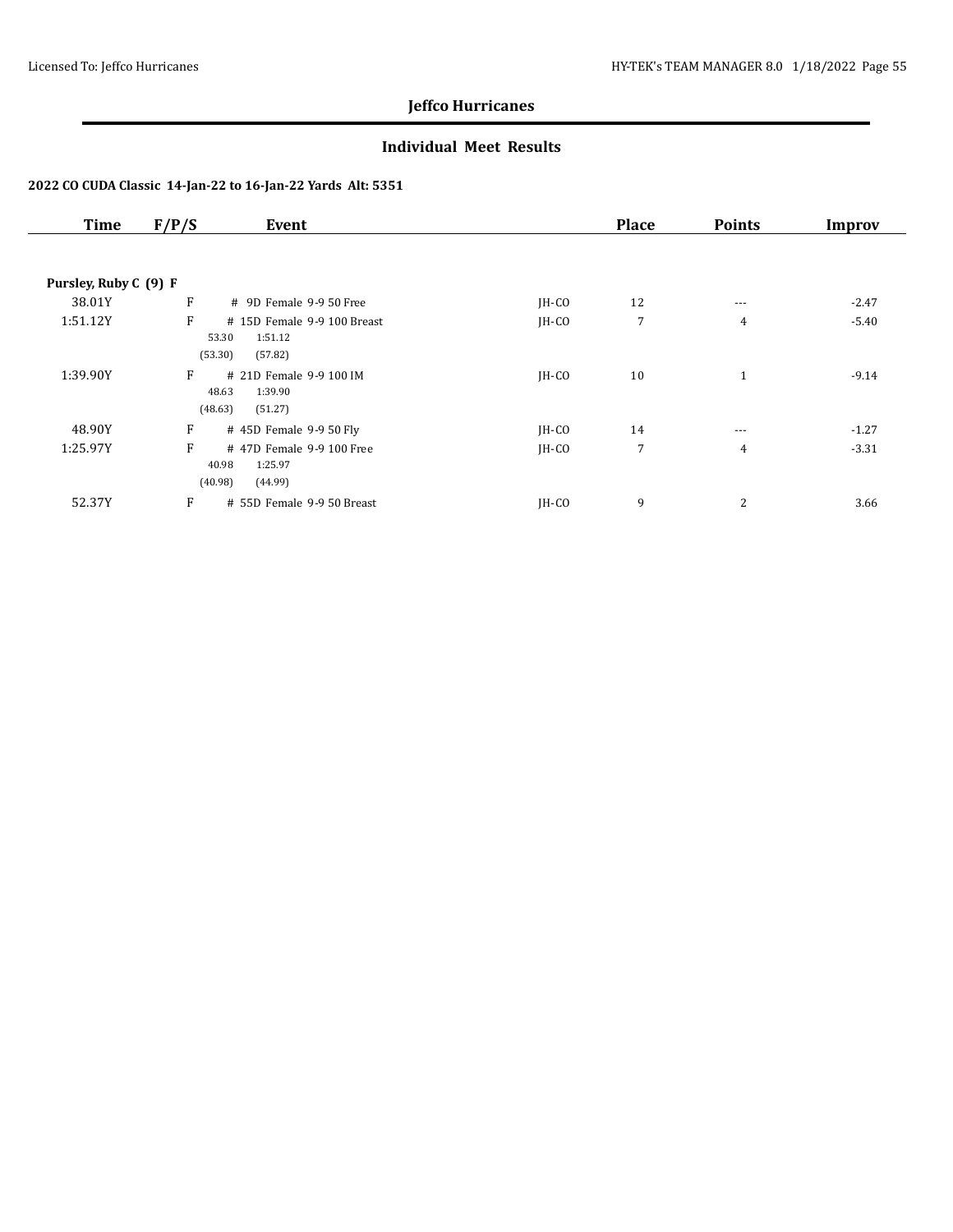# Jeffco Hurricanes

## Individual Meet Results

### 2022 CO CUDA Classic 14-Jan-22 to 16-Jan-22 Yards Alt: 5351

| Time | F/P/S | Event | | Place | Points | Improv |
|---|---|---|---|---|---|---|
| **Pursley, Ruby C (9) F** | | | | | | |
| 38.01Y | F | # 9D Female 9-9 50 Free | JH-CO | 12 | --- | -2.47 |
| 1:51.12Y | F | # 15D Female 9-9 100 Breast<br>53.30 1:51.12<br>(53.30) (57.82) | JH-CO | 7 | 4 | -5.40 |
| 1:39.90Y | F | # 21D Female 9-9 100 IM<br>48.63 1:39.90<br>(48.63) (51.27) | JH-CO | 10 | 1 | -9.14 |
| 48.90Y | F | # 45D Female 9-9 50 Fly | JH-CO | 14 | --- | -1.27 |
| 1:25.97Y | F | # 47D Female 9-9 100 Free<br>40.98 1:25.97<br>(40.98) (44.99) | JH-CO | 7 | 4 | -3.31 |
| 52.37Y | F | # 55D Female 9-9 50 Breast | JH-CO | 9 | 2 | 3.66 |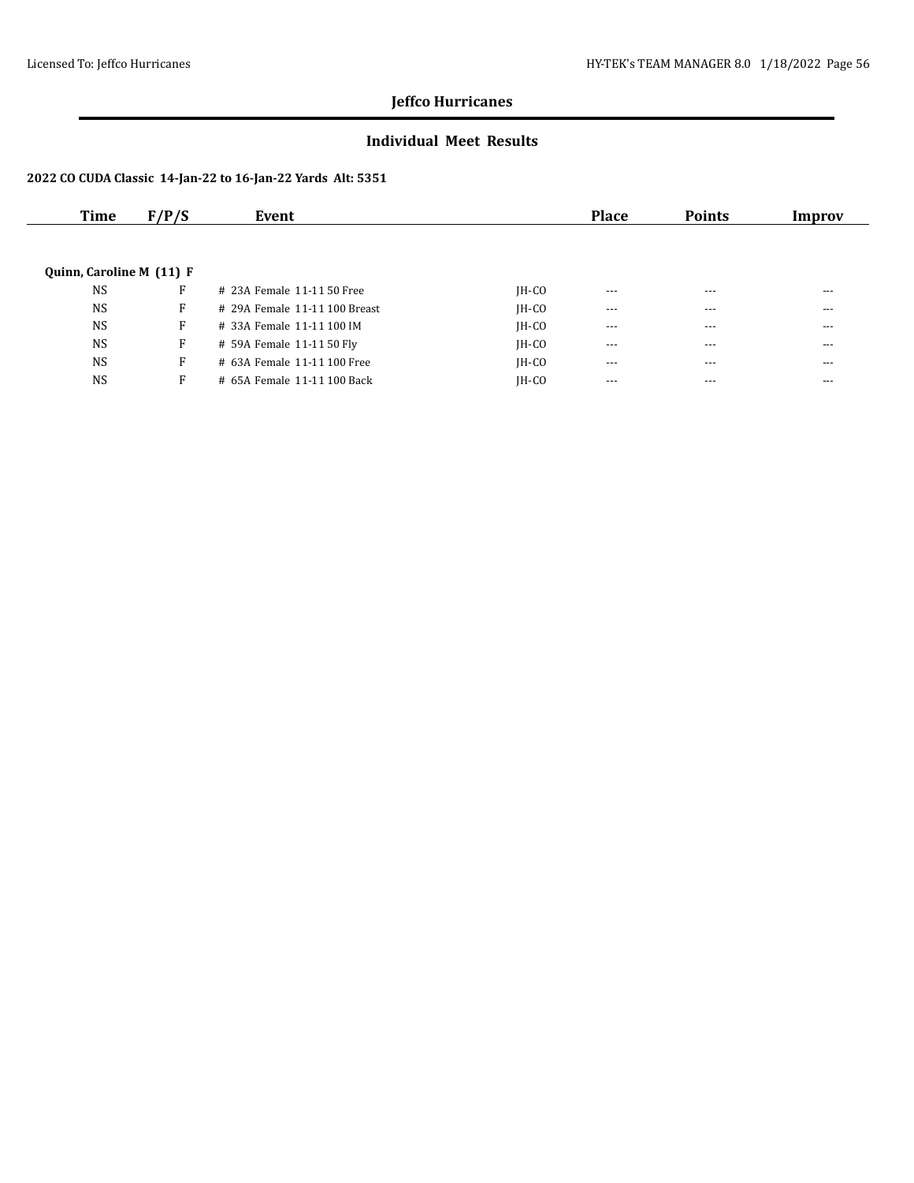## Jeffco Hurricanes

### Individual Meet Results

**2022 CO CUDA Classic 14-Jan-22 to 16-Jan-22 Yards Alt: 5351**

| Time | F/P/S | Event | | Place | Points | Improv |
|---|---|---|---|---|---|---|
| **Quinn, Caroline M (11) F** | | | | | | |
| NS | F | # 23A Female 11-11 50 Free | JH-CO | --- | --- | --- |
| NS | F | # 29A Female 11-11 100 Breast | JH-CO | --- | --- | --- |
| NS | F | # 33A Female 11-11 100 IM | JH-CO | --- | --- | --- |
| NS | F | # 59A Female 11-11 50 Fly | JH-CO | --- | --- | --- |
| NS | F | # 63A Female 11-11 100 Free | JH-CO | --- | --- | --- |
| NS | F | # 65A Female 11-11 100 Back | JH-CO | --- | --- | --- |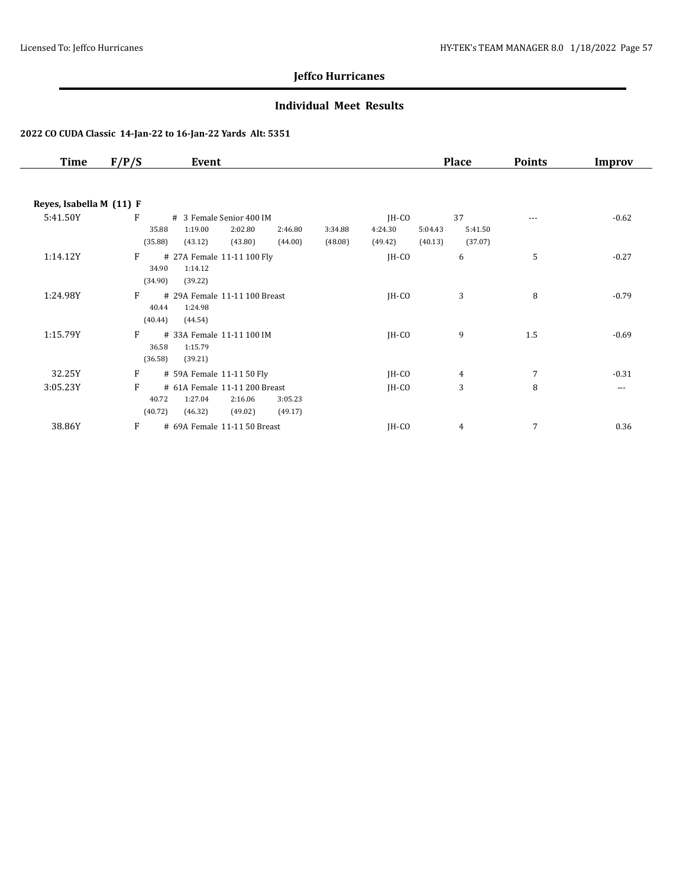## Jeffco Hurricanes

### Individual Meet Results

**2022 CO CUDA Classic 14-Jan-22 to 16-Jan-22 Yards Alt: 5351**

| Time | F/P/S | Event | | Place | Points | Improv |
|---|---|---|---|---|---|---|
| **Reyes, Isabella M (11) F** | | | | | | |
| 5:41.50Y | F | # 3 Female Senior 400 IM | JH-CO | 37 | --- | -0.62 |
| | | 35.88 (35.88), 1:19.00 (43.12), 2:02.80 (43.80), 2:46.80 (44.00), 3:34.88 (48.08), 4:24.30 (49.42), 5:04.43 (40.13), 5:41.50 (37.07) | | | | |
| 1:14.12Y | F | # 27A Female 11-11 100 Fly | JH-CO | 6 | 5 | -0.27 |
| | | 34.90 (34.90), 1:14.12 (39.22) | | | | |
| 1:24.98Y | F | # 29A Female 11-11 100 Breast | JH-CO | 3 | 8 | -0.79 |
| | | 40.44 (40.44), 1:24.98 (44.54) | | | | |
| 1:15.79Y | F | # 33A Female 11-11 100 IM | JH-CO | 9 | 1.5 | -0.69 |
| | | 36.58 (36.58), 1:15.79 (39.21) | | | | |
| 32.25Y | F | # 59A Female 11-11 50 Fly | JH-CO | 4 | 7 | -0.31 |
| 3:05.23Y | F | # 61A Female 11-11 200 Breast | JH-CO | 3 | 8 | --- |
| | | 40.72 (40.72), 1:27.04 (46.32), 2:16.06 (49.02), 3:05.23 (49.17) | | | | |
| 38.86Y | F | # 69A Female 11-11 50 Breast | JH-CO | 4 | 7 | 0.36 |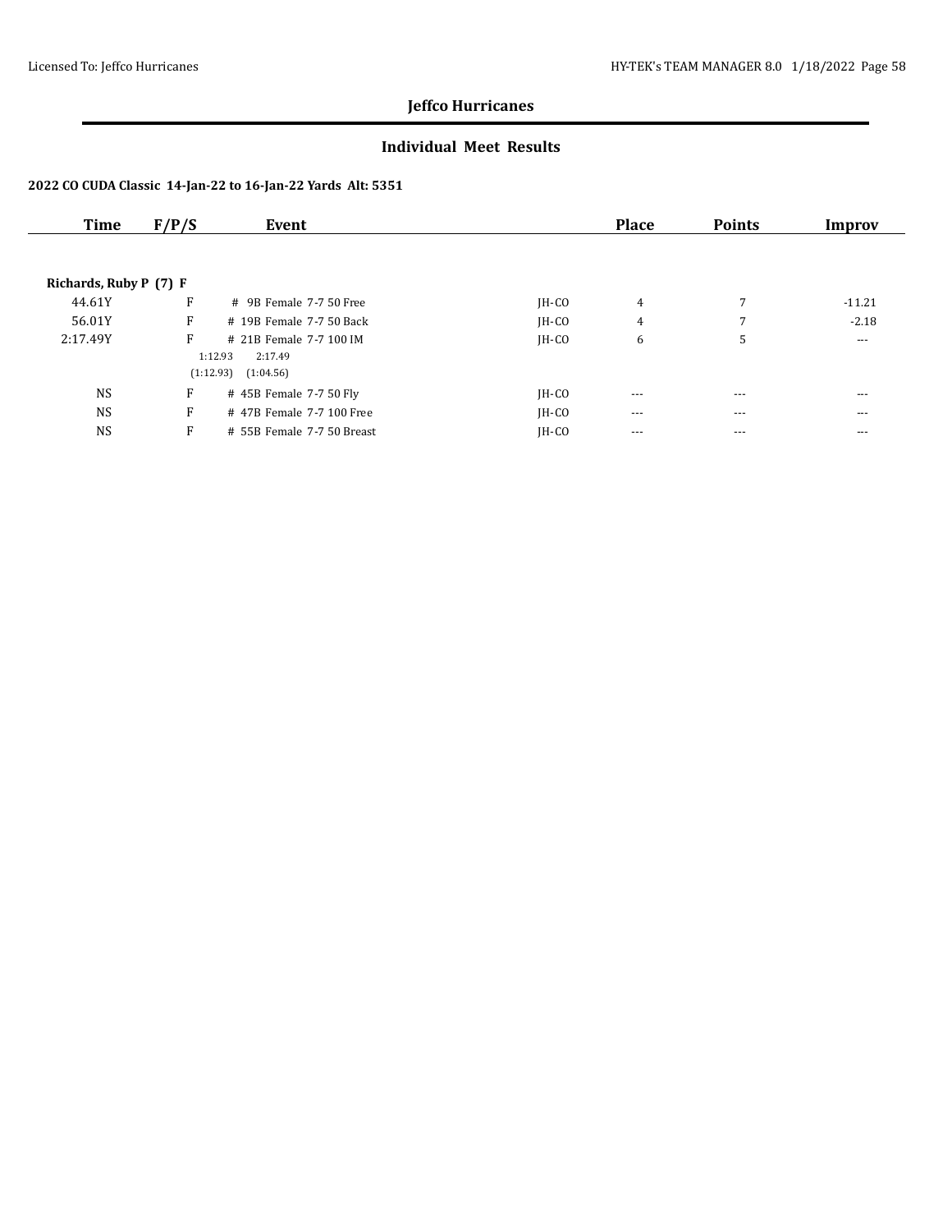**Jeffco Hurricanes**

**Individual Meet Results**

**2022 CO CUDA Classic 14-Jan-22 to 16-Jan-22 Yards Alt: 5351**

| Time | F/P/S | Event | | Place | Points | Improv |
|---|---|---|---|---|---|---|
| **Richards, Ruby P (7) F** | | | | | | |
| 44.61Y | F | # 9B Female 7-7 50 Free | JH-CO | 4 | 7 | -11.21 |
| 56.01Y | F | # 19B Female 7-7 50 Back | JH-CO | 4 | 7 | -2.18 |
| 2:17.49Y | F | # 21B Female 7-7 100 IM | JH-CO | 6 | 5 | --- |
| | | 1:12.93 2:17.49 | | | | |
| | | (1:12.93) (1:04.56) | | | | |
| NS | F | # 45B Female 7-7 50 Fly | JH-CO | --- | --- | --- |
| NS | F | # 47B Female 7-7 100 Free | JH-CO | --- | --- | --- |
| NS | F | # 55B Female 7-7 50 Breast | JH-CO | --- | --- | --- |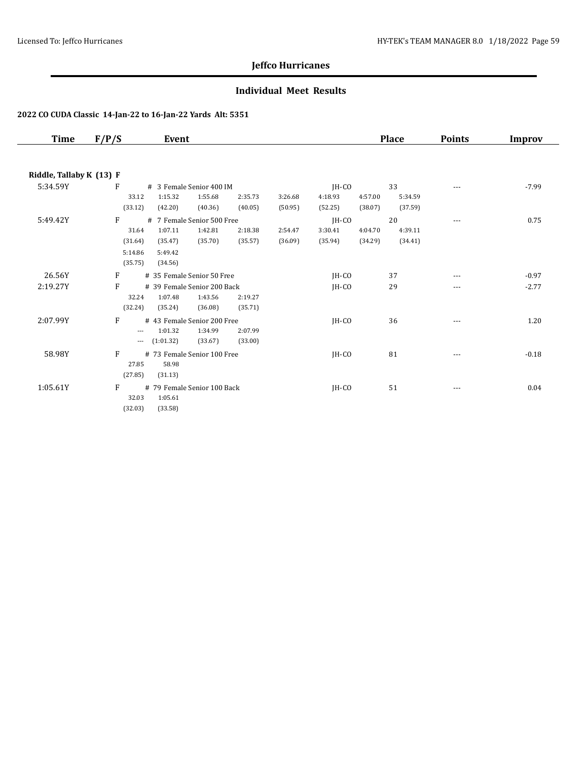## Jeffco Hurricanes

### Individual Meet Results

#### 2022 CO CUDA Classic 14-Jan-22 to 16-Jan-22 Yards Alt: 5351

| Time | F/P/S | Event | | Place | Points | Improv |
|---|---|---|---|---|---|---|
| **Riddle, Tallaby K (13) F** | | | | | | |
| 5:34.59Y | F | # 3 Female Senior 400 IM | JH-CO | 33 | --- | -7.99 |
| | | 33.12 (33.12), 1:15.32 (42.20), 1:55.68 (40.36), 2:35.73 (40.05), 3:26.68 (50.95), 4:18.93 (52.25), 4:57.00 (38.07), 5:34.59 (37.59) | | | | |
| 5:49.42Y | F | # 7 Female Senior 500 Free | JH-CO | 20 | --- | 0.75 |
| | | 31.64 (31.64), 1:07.11 (35.47), 1:42.81 (35.70), 2:18.38 (35.57), 2:54.47 (36.09), 3:30.41 (35.94), 4:04.70 (34.29), 4:39.11 (34.41), 5:14.86 (35.75), 5:49.42 (34.56) | | | | |
| 26.56Y | F | # 35 Female Senior 50 Free | JH-CO | 37 | --- | -0.97 |
| 2:19.27Y | F | # 39 Female Senior 200 Back | JH-CO | 29 | --- | -2.77 |
| | | 32.24 (32.24), 1:07.48 (35.24), 1:43.56 (36.08), 2:19.27 (35.71) | | | | |
| 2:07.99Y | F | # 43 Female Senior 200 Free | JH-CO | 36 | --- | 1.20 |
| | | --- (---), 1:01.32 (1:01.32), 1:34.99 (33.67), 2:07.99 (33.00) | | | | |
| 58.98Y | F | # 73 Female Senior 100 Free | JH-CO | 81 | --- | -0.18 |
| | | 27.85 (27.85), 58.98 (31.13) | | | | |
| 1:05.61Y | F | # 79 Female Senior 100 Back | JH-CO | 51 | --- | 0.04 |
| | | 32.03 (32.03), 1:05.61 (33.58) | | | | |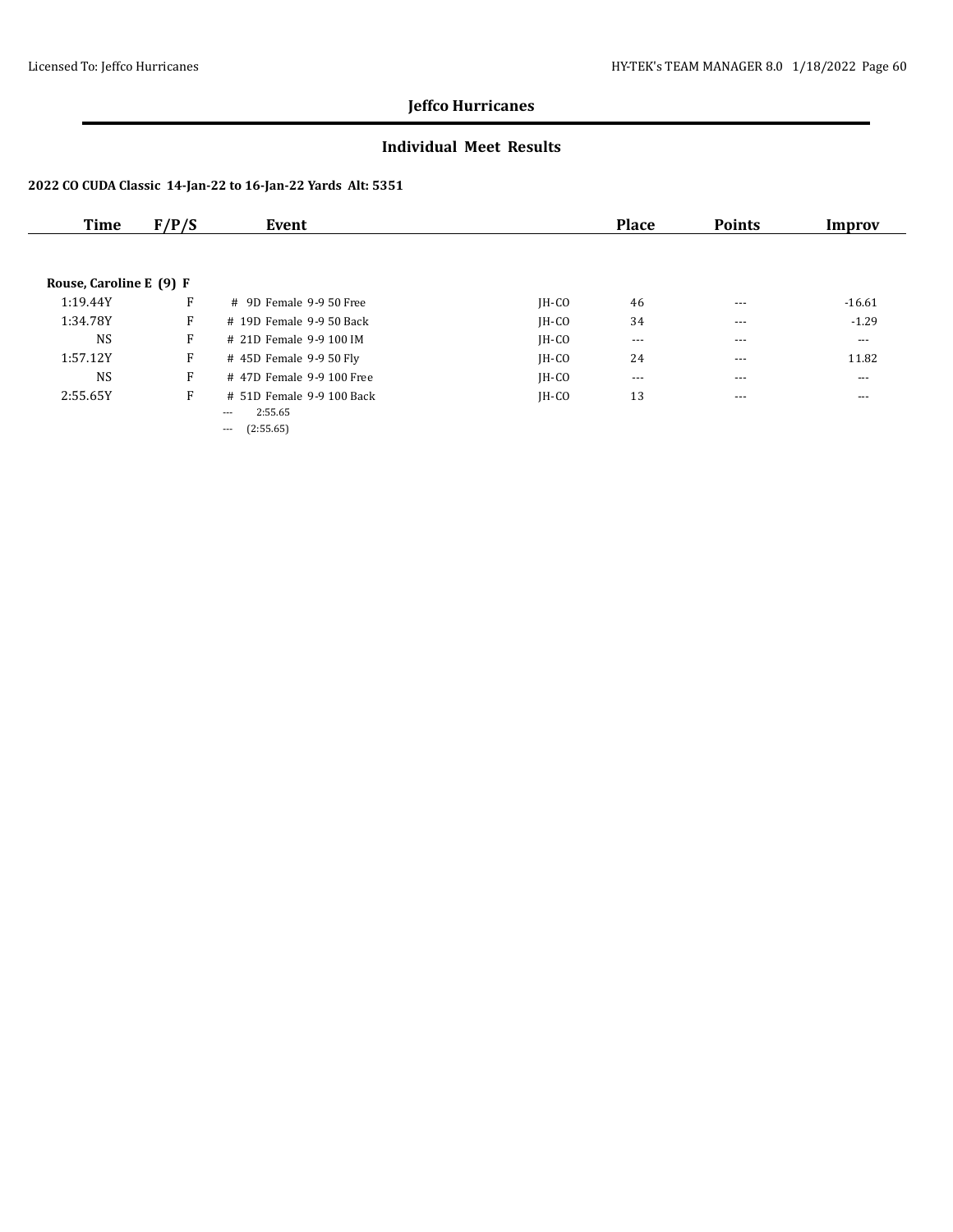## Jeffco Hurricanes

### Individual Meet Results

**2022 CO CUDA Classic 14-Jan-22 to 16-Jan-22 Yards Alt: 5351**

| Time | F/P/S | Event | | Place | Points | Improv |
|---|---|---|---|---|---|---|
| **Rouse, Caroline E (9) F** | | | | | | |
| 1:19.44Y | F | # 9D Female 9-9 50 Free | JH-CO | 46 | --- | -16.61 |
| 1:34.78Y | F | # 19D Female 9-9 50 Back | JH-CO | 34 | --- | -1.29 |
| NS | F | # 21D Female 9-9 100 IM | JH-CO | --- | --- | --- |
| 1:57.12Y | F | # 45D Female 9-9 50 Fly | JH-CO | 24 | --- | 11.82 |
| NS | F | # 47D Female 9-9 100 Free | JH-CO | --- | --- | --- |
| 2:55.65Y | F | # 51D Female 9-9 100 Back<br>--- 2:55.65<br>--- (2:55.65) | JH-CO | 13 | --- | --- |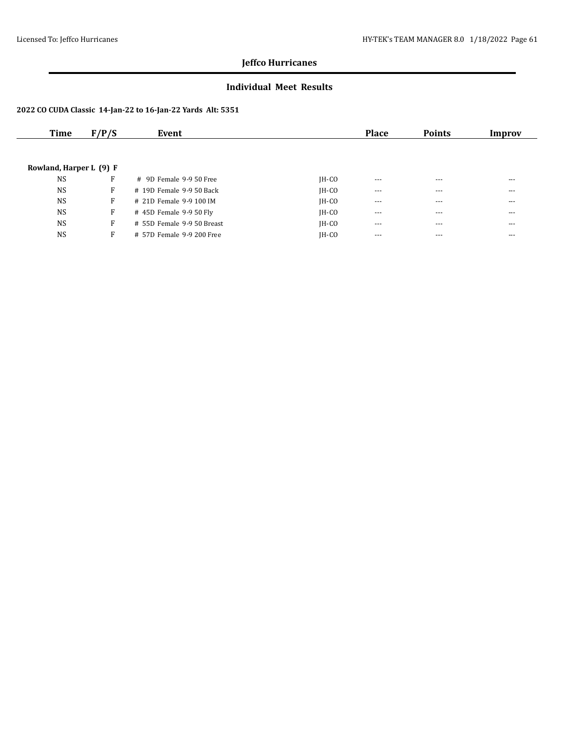## Jeffco Hurricanes

### Individual Meet Results

**2022 CO CUDA Classic 14-Jan-22 to 16-Jan-22 Yards Alt: 5351**

| Time | F/P/S | Event | | Place | Points | Improv |
|---|---|---|---|---|---|---|
| **Rowland, Harper L (9) F** | | | | | | |
| NS | F | # 9D Female 9-9 50 Free | JH-CO | --- | --- | --- |
| NS | F | # 19D Female 9-9 50 Back | JH-CO | --- | --- | --- |
| NS | F | # 21D Female 9-9 100 IM | JH-CO | --- | --- | --- |
| NS | F | # 45D Female 9-9 50 Fly | JH-CO | --- | --- | --- |
| NS | F | # 55D Female 9-9 50 Breast | JH-CO | --- | --- | --- |
| NS | F | # 57D Female 9-9 200 Free | JH-CO | --- | --- | --- |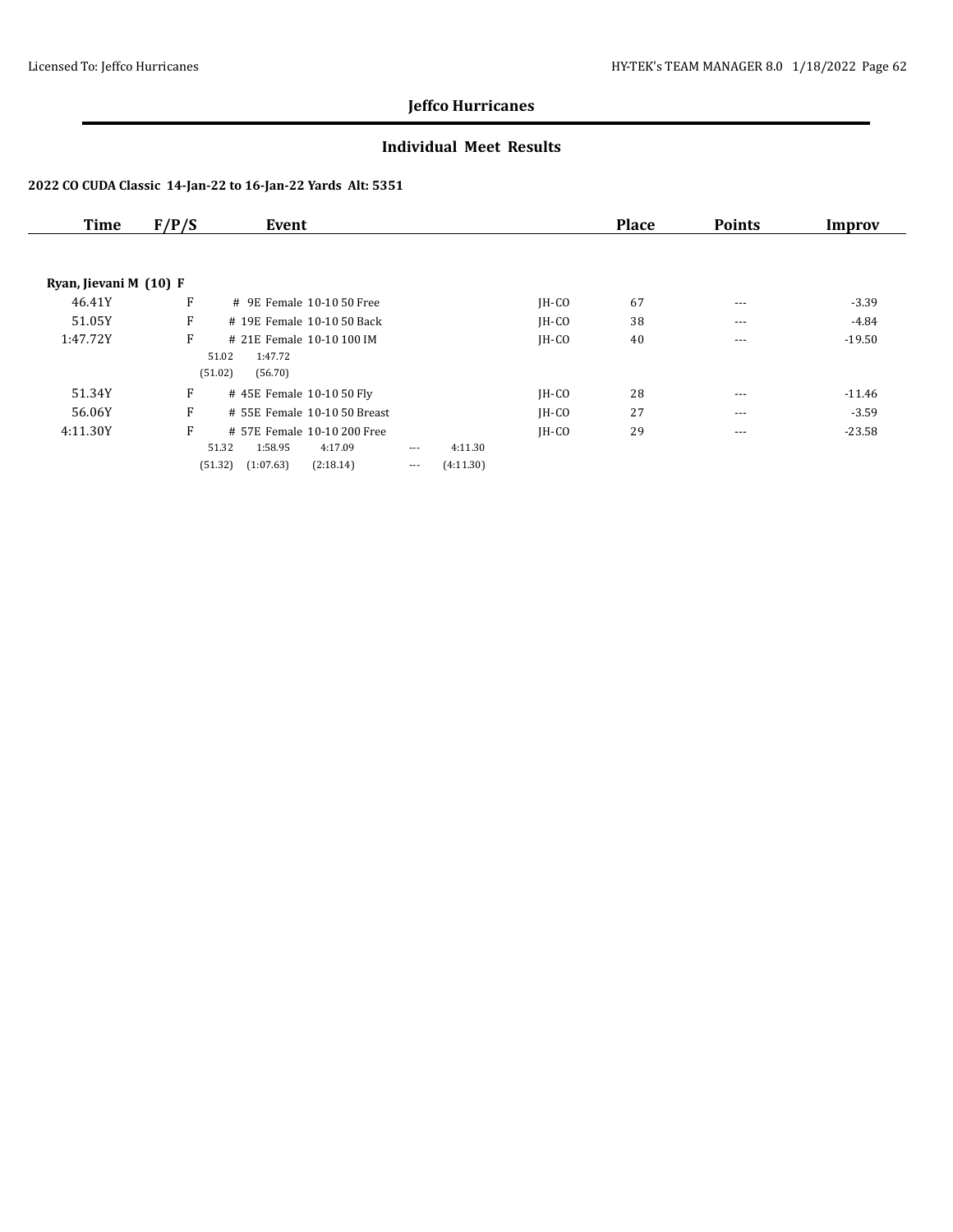## Jeffco Hurricanes

### Individual Meet Results

**2022 CO CUDA Classic 14-Jan-22 to 16-Jan-22 Yards Alt: 5351**

| Time | F/P/S | Event | | Place | Points | Improv |
|---|---|---|---|---|---|---|
| **Ryan, Jievani M (10) F** | | | | | | |
| 46.41Y | F | # 9E Female 10-10 50 Free | JH-CO | 67 | --- | -3.39 |
| 51.05Y | F | # 19E Female 10-10 50 Back | JH-CO | 38 | --- | -4.84 |
| 1:47.72Y | F | # 21E Female 10-10 100 IM | JH-CO | 40 | --- | -19.50 |
| | | 51.02 1:47.72 | | | | |
| | | (51.02) (56.70) | | | | |
| 51.34Y | F | # 45E Female 10-10 50 Fly | JH-CO | 28 | --- | -11.46 |
| 56.06Y | F | # 55E Female 10-10 50 Breast | JH-CO | 27 | --- | -3.59 |
| 4:11.30Y | F | # 57E Female 10-10 200 Free | JH-CO | 29 | --- | -23.58 |
| | | 51.32 1:58.95 4:17.09 --- 4:11.30 | | | | |
| | | (51.32) (1:07.63) (2:18.14) --- (4:11.30) | | | | |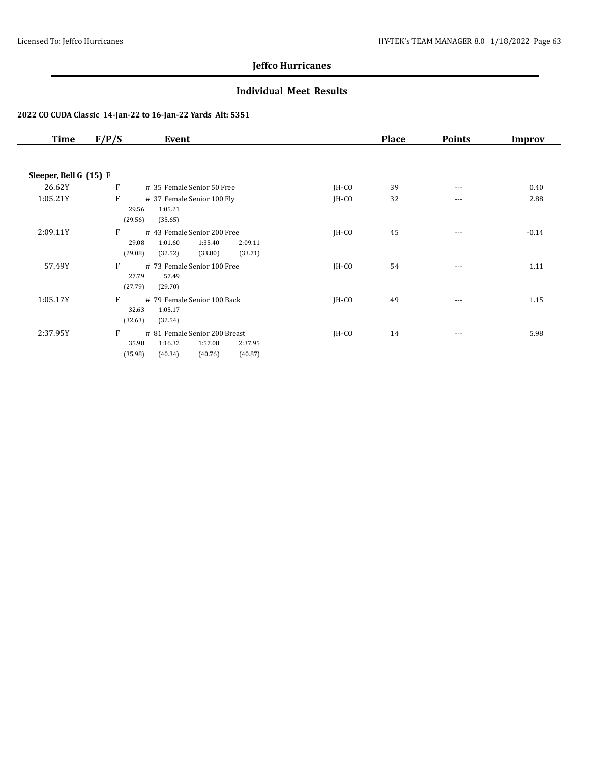## Jeffco Hurricanes

### Individual Meet Results

#### 2022 CO CUDA Classic 14-Jan-22 to 16-Jan-22 Yards Alt: 5351

| Time | F/P/S | Event | | Place | Points | Improv |
|---|---|---|---|---|---|---|
| **Sleeper, Bell G (15) F** | | | | | | |
| 26.62Y | F | # 35 Female Senior 50 Free | JH-CO | 39 | --- | 0.40 |
| 1:05.21Y | F | # 37 Female Senior 100 Fly<br>29.56 1:05.21<br>(29.56) (35.65) | JH-CO | 32 | --- | 2.88 |
| 2:09.11Y | F | # 43 Female Senior 200 Free<br>29.08 1:01.60 1:35.40 2:09.11<br>(29.08) (32.52) (33.80) (33.71) | JH-CO | 45 | --- | -0.14 |
| 57.49Y | F | # 73 Female Senior 100 Free<br>27.79 57.49<br>(27.79) (29.70) | JH-CO | 54 | --- | 1.11 |
| 1:05.17Y | F | # 79 Female Senior 100 Back<br>32.63 1:05.17<br>(32.63) (32.54) | JH-CO | 49 | --- | 1.15 |
| 2:37.95Y | F | # 81 Female Senior 200 Breast<br>35.98 1:16.32 1:57.08 2:37.95<br>(35.98) (40.34) (40.76) (40.87) | JH-CO | 14 | --- | 5.98 |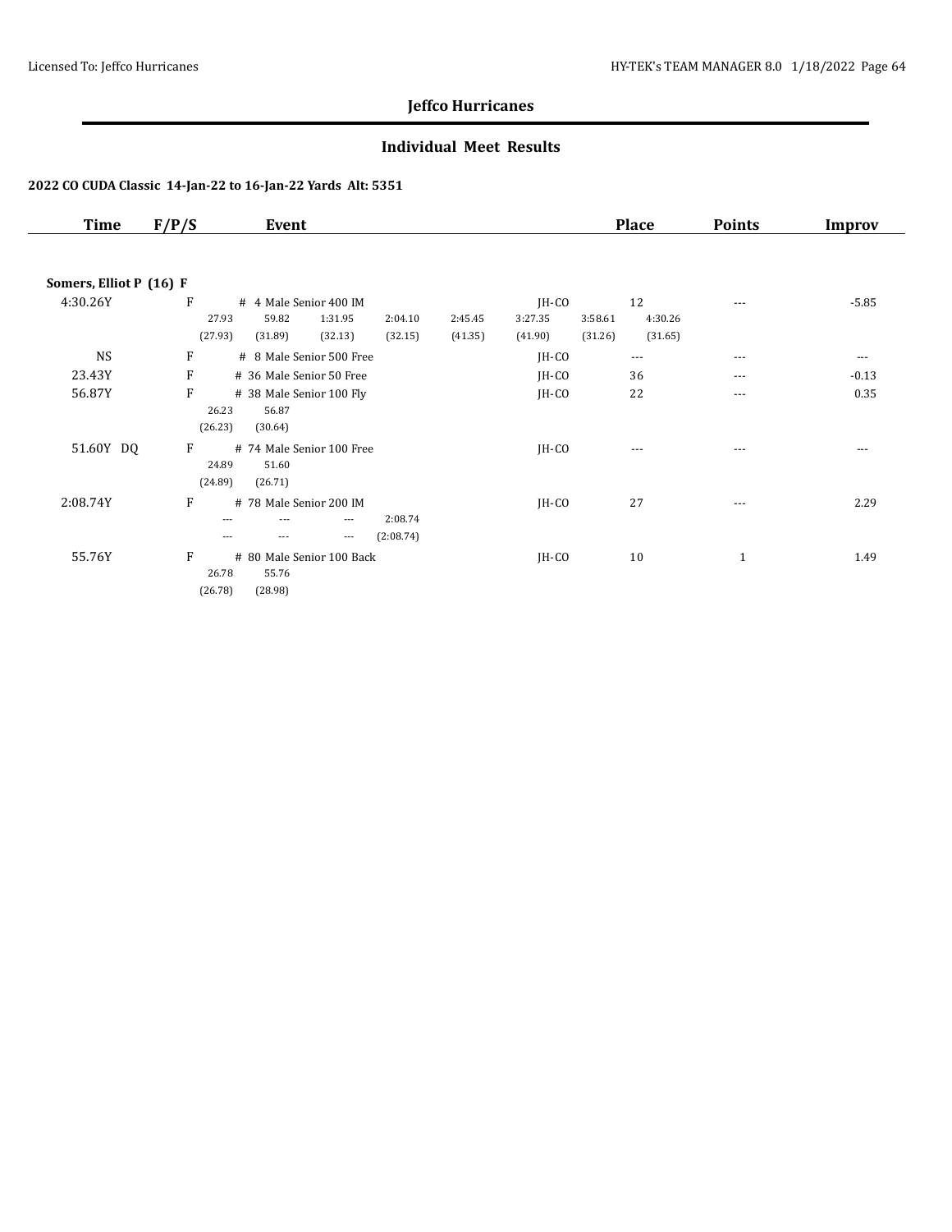# Jeffco Hurricanes

## Individual Meet Results

### 2022 CO CUDA Classic 14-Jan-22 to 16-Jan-22 Yards Alt: 5351

| Time | F/P/S | Event | | Place | Points | Improv |
|---|---|---|---|---|---|---|
| **Somers, Elliot P (16) F** | | | | | | |
| 4:30.26Y | F | # 4 Male Senior 400 IM | JH-CO | 12 | --- | -5.85 |
| | | 27.93 (27.93), 59.82 (31.89), 1:31.95 (32.13), 2:04.10 (32.15), 2:45.45 (41.35), 3:27.35 (41.90), 3:58.61 (31.26), 4:30.26 (31.65) | | | | |
| NS | F | # 8 Male Senior 500 Free | JH-CO | --- | --- | --- |
| 23.43Y | F | # 36 Male Senior 50 Free | JH-CO | 36 | --- | -0.13 |
| 56.87Y | F | # 38 Male Senior 100 Fly | JH-CO | 22 | --- | 0.35 |
| | | 26.23 (26.23), 56.87 (30.64) | | | | |
| 51.60Y DQ | F | # 74 Male Senior 100 Free | JH-CO | --- | --- | --- |
| | | 24.89 (24.89), 51.60 (26.71) | | | | |
| 2:08.74Y | F | # 78 Male Senior 200 IM | JH-CO | 27 | --- | 2.29 |
| | | --- (---), --- (---), --- (---), 2:08.74 (2:08.74) | | | | |
| 55.76Y | F | # 80 Male Senior 100 Back | JH-CO | 10 | 1 | 1.49 |
| | | 26.78 (26.78), 55.76 (28.98) | | | | |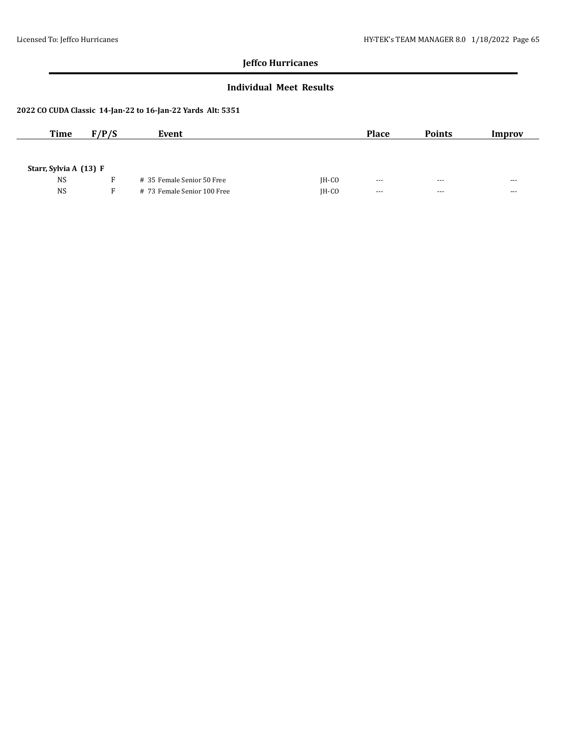## Jeffco Hurricanes

### Individual Meet Results

**2022 CO CUDA Classic 14-Jan-22 to 16-Jan-22 Yards Alt: 5351**

| Time | F/P/S | Event | | Place | Points | Improv |
|---|---|---|---|---|---|---|
| **Starr, Sylvia A (13) F** | | | | | | |
| NS | F | # 35 Female Senior 50 Free | JH-CO | --- | --- | --- |
| NS | F | # 73 Female Senior 100 Free | JH-CO | --- | --- | --- |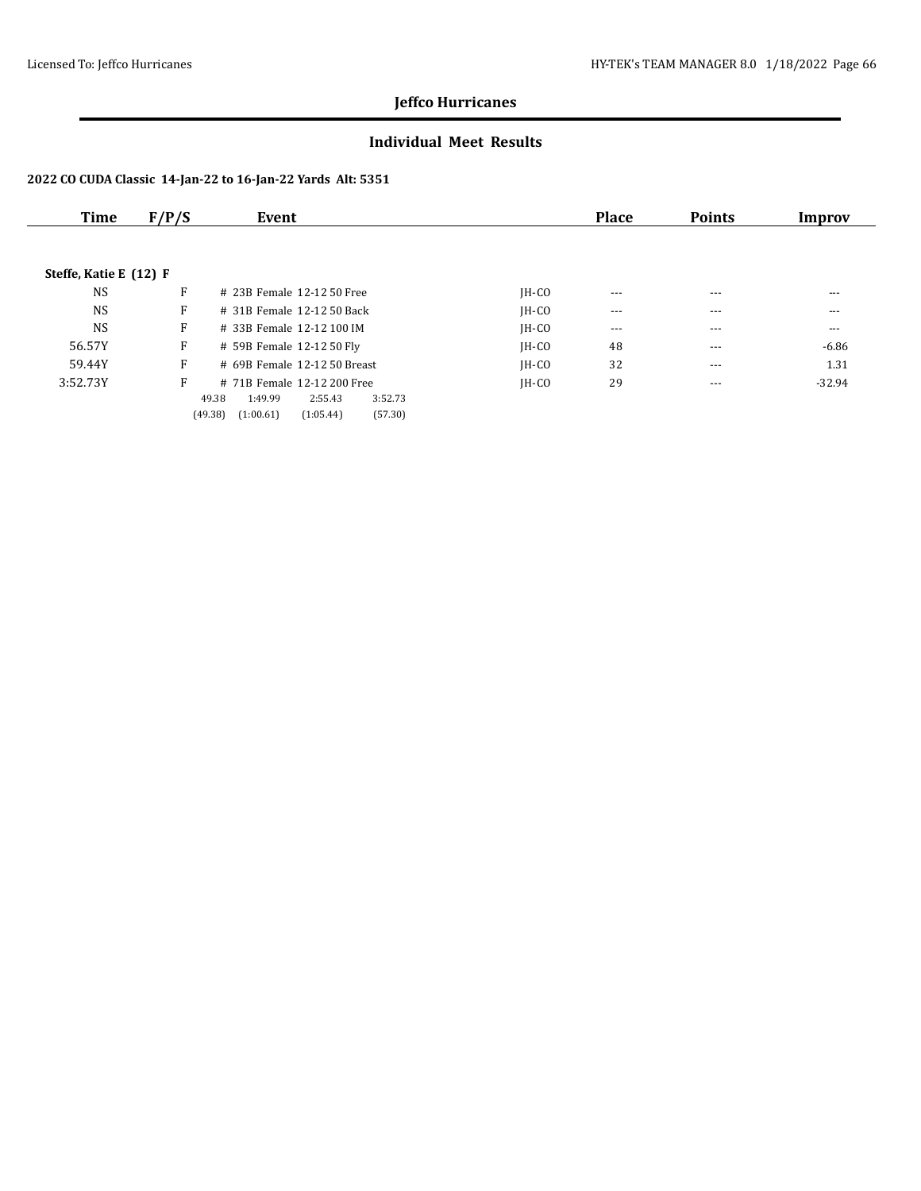## Jeffco Hurricanes

### Individual Meet Results

**2022 CO CUDA Classic 14-Jan-22 to 16-Jan-22 Yards Alt: 5351**

| Time | F/P/S | Event | | Place | Points | Improv |
|---|---|---|---|---|---|---|
| **Steffe, Katie E (12) F** | | | | | | |
| NS | F | # 23B Female 12-12 50 Free | JH-CO | --- | --- | --- |
| NS | F | # 31B Female 12-12 50 Back | JH-CO | --- | --- | --- |
| NS | F | # 33B Female 12-12 100 IM | JH-CO | --- | --- | --- |
| 56.57Y | F | # 59B Female 12-12 50 Fly | JH-CO | 48 | --- | -6.86 |
| 59.44Y | F | # 69B Female 12-12 50 Breast | JH-CO | 32 | --- | 1.31 |
| 3:52.73Y | F | # 71B Female 12-12 200 Free | JH-CO | 29 | --- | -32.94 |
| | | 49.38 1:49.99 2:55.43 3:52.73 | | | | |
| | | (49.38) (1:00.61) (1:05.44) (57.30) | | | | |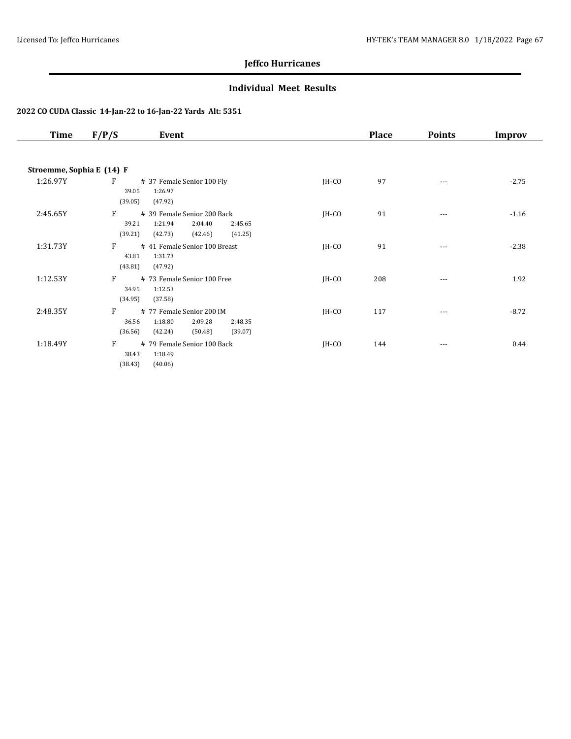## Jeffco Hurricanes

### Individual Meet Results

#### 2022 CO CUDA Classic 14-Jan-22 to 16-Jan-22 Yards Alt: 5351

| Time | F/P/S | Event | | Place | Points | Improv |
|---|---|---|---|---|---|---|
| **Stroemme, Sophia E (14) F** | | | | | | |
| 1:26.97Y | F | # 37 Female Senior 100 Fly<br>39.05 1:26.97<br>(39.05) (47.92) | JH-CO | 97 | --- | -2.75 |
| 2:45.65Y | F | # 39 Female Senior 200 Back<br>39.21 1:21.94 2:04.40 2:45.65<br>(39.21) (42.73) (42.46) (41.25) | JH-CO | 91 | --- | -1.16 |
| 1:31.73Y | F | # 41 Female Senior 100 Breast<br>43.81 1:31.73<br>(43.81) (47.92) | JH-CO | 91 | --- | -2.38 |
| 1:12.53Y | F | # 73 Female Senior 100 Free<br>34.95 1:12.53<br>(34.95) (37.58) | JH-CO | 208 | --- | 1.92 |
| 2:48.35Y | F | # 77 Female Senior 200 IM<br>36.56 1:18.80 2:09.28 2:48.35<br>(36.56) (42.24) (50.48) (39.07) | JH-CO | 117 | --- | -8.72 |
| 1:18.49Y | F | # 79 Female Senior 100 Back<br>38.43 1:18.49<br>(38.43) (40.06) | JH-CO | 144 | --- | 0.44 |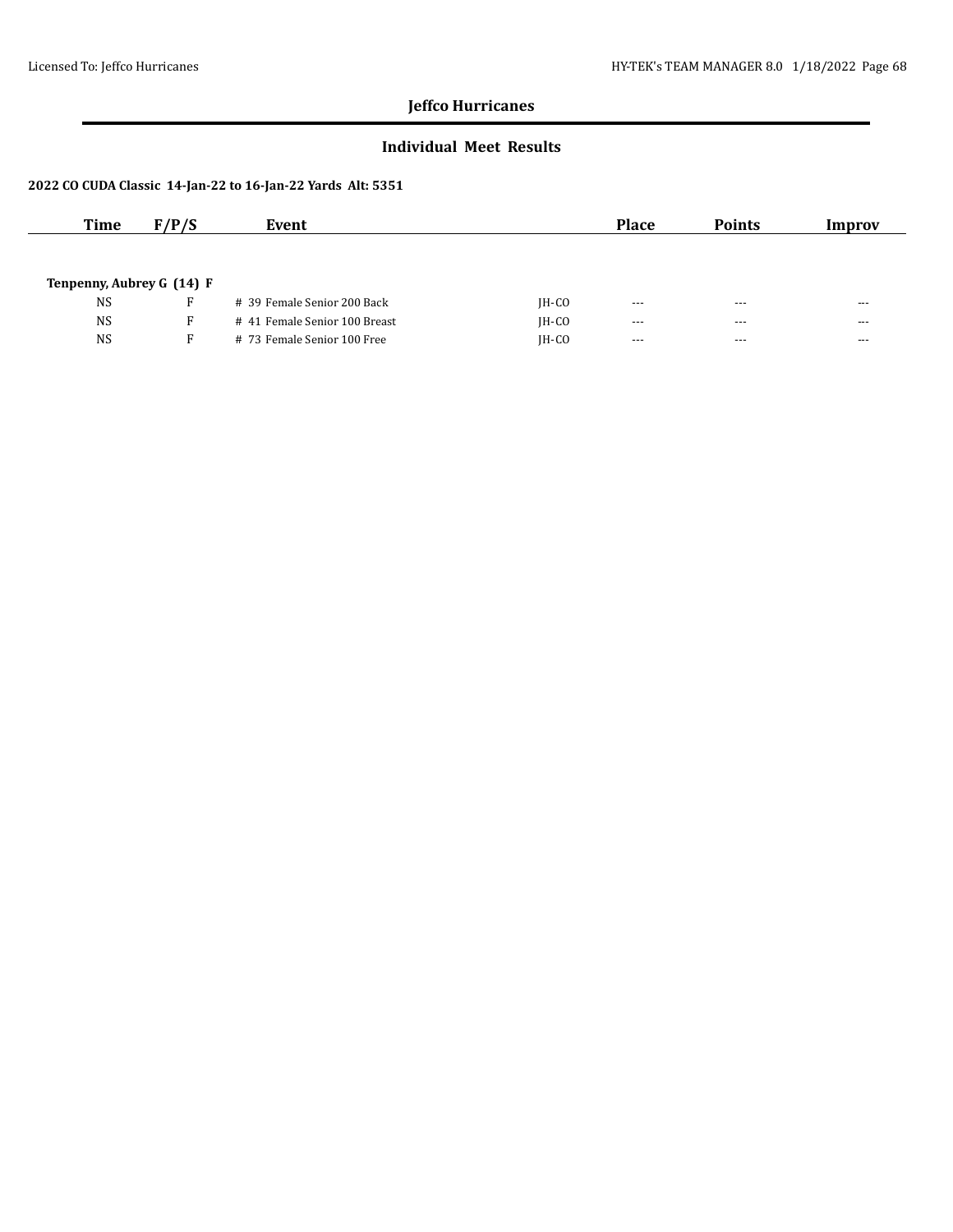## Jeffco Hurricanes

### Individual Meet Results

**2022 CO CUDA Classic 14-Jan-22 to 16-Jan-22 Yards Alt: 5351**

| Time | F/P/S | Event | | Place | Points | Improv |
|---|---|---|---|---|---|---|
| **Tenpenny, Aubrey G (14) F** | | | | | | |
| NS | F | # 39 Female Senior 200 Back | JH-CO | --- | --- | --- |
| NS | F | # 41 Female Senior 100 Breast | JH-CO | --- | --- | --- |
| NS | F | # 73 Female Senior 100 Free | JH-CO | --- | --- | --- |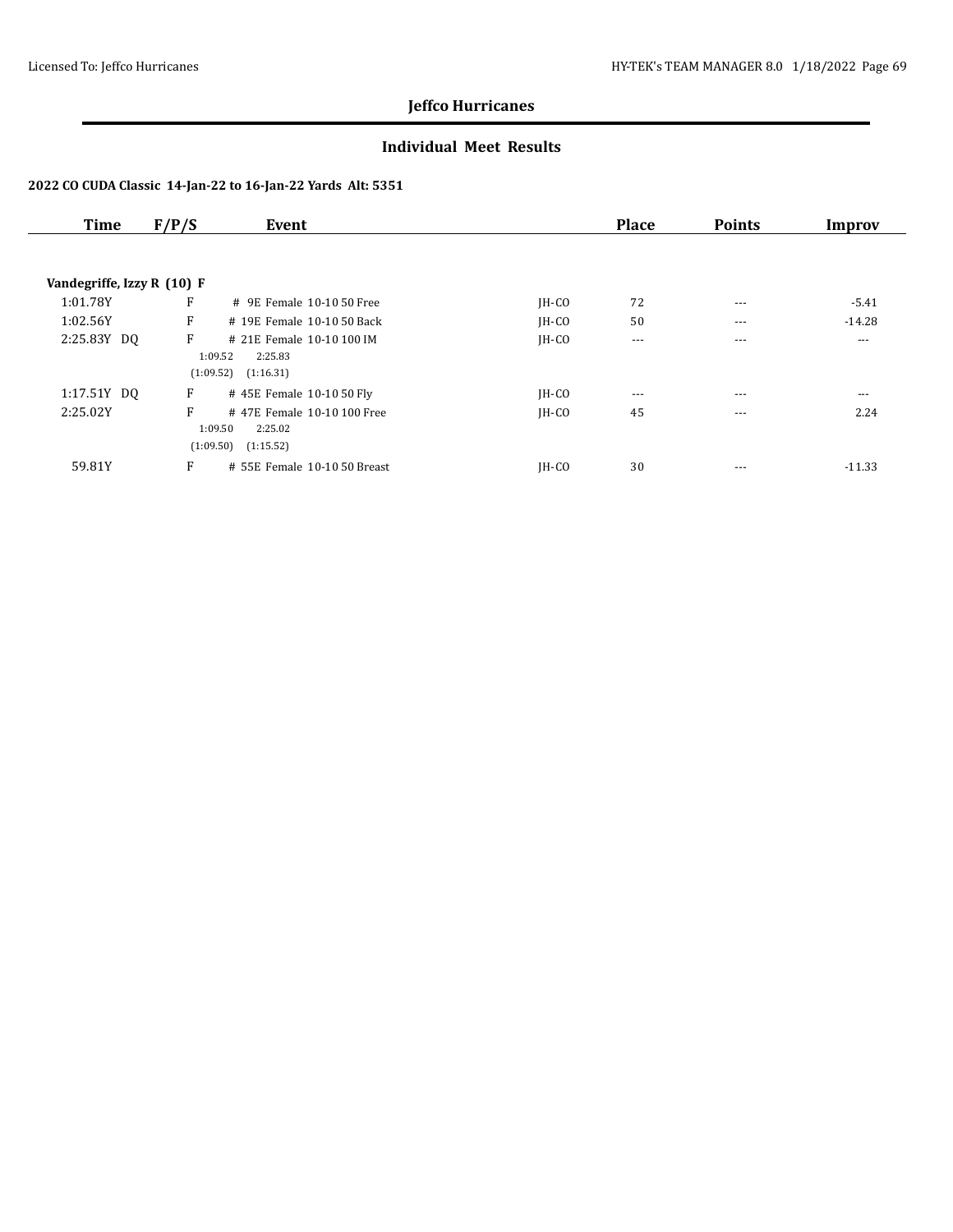**Jeffco Hurricanes**

**Individual Meet Results**

**2022 CO CUDA Classic 14-Jan-22 to 16-Jan-22 Yards Alt: 5351**

| Time | F/P/S | Event | | Place | Points | Improv |
|---|---|---|---|---|---|---|
| **Vandegriffe, Izzy R (10) F** | | | | | | |
| 1:01.78Y | F | # 9E Female 10-10 50 Free | JH-CO | 72 | --- | -5.41 |
| 1:02.56Y | F | # 19E Female 10-10 50 Back | JH-CO | 50 | --- | -14.28 |
| 2:25.83Y DQ | F | # 21E Female 10-10 100 IM<br>1:09.52 2:25.83<br>(1:09.52) (1:16.31) | JH-CO | --- | --- | --- |
| 1:17.51Y DQ | F | # 45E Female 10-10 50 Fly | JH-CO | --- | --- | --- |
| 2:25.02Y | F | # 47E Female 10-10 100 Free<br>1:09.50 2:25.02<br>(1:09.50) (1:15.52) | JH-CO | 45 | --- | 2.24 |
| 59.81Y | F | # 55E Female 10-10 50 Breast | JH-CO | 30 | --- | -11.33 |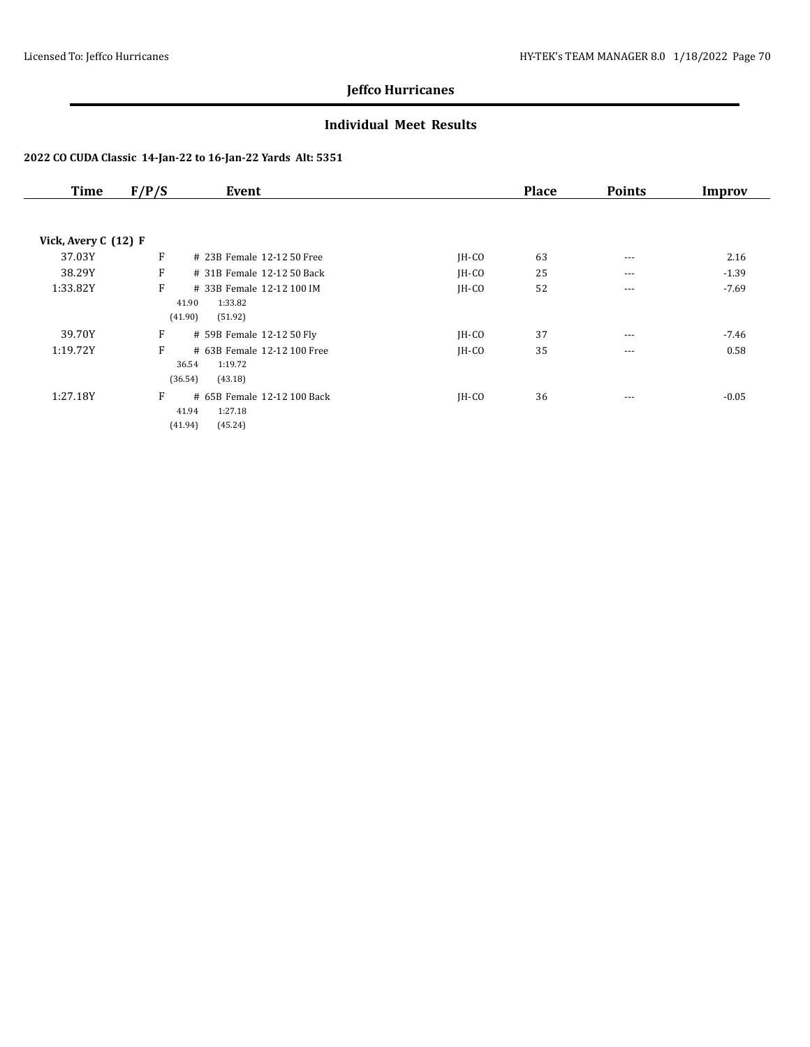# Jeffco Hurricanes

## Individual Meet Results

### 2022 CO CUDA Classic 14-Jan-22 to 16-Jan-22 Yards Alt: 5351

| Time | F/P/S | Event | | Place | Points | Improv |
|---|---|---|---|---|---|---|
| **Vick, Avery C (12) F** | | | | | | |
| 37.03Y | F | # 23B Female 12-12 50 Free | JH-CO | 63 | --- | 2.16 |
| 38.29Y | F | # 31B Female 12-12 50 Back | JH-CO | 25 | --- | -1.39 |
| 1:33.82Y | F | # 33B Female 12-12 100 IM<br>41.90 1:33.82<br>(41.90) (51.92) | JH-CO | 52 | --- | -7.69 |
| 39.70Y | F | # 59B Female 12-12 50 Fly | JH-CO | 37 | --- | -7.46 |
| 1:19.72Y | F | # 63B Female 12-12 100 Free<br>36.54 1:19.72<br>(36.54) (43.18) | JH-CO | 35 | --- | 0.58 |
| 1:27.18Y | F | # 65B Female 12-12 100 Back<br>41.94 1:27.18<br>(41.94) (45.24) | JH-CO | 36 | --- | -0.05 |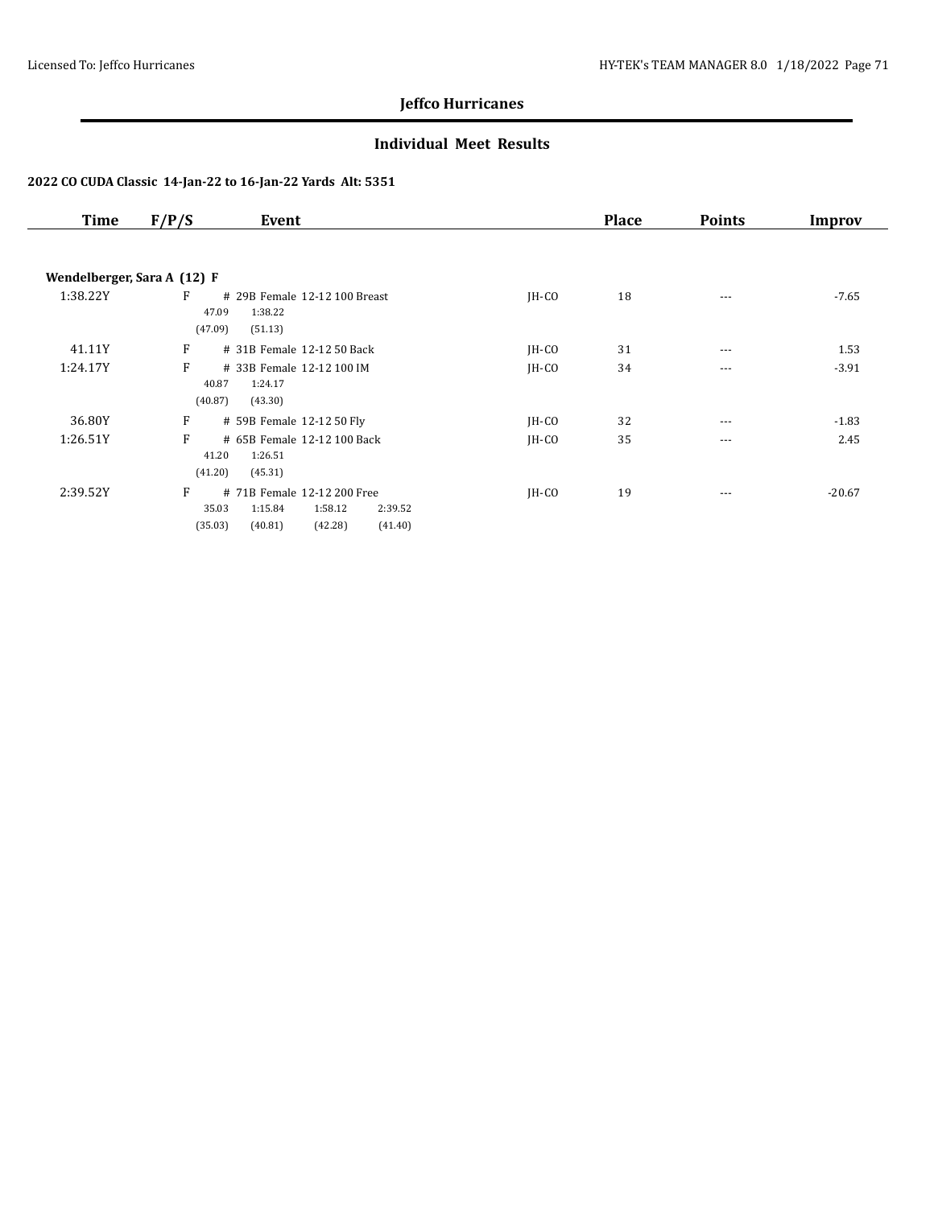**Jeffco Hurricanes**

## Individual Meet Results

### 2022 CO CUDA Classic 14-Jan-22 to 16-Jan-22 Yards Alt: 5351

| Time | F/P/S | Event | | Place | Points | Improv |
|---|---|---|---|---|---|---|
| **Wendelberger, Sara A (12) F** | | | | | | |
| 1:38.22Y | F | # 29B Female 12-12 100 Breast<br>47.09 1:38.22<br>(47.09) (51.13) | JH-CO | 18 | --- | -7.65 |
| 41.11Y | F | # 31B Female 12-12 50 Back | JH-CO | 31 | --- | 1.53 |
| 1:24.17Y | F | # 33B Female 12-12 100 IM<br>40.87 1:24.17<br>(40.87) (43.30) | JH-CO | 34 | --- | -3.91 |
| 36.80Y | F | # 59B Female 12-12 50 Fly | JH-CO | 32 | --- | -1.83 |
| 1:26.51Y | F | # 65B Female 12-12 100 Back<br>41.20 1:26.51<br>(41.20) (45.31) | JH-CO | 35 | --- | 2.45 |
| 2:39.52Y | F | # 71B Female 12-12 200 Free<br>35.03 1:15.84 1:58.12 2:39.52<br>(35.03) (40.81) (42.28) (41.40) | JH-CO | 19 | --- | -20.67 |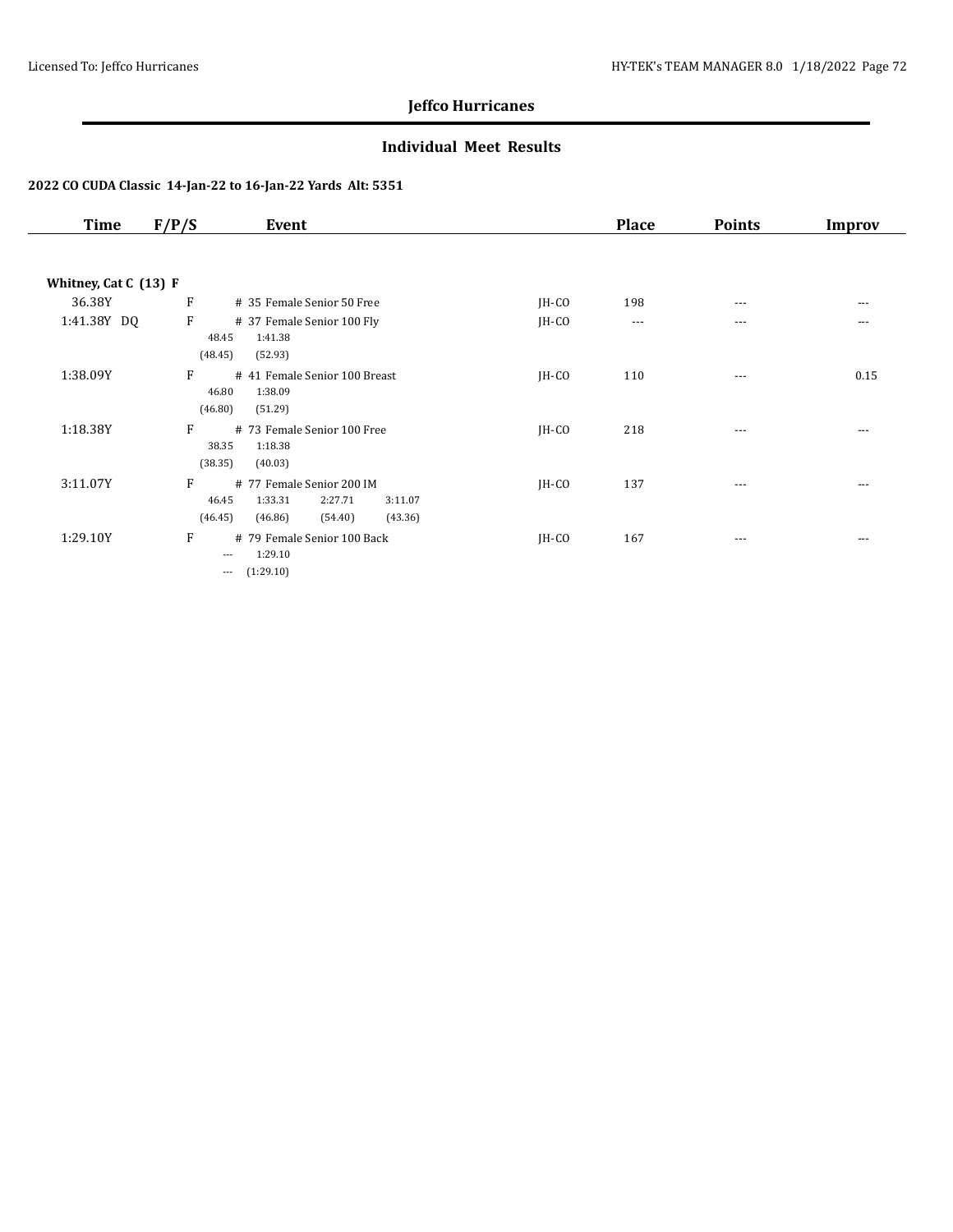## Jeffco Hurricanes

### Individual Meet Results

**2022 CO CUDA Classic 14-Jan-22 to 16-Jan-22 Yards Alt: 5351**

| Time | F/P/S | Event | | Place | Points | Improv |
|---|---|---|---|---|---|---|
| **Whitney, Cat C (13) F** | | | | | | |
| 36.38Y | F | # 35 Female Senior 50 Free | JH-CO | 198 | --- | --- |
| 1:41.38Y DQ | F | # 37 Female Senior 100 Fly<br>48.45 1:41.38<br>(48.45) (52.93) | JH-CO | --- | --- | --- |
| 1:38.09Y | F | # 41 Female Senior 100 Breast<br>46.80 1:38.09<br>(46.80) (51.29) | JH-CO | 110 | --- | 0.15 |
| 1:18.38Y | F | # 73 Female Senior 100 Free<br>38.35 1:18.38<br>(38.35) (40.03) | JH-CO | 218 | --- | --- |
| 3:11.07Y | F | # 77 Female Senior 200 IM<br>46.45 1:33.31 2:27.71 3:11.07<br>(46.45) (46.86) (54.40) (43.36) | JH-CO | 137 | --- | --- |
| 1:29.10Y | F | # 79 Female Senior 100 Back<br>--- 1:29.10<br>--- (1:29.10) | JH-CO | 167 | --- | --- |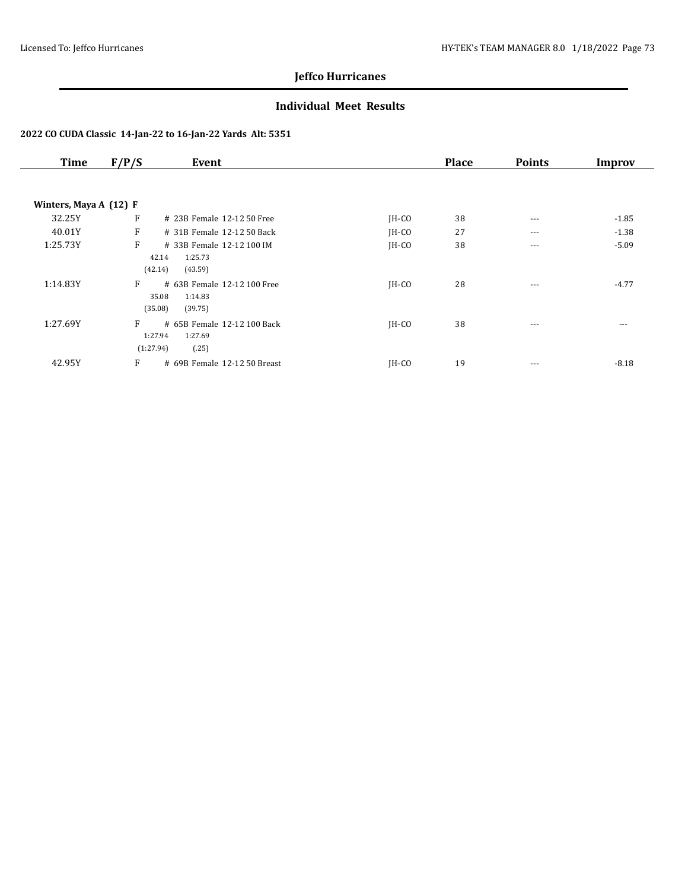## Jeffco Hurricanes

### Individual Meet Results

**2022 CO CUDA Classic 14-Jan-22 to 16-Jan-22 Yards Alt: 5351**

| Time | F/P/S | Event | | Place | Points | Improv |
|---|---|---|---|---|---|---|
| **Winters, Maya A (12) F** | | | | | | |
| 32.25Y | F | # 23B Female 12-12 50 Free | JH-CO | 38 | --- | -1.85 |
| 40.01Y | F | # 31B Female 12-12 50 Back | JH-CO | 27 | --- | -1.38 |
| 1:25.73Y | F | # 33B Female 12-12 100 IM<br>42.14 1:25.73<br>(42.14) (43.59) | JH-CO | 38 | --- | -5.09 |
| 1:14.83Y | F | # 63B Female 12-12 100 Free<br>35.08 1:14.83<br>(35.08) (39.75) | JH-CO | 28 | --- | -4.77 |
| 1:27.69Y | F | # 65B Female 12-12 100 Back<br>1:27.94 1:27.69<br>(1:27.94) (.25) | JH-CO | 38 | --- | --- |
| 42.95Y | F | # 69B Female 12-12 50 Breast | JH-CO | 19 | --- | -8.18 |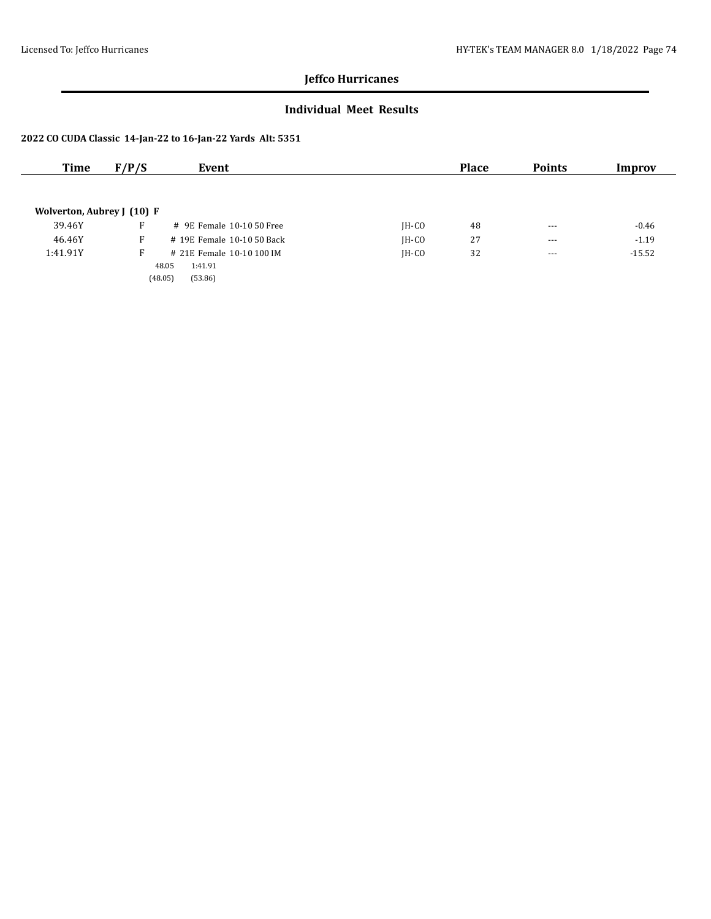**Jeffco Hurricanes**

## Individual Meet Results

### 2022 CO CUDA Classic 14-Jan-22 to 16-Jan-22 Yards Alt: 5351

| Time | F/P/S | Event | | Place | Points | Improv |
|---|---|---|---|---|---|---|
| **Wolverton, Aubrey J (10) F** | | | | | | |
| 39.46Y | F | # 9E Female 10-10 50 Free | JH-CO | 48 | --- | -0.46 |
| 46.46Y | F | # 19E Female 10-10 50 Back | JH-CO | 27 | --- | -1.19 |
| 1:41.91Y | F | # 21E Female 10-10 100 IM | JH-CO | 32 | --- | -15.52 |
| | | 48.05 1:41.91 | | | | |
| | | (48.05) (53.86) | | | | |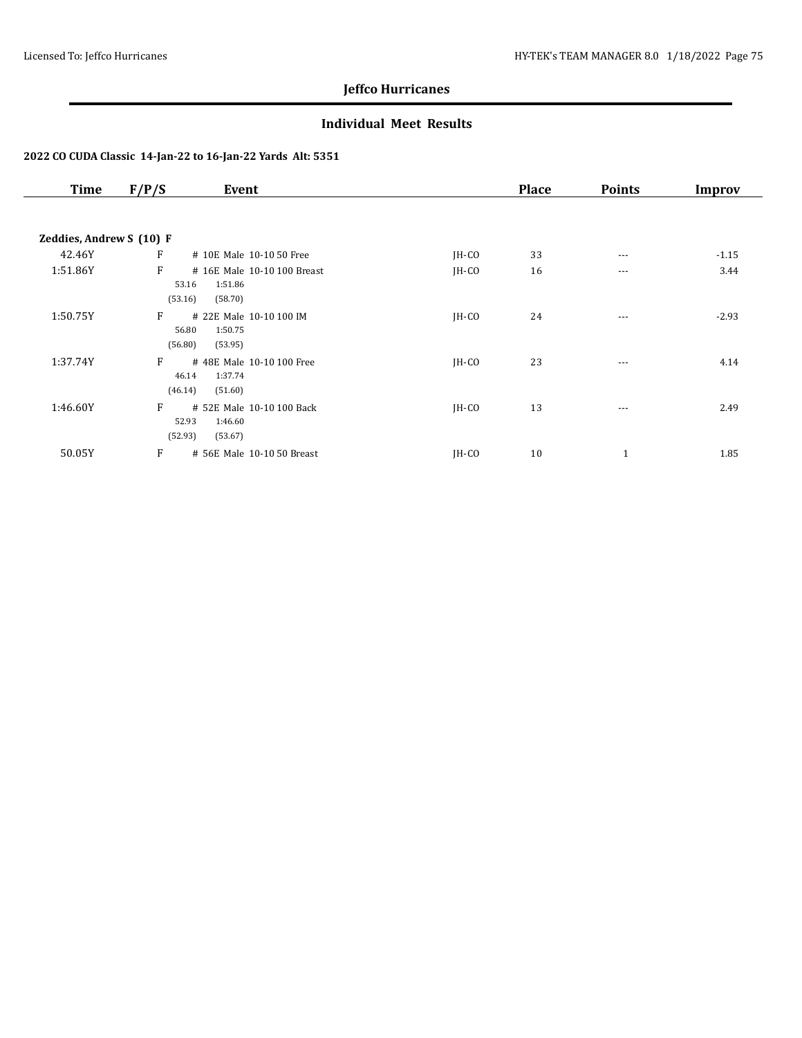## Jeffco Hurricanes

### Individual Meet Results

**2022 CO CUDA Classic 14-Jan-22 to 16-Jan-22 Yards Alt: 5351**

| Time | F/P/S | Event | | Place | Points | Improv |
|---|---|---|---|---|---|---|
| **Zeddies, Andrew S (10) F** | | | | | | |
| 42.46Y | F | # 10E Male 10-10 50 Free | JH-CO | 33 | --- | -1.15 |
| 1:51.86Y | F | # 16E Male 10-10 100 Breast<br>53.16 1:51.86<br>(53.16) (58.70) | JH-CO | 16 | --- | 3.44 |
| 1:50.75Y | F | # 22E Male 10-10 100 IM<br>56.80 1:50.75<br>(56.80) (53.95) | JH-CO | 24 | --- | -2.93 |
| 1:37.74Y | F | # 48E Male 10-10 100 Free<br>46.14 1:37.74<br>(46.14) (51.60) | JH-CO | 23 | --- | 4.14 |
| 1:46.60Y | F | # 52E Male 10-10 100 Back<br>52.93 1:46.60<br>(52.93) (53.67) | JH-CO | 13 | --- | 2.49 |
| 50.05Y | F | # 56E Male 10-10 50 Breast | JH-CO | 10 | 1 | 1.85 |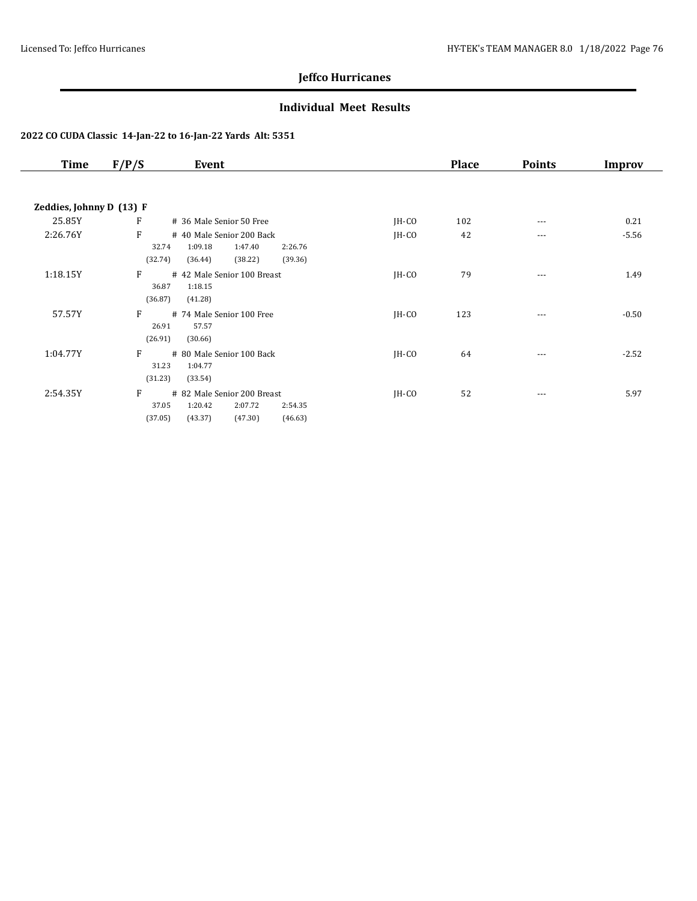## Jeffco Hurricanes

### Individual Meet Results

**2022 CO CUDA Classic 14-Jan-22 to 16-Jan-22 Yards Alt: 5351**

| Time | F/P/S | Event | | Place | Points | Improv |
|---|---|---|---|---|---|---|
| **Zeddies, Johnny D (13) F** | | | | | | |
| 25.85Y | F | # 36 Male Senior 50 Free | JH-CO | 102 | --- | 0.21 |
| 2:26.76Y | F | # 40 Male Senior 200 Back<br>32.74 1:09.18 1:47.40 2:26.76<br>(32.74) (36.44) (38.22) (39.36) | JH-CO | 42 | --- | -5.56 |
| 1:18.15Y | F | # 42 Male Senior 100 Breast<br>36.87 1:18.15<br>(36.87) (41.28) | JH-CO | 79 | --- | 1.49 |
| 57.57Y | F | # 74 Male Senior 100 Free<br>26.91 57.57<br>(26.91) (30.66) | JH-CO | 123 | --- | -0.50 |
| 1:04.77Y | F | # 80 Male Senior 100 Back<br>31.23 1:04.77<br>(31.23) (33.54) | JH-CO | 64 | --- | -2.52 |
| 2:54.35Y | F | # 82 Male Senior 200 Breast<br>37.05 1:20.42 2:07.72 2:54.35<br>(37.05) (43.37) (47.30) (46.63) | JH-CO | 52 | --- | 5.97 |